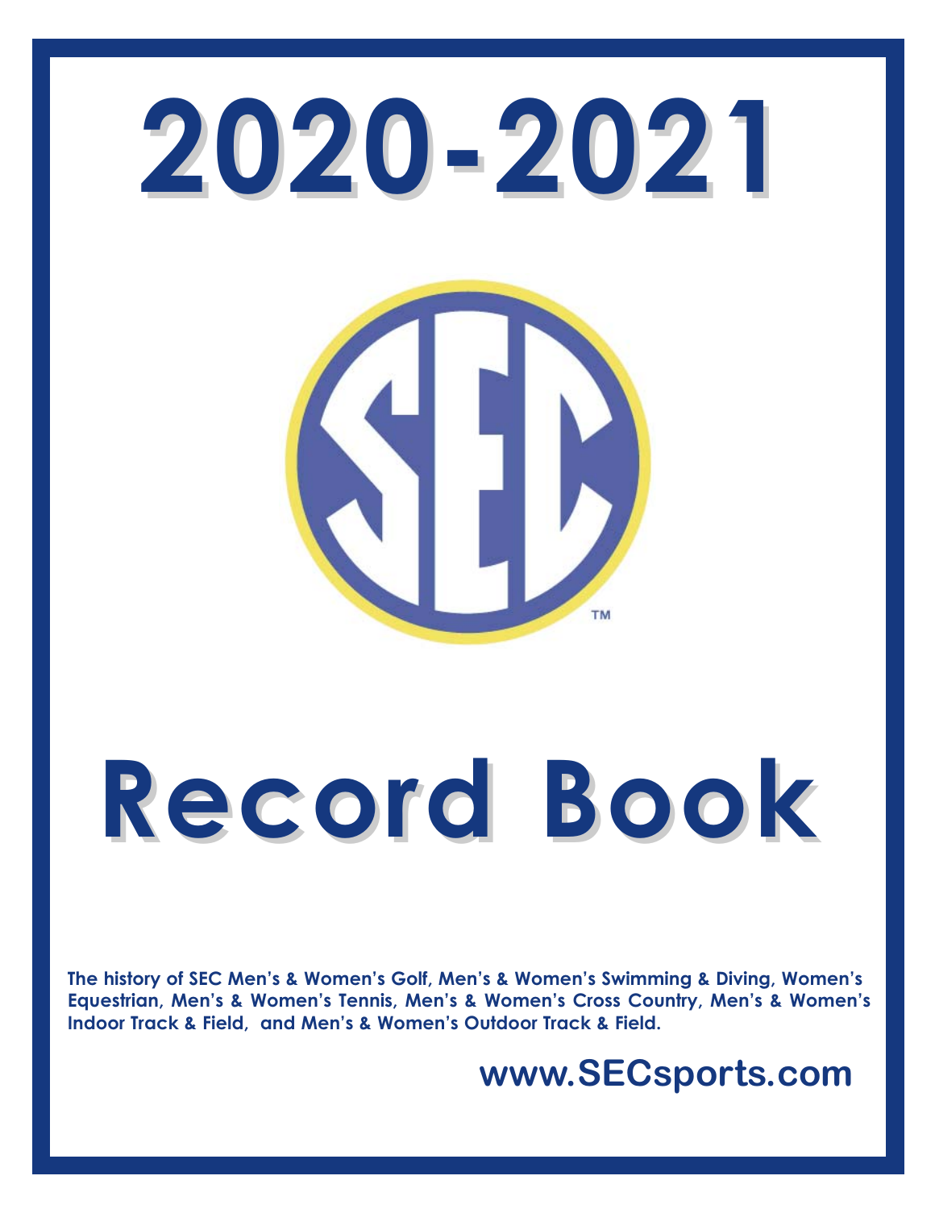# 2020-2021

# Record Book

**The history of SEC Men's & Women's Golf, Men's & Women's Swimming & Diving, Women's Equestrian, Men's & Women's Tennis, Men's & Women's Cross Country, Men's & Women's Indoor Track & Field, and Men's & Women's Outdoor Track & Field.**

**www.SECsports.com**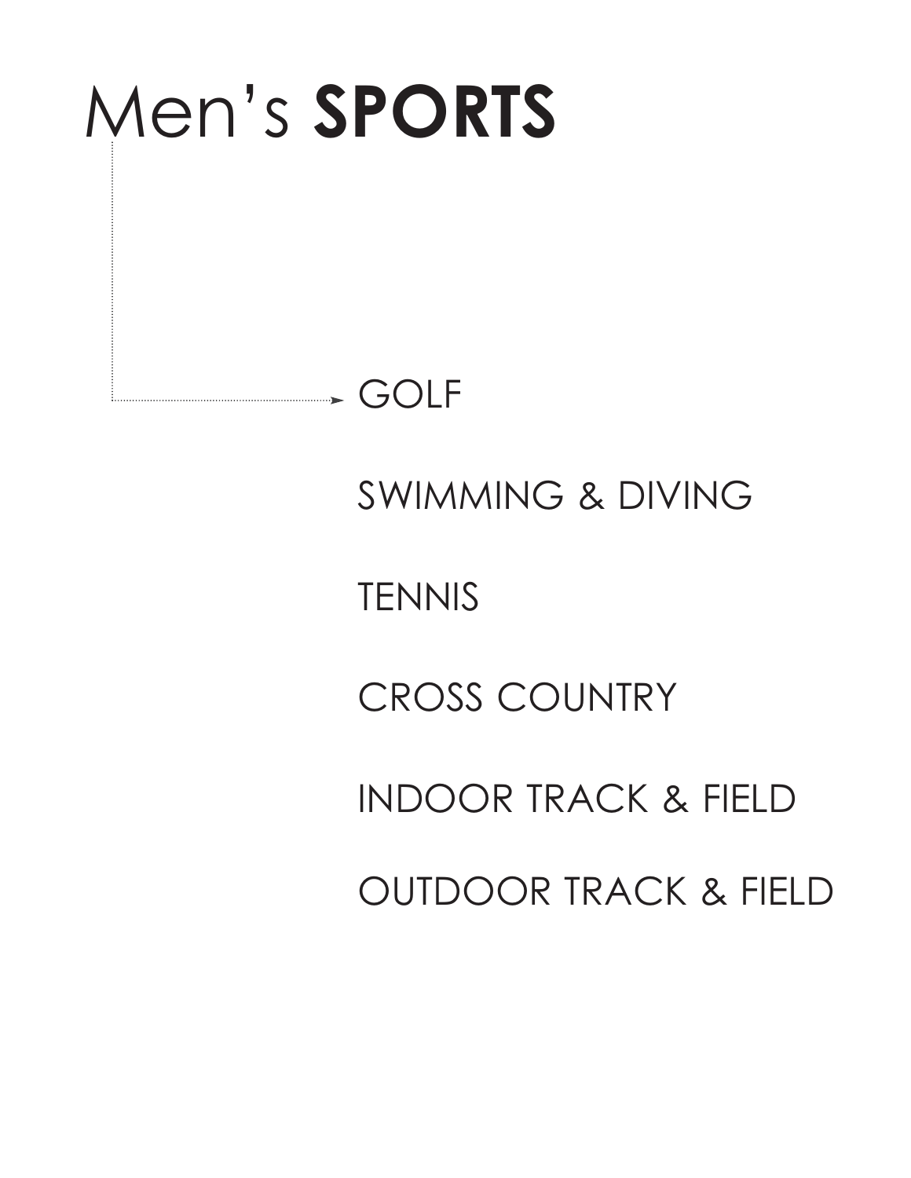# Men's **SPORTS**

- GOLF
- SWIMMING & DIVING
- TENNIS
- CROSS COUNTRY
- INDOOR TRACK & FIELD
- OUTDOOR TRACK & FIELD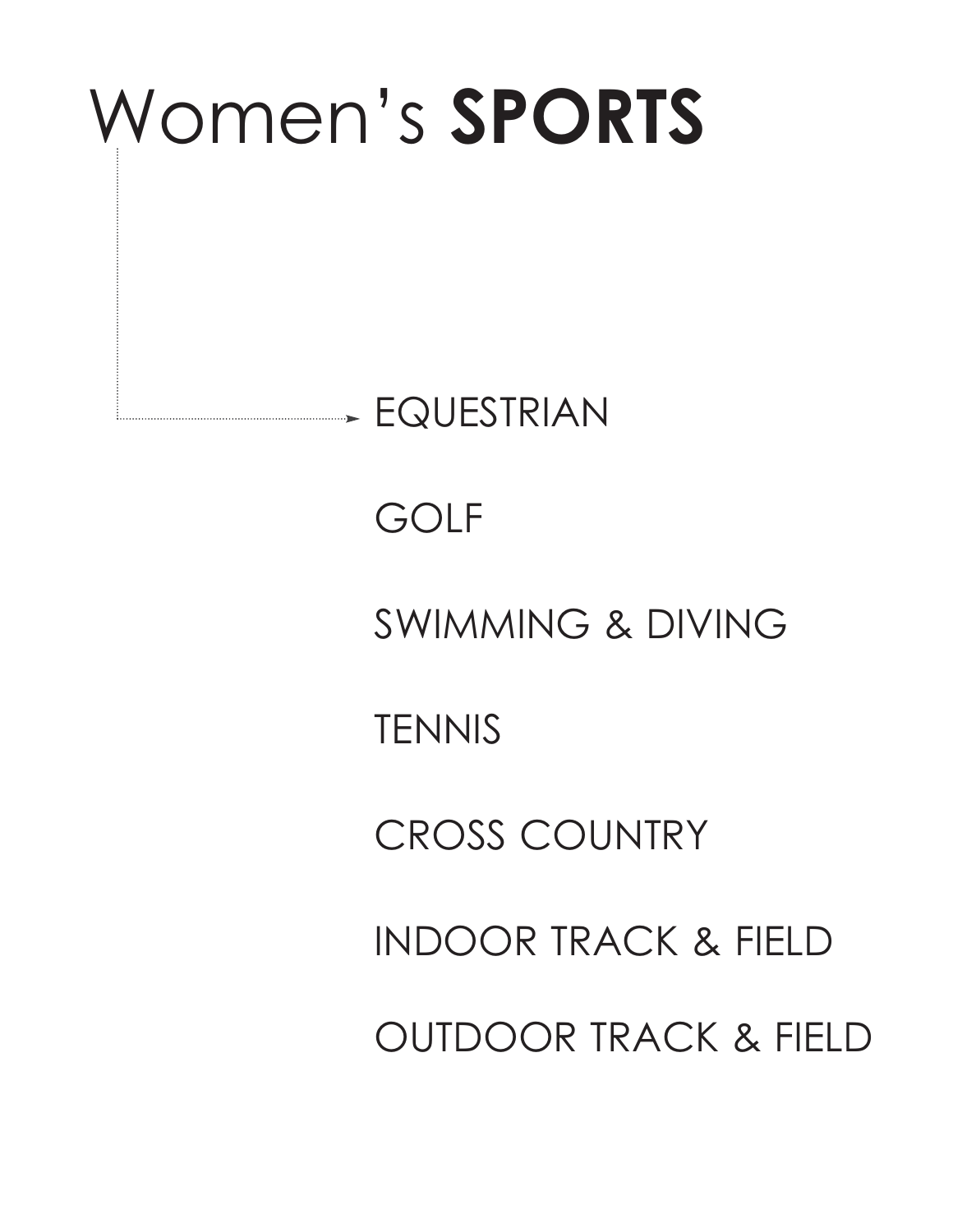# Women's **SPORTS**

EQUESTRIAN

GOLF

SWIMMING & DIVING

TENNIS

CROSS COUNTRY

INDOOR TRACK & FIELD

OUTDOOR TRACK & FIELD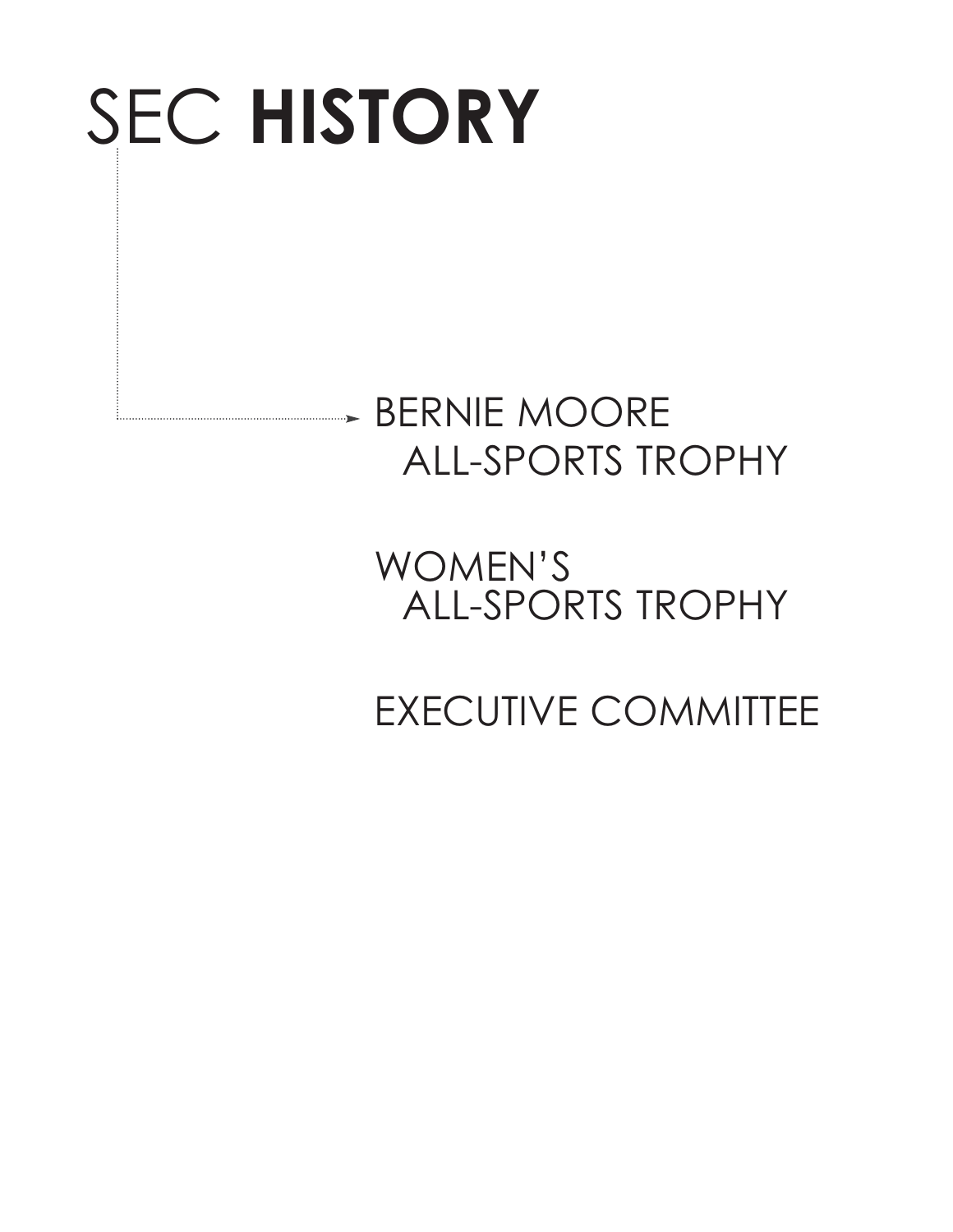# SEC **HISTORY**

BERNIE MOORE ALL-SPORTS TROPHY

WOMEN'S ALL-SPORTS TROPHY

EXECUTIVE COMMITTEE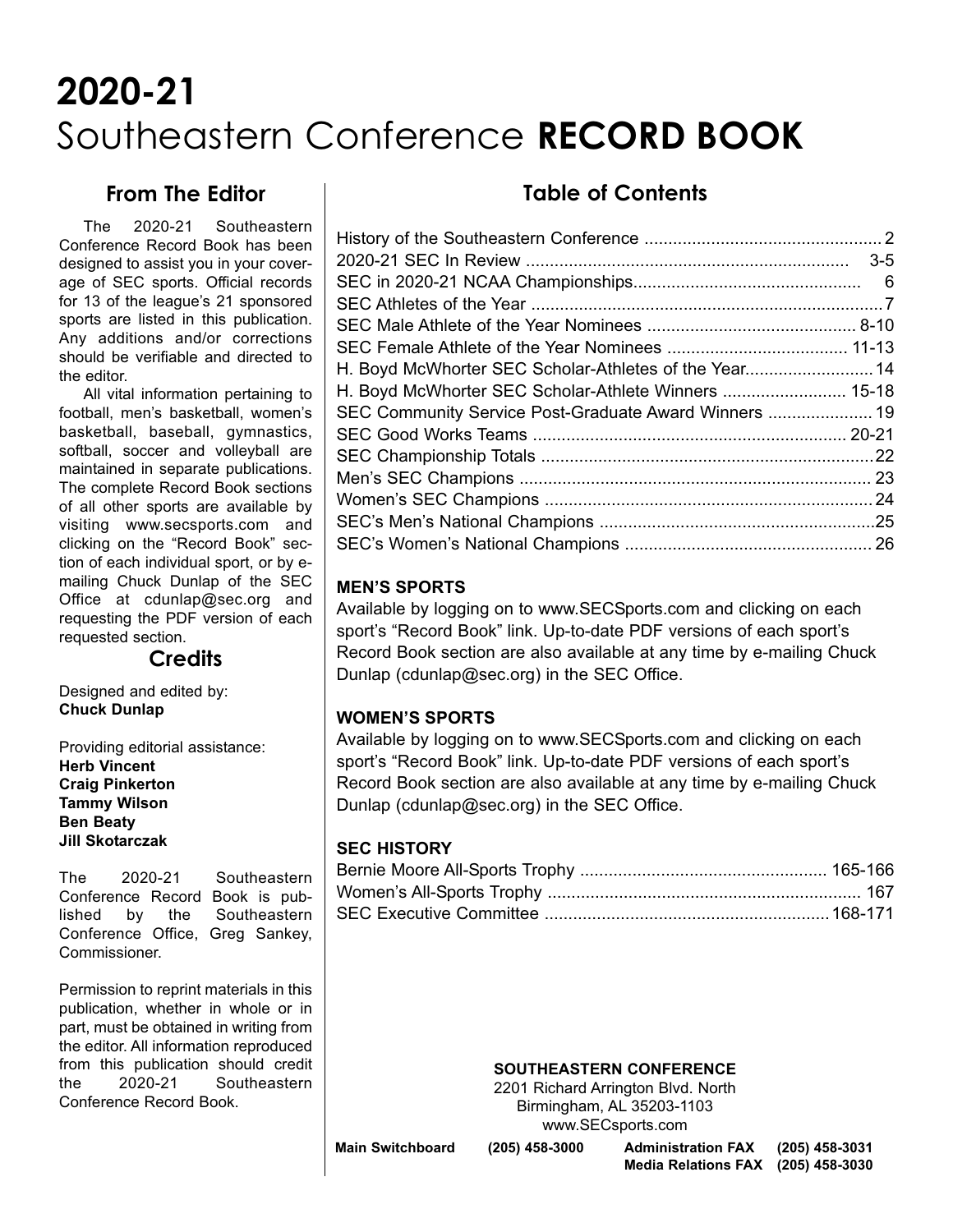# 2020-21 Southeastern Conference RECORD BOOK

## From The Editor

The 2020-21 Southeastern Conference Record Book has been designed to assist you in your coverage of SEC sports. Official records for 13 of the league's 21 sponsored sports are listed in this publication. Any additions and/or corrections should be verifiable and directed to the editor.

All vital information pertaining to football, men's basketball, women's basketball, baseball, gymnastics, softball, soccer and volleyball are maintained in separate publications. The complete Record Book sections of all other sports are available by visiting www.secsports.com and clicking on the "Record Book" section of each individual sport, or by e-mailing Chuck Dunlap of the SEC Office at cdunlap@sec.org and requesting the PDF version of each requested section.

## Credits

Designed and edited by:
**Chuck Dunlap**

Providing editorial assistance:
**Herb Vincent**
**Craig Pinkerton**
**Tammy Wilson**
**Ben Beaty**
**Jill Skotarczak**

The 2020-21 Southeastern Conference Record Book is published by the Southeastern Conference Office, Greg Sankey, Commissioner.

Permission to reprint materials in this publication, whether in whole or in part, must be obtained in writing from the editor. All information reproduced from this publication should credit the 2020-21 Southeastern Conference Record Book.

## Table of Contents

| | |
|---|---|
| History of the Southeastern Conference | 2 |
| 2020-21 SEC In Review | 3-5 |
| SEC in 2020-21 NCAA Championships | 6 |
| SEC Athletes of the Year | 7 |
| SEC Male Athlete of the Year Nominees | 8-10 |
| SEC Female Athlete of the Year Nominees | 11-13 |
| H. Boyd McWhorter SEC Scholar-Athletes of the Year | 14 |
| H. Boyd McWhorter SEC Scholar-Athlete Winners | 15-18 |
| SEC Community Service Post-Graduate Award Winners | 19 |
| SEC Good Works Teams | 20-21 |
| SEC Championship Totals | 22 |
| Men's SEC Champions | 23 |
| Women's SEC Champions | 24 |
| SEC's Men's National Champions | 25 |
| SEC's Women's National Champions | 26 |

**MEN'S SPORTS**

Available by logging on to www.SECSports.com and clicking on each sport's "Record Book" link. Up-to-date PDF versions of each sport's Record Book section are also available at any time by e-mailing Chuck Dunlap (cdunlap@sec.org) in the SEC Office.

**WOMEN'S SPORTS**

Available by logging on to www.SECSports.com and clicking on each sport's "Record Book" link. Up-to-date PDF versions of each sport's Record Book section are also available at any time by e-mailing Chuck Dunlap (cdunlap@sec.org) in the SEC Office.

**SEC HISTORY**

| | |
|---|---|
| Bernie Moore All-Sports Trophy | 165-166 |
| Women's All-Sports Trophy | 167 |
| SEC Executive Committee | 168-171 |

**SOUTHEASTERN CONFERENCE**
2201 Richard Arrington Blvd. North
Birmingham, AL 35203-1103
www.SECsports.com

**Main Switchboard** **(205) 458-3000**
**Administration FAX** **(205) 458-3031**
**Media Relations FAX** **(205) 458-3030**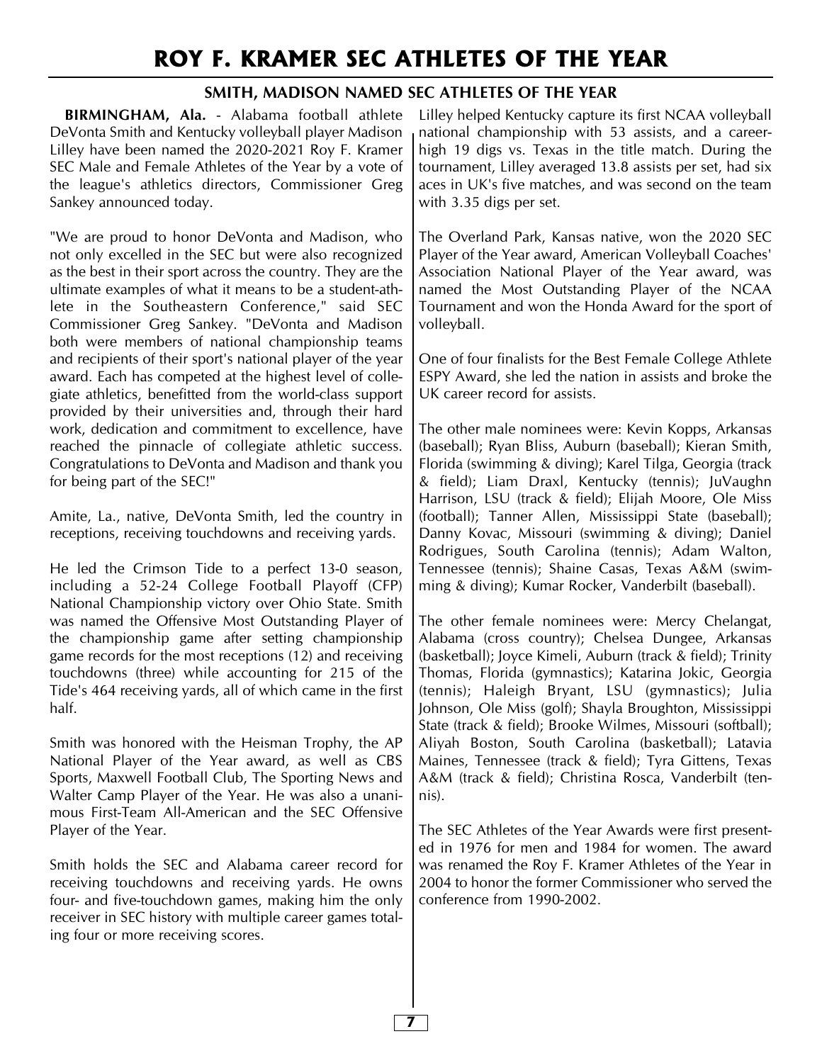# ROY F. KRAMER SEC ATHLETES OF THE YEAR

## SMITH, MADISON NAMED SEC ATHLETES OF THE YEAR

**BIRMINGHAM, Ala.** - Alabama football athlete DeVonta Smith and Kentucky volleyball player Madison Lilley have been named the 2020-2021 Roy F. Kramer SEC Male and Female Athletes of the Year by a vote of the league's athletics directors, Commissioner Greg Sankey announced today.

"We are proud to honor DeVonta and Madison, who not only excelled in the SEC but were also recognized as the best in their sport across the country. They are the ultimate examples of what it means to be a student-athlete in the Southeastern Conference," said SEC Commissioner Greg Sankey. "DeVonta and Madison both were members of national championship teams and recipients of their sport's national player of the year award. Each has competed at the highest level of collegiate athletics, benefitted from the world-class support provided by their universities and, through their hard work, dedication and commitment to excellence, have reached the pinnacle of collegiate athletic success. Congratulations to DeVonta and Madison and thank you for being part of the SEC!"

Amite, La., native, DeVonta Smith, led the country in receptions, receiving touchdowns and receiving yards.

He led the Crimson Tide to a perfect 13-0 season, including a 52-24 College Football Playoff (CFP) National Championship victory over Ohio State. Smith was named the Offensive Most Outstanding Player of the championship game after setting championship game records for the most receptions (12) and receiving touchdowns (three) while accounting for 215 of the Tide's 464 receiving yards, all of which came in the first half.

Smith was honored with the Heisman Trophy, the AP National Player of the Year award, as well as CBS Sports, Maxwell Football Club, The Sporting News and Walter Camp Player of the Year. He was also a unanimous First-Team All-American and the SEC Offensive Player of the Year.

Smith holds the SEC and Alabama career record for receiving touchdowns and receiving yards. He owns four- and five-touchdown games, making him the only receiver in SEC history with multiple career games totaling four or more receiving scores.

Lilley helped Kentucky capture its first NCAA volleyball national championship with 53 assists, and a career-high 19 digs vs. Texas in the title match. During the tournament, Lilley averaged 13.8 assists per set, had six aces in UK's five matches, and was second on the team with 3.35 digs per set.

The Overland Park, Kansas native, won the 2020 SEC Player of the Year award, American Volleyball Coaches' Association National Player of the Year award, was named the Most Outstanding Player of the NCAA Tournament and won the Honda Award for the sport of volleyball.

One of four finalists for the Best Female College Athlete ESPY Award, she led the nation in assists and broke the UK career record for assists.

The other male nominees were: Kevin Kopps, Arkansas (baseball); Ryan Bliss, Auburn (baseball); Kieran Smith, Florida (swimming & diving); Karel Tilga, Georgia (track & field); Liam Draxl, Kentucky (tennis); JuVaughn Harrison, LSU (track & field); Elijah Moore, Ole Miss (football); Tanner Allen, Mississippi State (baseball); Danny Kovac, Missouri (swimming & diving); Daniel Rodrigues, South Carolina (tennis); Adam Walton, Tennessee (tennis); Shaine Casas, Texas A&M (swimming & diving); Kumar Rocker, Vanderbilt (baseball).

The other female nominees were: Mercy Chelangat, Alabama (cross country); Chelsea Dungee, Arkansas (basketball); Joyce Kimeli, Auburn (track & field); Trinity Thomas, Florida (gymnastics); Katarina Jokic, Georgia (tennis); Haleigh Bryant, LSU (gymnastics); Julia Johnson, Ole Miss (golf); Shayla Broughton, Mississippi State (track & field); Brooke Wilmes, Missouri (softball); Aliyah Boston, South Carolina (basketball); Latavia Maines, Tennessee (track & field); Tyra Gittens, Texas A&M (track & field); Christina Rosca, Vanderbilt (tennis).

The SEC Athletes of the Year Awards were first presented in 1976 for men and 1984 for women. The award was renamed the Roy F. Kramer Athletes of the Year in 2004 to honor the former Commissioner who served the conference from 1990-2002.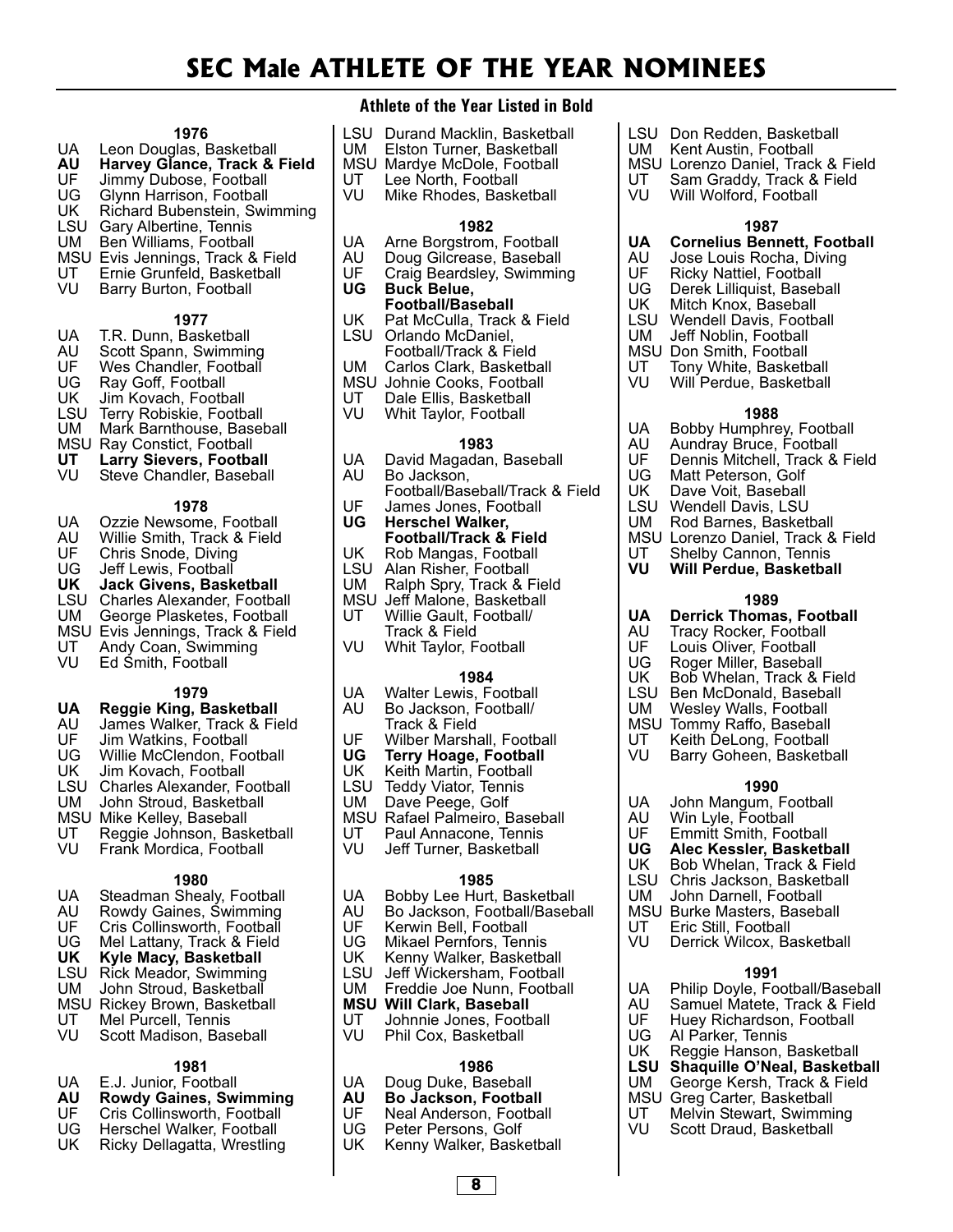# SEC Male ATHLETE OF THE YEAR NOMINEES

**Athlete of the Year Listed in Bold**

### 1976

UA Leon Douglas, Basketball
**AU Harvey Glance, Track & Field**
UF Jimmy Dubose, Football
UG Glynn Harrison, Football
UK Richard Bubenstein, Swimming
LSU Gary Albertine, Tennis
UM Ben Williams, Football
MSU Evis Jennings, Track & Field
UT Ernie Grunfeld, Basketball
VU Barry Burton, Football

### 1977

UA T.R. Dunn, Basketball
AU Scott Spann, Swimming
UF Wes Chandler, Football
UG Ray Goff, Football
UK Jim Kovach, Football
LSU Terry Robiskie, Football
UM Mark Barnthouse, Baseball
MSU Ray Constict, Football
**UT Larry Sievers, Football**
VU Steve Chandler, Baseball

### 1978

UA Ozzie Newsome, Football
AU Willie Smith, Track & Field
UF Chris Snode, Diving
UG Jeff Lewis, Football
**UK Jack Givens, Basketball**
LSU Charles Alexander, Football
UM George Plasketes, Football
MSU Evis Jennings, Track & Field
UT Andy Coan, Swimming
VU Ed Smith, Football

### 1979

**UA Reggie King, Basketball**
AU James Walker, Track & Field
UF Jim Watkins, Football
UG Willie McClendon, Football
UK Jim Kovach, Football
LSU Charles Alexander, Football
UM John Stroud, Basketball
MSU Mike Kelley, Baseball
UT Reggie Johnson, Basketball
VU Frank Mordica, Football

### 1980

UA Steadman Shealy, Football
AU Rowdy Gaines, Swimming
UF Cris Collinsworth, Football
UG Mel Lattany, Track & Field
**UK Kyle Macy, Basketball**
LSU Rick Meador, Swimming
UM John Stroud, Basketball
MSU Rickey Brown, Basketball
UT Mel Purcell, Tennis
VU Scott Madison, Baseball

### 1981

UA E.J. Junior, Football
**AU Rowdy Gaines, Swimming**
UF Cris Collinsworth, Football
UG Herschel Walker, Football
UK Ricky Dellagatta, Wrestling
LSU Durand Macklin, Basketball
UM Elston Turner, Basketball
MSU Mardye McDole, Football
UT Lee North, Football
VU Mike Rhodes, Basketball

### 1982

UA Arne Borgstrom, Football
AU Doug Gilcrease, Baseball
UF Craig Beardsley, Swimming
**UG Buck Belue, Football/Baseball**
UK Pat McCulla, Track & Field
LSU Orlando McDaniel, Football/Track & Field
UM Carlos Clark, Basketball
MSU Johnie Cooks, Football
UT Dale Ellis, Basketball
VU Whit Taylor, Football

### 1983

UA David Magadan, Baseball
AU Bo Jackson, Football/Baseball/Track & Field
UF James Jones, Football
**UG Herschel Walker, Football/Track & Field**
UK Rob Mangas, Football
LSU Alan Risher, Football
UM Ralph Spry, Track & Field
MSU Jeff Malone, Basketball
UT Willie Gault, Football/ Track & Field
VU Whit Taylor, Football

### 1984

UA Walter Lewis, Football
AU Bo Jackson, Football/ Track & Field
UF Wilber Marshall, Football
**UG Terry Hoage, Football**
UK Keith Martin, Football
LSU Teddy Viator, Tennis
UM Dave Peege, Golf
MSU Rafael Palmeiro, Baseball
UT Paul Annacone, Tennis
VU Jeff Turner, Basketball

### 1985

UA Bobby Lee Hurt, Basketball
AU Bo Jackson, Football/Baseball
UF Kerwin Bell, Football
UG Mikael Pernfors, Tennis
UK Kenny Walker, Basketball
LSU Jeff Wickersham, Football
UM Freddie Joe Nunn, Football
**MSU Will Clark, Baseball**
UT Johnnie Jones, Football
VU Phil Cox, Basketball

### 1986

UA Doug Duke, Baseball
**AU Bo Jackson, Football**
UF Neal Anderson, Football
UG Peter Persons, Golf
UK Kenny Walker, Basketball
LSU Don Redden, Basketball
UM Kent Austin, Football
MSU Lorenzo Daniel, Track & Field
UT Sam Graddy, Track & Field
VU Will Wolford, Football

### 1987

**UA Cornelius Bennett, Football**
AU Jose Louis Rocha, Diving
UF Ricky Nattiel, Football
UG Derek Lilliquist, Baseball
UK Mitch Knox, Baseball
LSU Wendell Davis, Football
UM Jeff Noblin, Football
MSU Don Smith, Football
UT Tony White, Basketball
VU Will Perdue, Basketball

### 1988

UA Bobby Humphrey, Football
AU Aundray Bruce, Football
UF Dennis Mitchell, Track & Field
UG Matt Peterson, Golf
UK Dave Voit, Baseball
LSU Wendell Davis, LSU
UM Rod Barnes, Basketball
MSU Lorenzo Daniel, Track & Field
UT Shelby Cannon, Tennis
**VU Will Perdue, Basketball**

### 1989

**UA Derrick Thomas, Football**
AU Tracy Rocker, Football
UF Louis Oliver, Football
UG Roger Miller, Baseball
UK Bob Whelan, Track & Field
LSU Ben McDonald, Baseball
UM Wesley Walls, Football
MSU Tommy Raffo, Baseball
UT Keith DeLong, Football
VU Barry Goheen, Basketball

### 1990

UA John Mangum, Football
AU Win Lyle, Football
UF Emmitt Smith, Football
**UG Alec Kessler, Basketball**
UK Bob Whelan, Track & Field
LSU Chris Jackson, Basketball
UM John Darnell, Football
MSU Burke Masters, Baseball
UT Eric Still, Football
VU Derrick Wilcox, Basketball

### 1991

UA Philip Doyle, Football/Baseball
AU Samuel Matete, Track & Field
UF Huey Richardson, Football
UG Al Parker, Tennis
UK Reggie Hanson, Basketball
**LSU Shaquille O'Neal, Basketball**
UM George Kersh, Track & Field
MSU Greg Carter, Basketball
UT Melvin Stewart, Swimming
VU Scott Draud, Basketball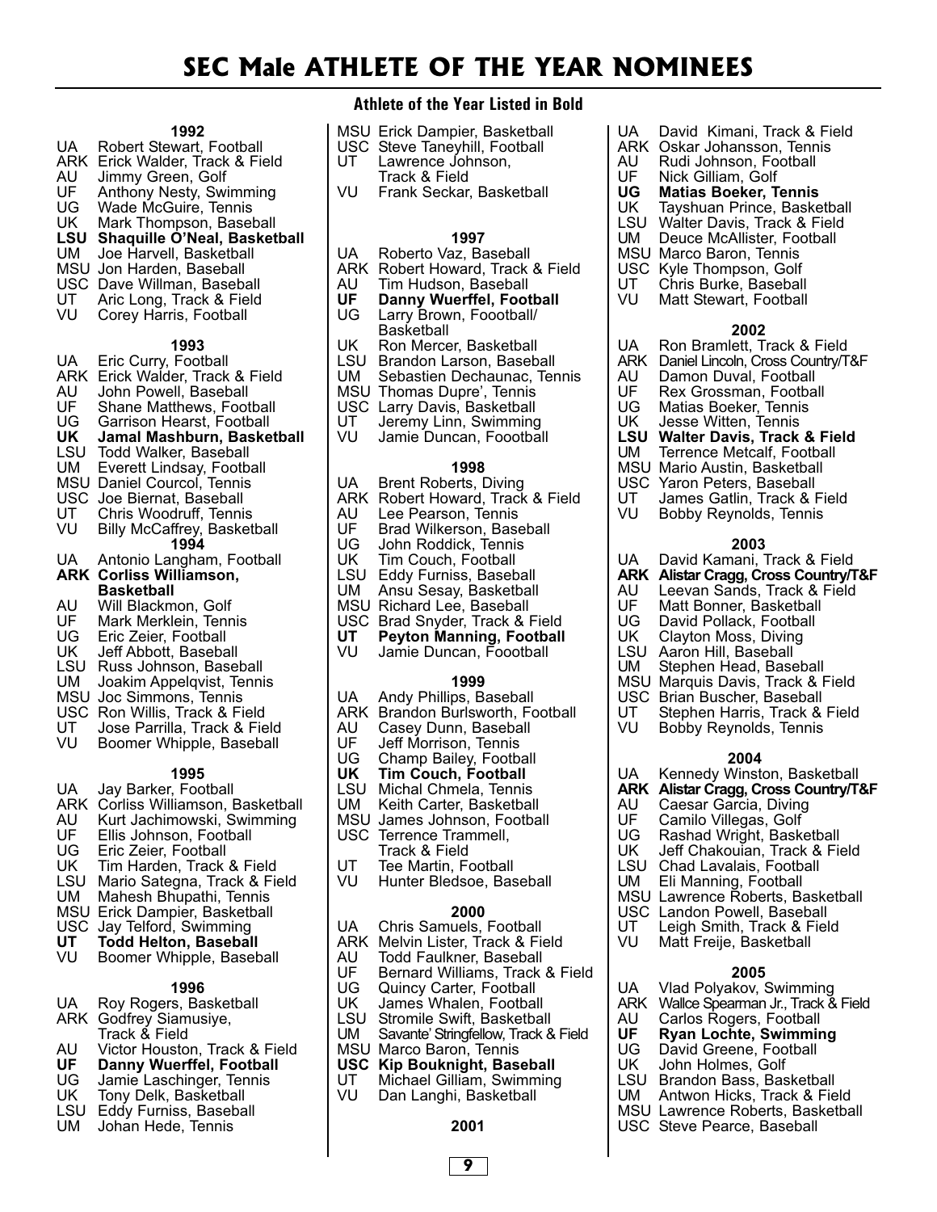# SEC Male ATHLETE OF THE YEAR NOMINEES

**Athlete of the Year Listed in Bold**

### 1992

UA Robert Stewart, Football
ARK Erick Walder, Track & Field
AU Jimmy Green, Golf
UF Anthony Nesty, Swimming
UG Wade McGuire, Tennis
UK Mark Thompson, Baseball
**LSU Shaquille O'Neal, Basketball**
UM Joe Harvell, Basketball
MSU Jon Harden, Baseball
USC Dave Willman, Baseball
UT Aric Long, Track & Field
VU Corey Harris, Football

### 1993

UA Eric Curry, Football
ARK Erick Walder, Track & Field
AU John Powell, Baseball
UF Shane Matthews, Football
UG Garrison Hearst, Football
**UK Jamal Mashburn, Basketball**
LSU Todd Walker, Baseball
UM Everett Lindsay, Football
MSU Daniel Courcol, Tennis
USC Joe Biernat, Baseball
UT Chris Woodruff, Tennis
VU Billy McCaffrey, Basketball

### 1994

UA Antonio Langham, Football
**ARK Corliss Williamson, Basketball**
AU Will Blackmon, Golf
UF Mark Merklein, Tennis
UG Eric Zeier, Football
UK Jeff Abbott, Baseball
LSU Russ Johnson, Baseball
UM Joakim Appelqvist, Tennis
MSU Joc Simmons, Tennis
USC Ron Willis, Track & Field
UT Jose Parrilla, Track & Field
VU Boomer Whipple, Baseball

### 1995

UA Jay Barker, Football
ARK Corliss Williamson, Basketball
AU Kurt Jachimowski, Swimming
UF Ellis Johnson, Football
UG Eric Zeier, Football
UK Tim Harden, Track & Field
LSU Mario Sategna, Track & Field
UM Mahesh Bhupathi, Tennis
MSU Erick Dampier, Basketball
USC Jay Telford, Swimming
**UT Todd Helton, Baseball**
VU Boomer Whipple, Baseball

### 1996

UA Roy Rogers, Basketball
ARK Godfrey Siamusiye, Track & Field
AU Victor Houston, Track & Field
**UF Danny Wuerffel, Football**
UG Jamie Laschinger, Tennis
UK Tony Delk, Basketball
LSU Eddy Furniss, Baseball
UM Johan Hede, Tennis
MSU Erick Dampier, Basketball
USC Steve Taneyhill, Football
UT Lawrence Johnson, Track & Field
VU Frank Seckar, Basketball

### 1997

UA Roberto Vaz, Baseball
ARK Robert Howard, Track & Field
AU Tim Hudson, Baseball
**UF Danny Wuerffel, Football**
UG Larry Brown, Foootball/ Basketball
UK Ron Mercer, Basketball
LSU Brandon Larson, Baseball
UM Sebastien Dechaunac, Tennis
MSU Thomas Dupre', Tennis
USC Larry Davis, Basketball
UT Jeremy Linn, Swimming
VU Jamie Duncan, Foootball

### 1998

UA Brent Roberts, Diving
ARK Robert Howard, Track & Field
AU Lee Pearson, Tennis
UF Brad Wilkerson, Baseball
UG John Roddick, Tennis
UK Tim Couch, Football
LSU Eddy Furniss, Baseball
UM Ansu Sesay, Basketball
MSU Richard Lee, Baseball
USC Brad Snyder, Track & Field
**UT Peyton Manning, Football**
VU Jamie Duncan, Foootball

### 1999

UA Andy Phillips, Baseball
ARK Brandon Burlsworth, Football
AU Casey Dunn, Baseball
UF Jeff Morrison, Tennis
UG Champ Bailey, Football
**UK Tim Couch, Football**
LSU Michal Chmela, Tennis
UM Keith Carter, Basketball
MSU James Johnson, Football
USC Terrence Trammell, Track & Field
UT Tee Martin, Football
VU Hunter Bledsoe, Baseball

### 2000

UA Chris Samuels, Football
ARK Melvin Lister, Track & Field
AU Todd Faulkner, Baseball
UF Bernard Williams, Track & Field
UG Quincy Carter, Football
UK James Whalen, Football
LSU Stromile Swift, Basketball
UM Savante' Stringfellow, Track & Field
MSU Marco Baron, Tennis
**USC Kip Bouknight, Baseball**
UT Michael Gilliam, Swimming
VU Dan Langhi, Basketball

### 2001

UA David Kimani, Track & Field
ARK Oskar Johansson, Tennis
AU Rudi Johnson, Football
UF Nick Gilliam, Golf
**UG Matias Boeker, Tennis**
UK Tayshuan Prince, Basketball
LSU Walter Davis, Track & Field
UM Deuce McAllister, Football
MSU Marco Baron, Tennis
USC Kyle Thompson, Golf
UT Chris Burke, Baseball
VU Matt Stewart, Football

### 2002

UA Ron Bramlett, Track & Field
ARK Daniel Lincoln, Cross Country/T&F
AU Damon Duval, Football
UF Rex Grossman, Football
UG Matias Boeker, Tennis
UK Jesse Witten, Tennis
**LSU Walter Davis, Track & Field**
UM Terrence Metcalf, Football
MSU Mario Austin, Basketball
USC Yaron Peters, Baseball
UT James Gatlin, Track & Field
VU Bobby Reynolds, Tennis

### 2003

UA David Kamani, Track & Field
**ARK Alistar Cragg, Cross Country/T&F**
AU Leevan Sands, Track & Field
UF Matt Bonner, Basketball
UG David Pollack, Football
UK Clayton Moss, Diving
LSU Aaron Hill, Baseball
UM Stephen Head, Baseball
MSU Marquis Davis, Track & Field
USC Brian Buscher, Baseball
UT Stephen Harris, Track & Field
VU Bobby Reynolds, Tennis

### 2004

UA Kennedy Winston, Basketball
**ARK Alistar Cragg, Cross Country/T&F**
AU Caesar Garcia, Diving
UF Camilo Villegas, Golf
UG Rashad Wright, Basketball
UK Jeff Chakouian, Track & Field
LSU Chad Lavalais, Football
UM Eli Manning, Football
MSU Lawrence Roberts, Basketball
USC Landon Powell, Baseball
UT Leigh Smith, Track & Field
VU Matt Freije, Basketball

### 2005

UA Vlad Polyakov, Swimming
ARK Wallce Spearman Jr., Track & Field
AU Carlos Rogers, Football
**UF Ryan Lochte, Swimming**
UG David Greene, Football
UK John Holmes, Golf
LSU Brandon Bass, Basketball
UM Antwon Hicks, Track & Field
MSU Lawrence Roberts, Basketball
USC Steve Pearce, Baseball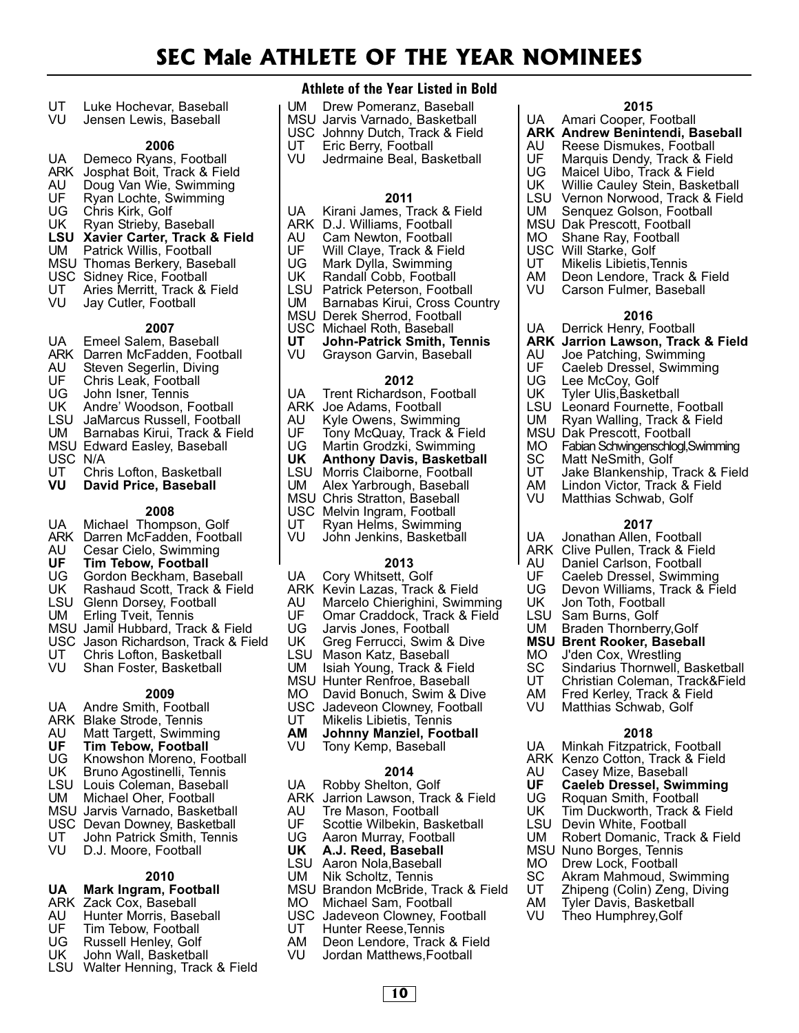# SEC Male ATHLETE OF THE YEAR NOMINEES

**Athlete of the Year Listed in Bold**

UT Luke Hochevar, Baseball
VU Jensen Lewis, Baseball

### 2006

UA Demeco Ryans, Football
ARK Josphat Boit, Track & Field
AU Doug Van Wie, Swimming
UF Ryan Lochte, Swimming
UG Chris Kirk, Golf
UK Ryan Strieby, Baseball
**LSU Xavier Carter, Track & Field**
UM Patrick Willis, Football
MSU Thomas Berkery, Baseball
USC Sidney Rice, Football
UT Aries Merritt, Track & Field
VU Jay Cutler, Football

### 2007

UA Emeel Salem, Baseball
ARK Darren McFadden, Football
AU Steven Segerlin, Diving
UF Chris Leak, Football
UG John Isner, Tennis
UK Andre' Woodson, Football
LSU JaMarcus Russell, Football
UM Barnabas Kirui, Track & Field
MSU Edward Easley, Baseball
USC N/A
UT Chris Lofton, Basketball
**VU David Price, Baseball**

### 2008

UA Michael Thompson, Golf
ARK Darren McFadden, Football
AU Cesar Cielo, Swimming
**UF Tim Tebow, Football**
UG Gordon Beckham, Baseball
UK Rashaud Scott, Track & Field
LSU Glenn Dorsey, Football
UM Erling Tveit, Tennis
MSU Jamil Hubbard, Track & Field
USC Jason Richardson, Track & Field
UT Chris Lofton, Basketball
VU Shan Foster, Basketball

### 2009

UA Andre Smith, Football
ARK Blake Strode, Tennis
AU Matt Targett, Swimming
**UF Tim Tebow, Football**
UG Knowshon Moreno, Football
UK Bruno Agostinelli, Tennis
LSU Louis Coleman, Baseball
UM Michael Oher, Football
MSU Jarvis Varnado, Basketball
USC Devan Downey, Basketball
UT John Patrick Smith, Tennis
VU D.J. Moore, Football

### 2010

**UA Mark Ingram, Football**
ARK Zack Cox, Baseball
AU Hunter Morris, Baseball
UF Tim Tebow, Football
UG Russell Henley, Golf
UK John Wall, Basketball
LSU Walter Henning, Track & Field
UM Drew Pomeranz, Baseball
MSU Jarvis Varnado, Basketball
USC Johnny Dutch, Track & Field
UT Eric Berry, Football
VU Jedrmaine Beal, Basketball

### 2011

UA Kirani James, Track & Field
ARK D.J. Williams, Football
AU Cam Newton, Football
UF Will Claye, Track & Field
UG Mark Dylla, Swimming
UK Randall Cobb, Football
LSU Patrick Peterson, Football
UM Barnabas Kirui, Cross Country
MSU Derek Sherrod, Football
USC Michael Roth, Baseball
**UT John-Patrick Smith, Tennis**
VU Grayson Garvin, Baseball

### 2012

UA Trent Richardson, Football
ARK Joe Adams, Football
AU Kyle Owens, Swimming
UF Tony McQuay, Track & Field
UG Martin Grodzki, Swimming
**UK Anthony Davis, Basketball**
LSU Morris Claiborne, Football
UM Alex Yarbrough, Baseball
MSU Chris Stratton, Baseball
USC Melvin Ingram, Football
UT Ryan Helms, Swimming
VU John Jenkins, Basketball

### 2013

UA Cory Whitsett, Golf
ARK Kevin Lazas, Track & Field
AU Marcelo Chierighini, Swimming
UF Omar Craddock, Track & Field
UG Jarvis Jones, Football
UK Greg Ferrucci, Swim & Dive
LSU Mason Katz, Baseball
UM Isiah Young, Track & Field
MSU Hunter Renfroe, Baseball
MO David Bonuch, Swim & Dive
USC Jadeveon Clowney, Football
UT Mikelis Libietis, Tennis
**AM Johnny Manziel, Football**
VU Tony Kemp, Baseball

### 2014

UA Robby Shelton, Golf
ARK Jarrion Lawson, Track & Field
AU Tre Mason, Football
UF Scottie Wilbekin, Basketball
UG Aaron Murray, Football
**UK A.J. Reed, Baseball**
LSU Aaron Nola,Baseball
UM Nik Scholtz, Tennis
MSU Brandon McBride, Track & Field
MO Michael Sam, Football
USC Jadeveon Clowney, Football
UT Hunter Reese,Tennis
AM Deon Lendore, Track & Field
VU Jordan Matthews,Football

### 2015

UA Amari Cooper, Football
**ARK Andrew Benintendi, Baseball**
AU Reese Dismukes, Football
UF Marquis Dendy, Track & Field
UG Maicel Uibo, Track & Field
UK Willie Cauley Stein, Basketball
LSU Vernon Norwood, Track & Field
UM Senquez Golson, Football
MSU Dak Prescott, Football
MO Shane Ray, Football
USC Will Starke, Golf
UT Mikelis Libietis,Tennis
AM Deon Lendore, Track & Field
VU Carson Fulmer, Baseball

### 2016

UA Derrick Henry, Football
**ARK Jarrion Lawson, Track & Field**
AU Joe Patching, Swimming
UF Caeleb Dressel, Swimming
UG Lee McCoy, Golf
UK Tyler Ulis,Basketball
LSU Leonard Fournette, Football
UM Ryan Walling, Track & Field
MSU Dak Prescott, Football
MO Fabian Schwingenschlogl,Swimming
SC Matt NeSmith, Golf
UT Jake Blankenship, Track & Field
AM Lindon Victor, Track & Field
VU Matthias Schwab, Golf

### 2017

UA Jonathan Allen, Football
ARK Clive Pullen, Track & Field
AU Daniel Carlson, Football
UF Caeleb Dressel, Swimming
UG Devon Williams, Track & Field
UK Jon Toth, Football
LSU Sam Burns, Golf
UM Braden Thornberry,Golf
**MSU Brent Rooker, Baseball**
MO J'den Cox, Wrestling
SC Sindarius Thornwell, Basketball
UT Christian Coleman, Track&Field
AM Fred Kerley, Track & Field
VU Matthias Schwab, Golf

### 2018

UA Minkah Fitzpatrick, Football
ARK Kenzo Cotton, Track & Field
AU Casey Mize, Baseball
**UF Caeleb Dressel, Swimming**
UG Roquan Smith, Football
UK Tim Duckworth, Track & Field
LSU Devin White, Football
UM Robert Domanic, Track & Field
MSU Nuno Borges, Tennis
MO Drew Lock, Football
SC Akram Mahmoud, Swimming
UT Zhipeng (Colin) Zeng, Diving
AM Tyler Davis, Basketball
VU Theo Humphrey,Golf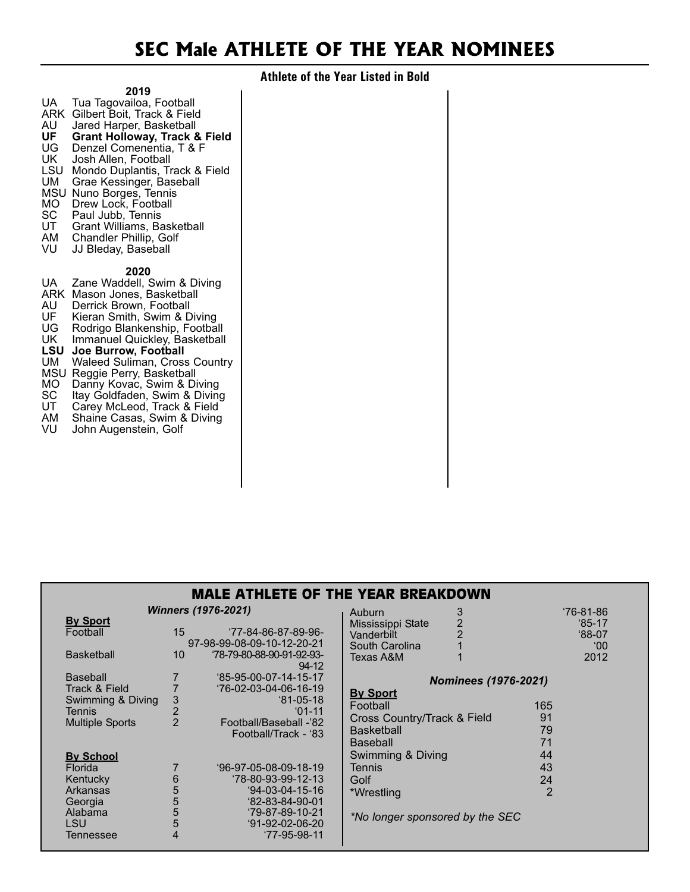# SEC Male ATHLETE OF THE YEAR NOMINEES

**Athlete of the Year Listed in Bold**

### 2019

UA Tua Tagovailoa, Football
ARK Gilbert Boit, Track & Field
AU Jared Harper, Basketball
**UF Grant Holloway, Track & Field**
UG Denzel Comenentia, T & F
UK Josh Allen, Football
LSU Mondo Duplantis, Track & Field
UM Grae Kessinger, Baseball
MSU Nuno Borges, Tennis
MO Drew Lock, Football
SC Paul Jubb, Tennis
UT Grant Williams, Basketball
AM Chandler Phillip, Golf
VU JJ Bleday, Baseball

### 2020

UA Zane Waddell, Swim & Diving
ARK Mason Jones, Basketball
AU Derrick Brown, Football
UF Kieran Smith, Swim & Diving
UG Rodrigo Blankenship, Football
UK Immanuel Quickley, Basketball
**LSU Joe Burrow, Football**
UM Waleed Suliman, Cross Country
MSU Reggie Perry, Basketball
MO Danny Kovac, Swim & Diving
SC Itay Goldfaden, Swim & Diving
UT Carey McLeod, Track & Field
AM Shaine Casas, Swim & Diving
VU John Augenstein, Golf

## MALE ATHLETE OF THE YEAR BREAKDOWN

*Winners (1976-2021)*

**By Sport**

| | | |
|---|---|---|
| Football | 15 | '77-84-86-87-89-96-97-98-99-08-09-10-12-20-21 |
| Basketball | 10 | '78-79-80-88-90-91-92-93-94-12 |
| Baseball | 7 | '85-95-00-07-14-15-17 |
| Track & Field | 7 | '76-02-03-04-06-16-19 |
| Swimming & Diving | 3 | '81-05-18 |
| Tennis | 2 | '01-11 |
| Multiple Sports | 2 | Football/Baseball -'82 Football/Track - '83 |

**By School**

| | | |
|---|---|---|
| Florida | 7 | '96-97-05-08-09-18-19 |
| Kentucky | 6 | '78-80-93-99-12-13 |
| Arkansas | 5 | '94-03-04-15-16 |
| Georgia | 5 | '82-83-84-90-01 |
| Alabama | 5 | '79-87-89-10-21 |
| LSU | 5 | '91-92-02-06-20 |
| Tennessee | 4 | '77-95-98-11 |
| Auburn | 3 | '76-81-86 |
| Mississippi State | 2 | '85-17 |
| Vanderbilt | 2 | '88-07 |
| South Carolina | 1 | '00 |
| Texas A&M | 1 | 2012 |

*Nominees (1976-2021)*

**By Sport**

| | |
|---|---|
| Football | 165 |
| Cross Country/Track & Field | 91 |
| Basketball | 79 |
| Baseball | 71 |
| Swimming & Diving | 44 |
| Tennis | 43 |
| Golf | 24 |
| *Wrestling | 2 |

*\*No longer sponsored by the SEC*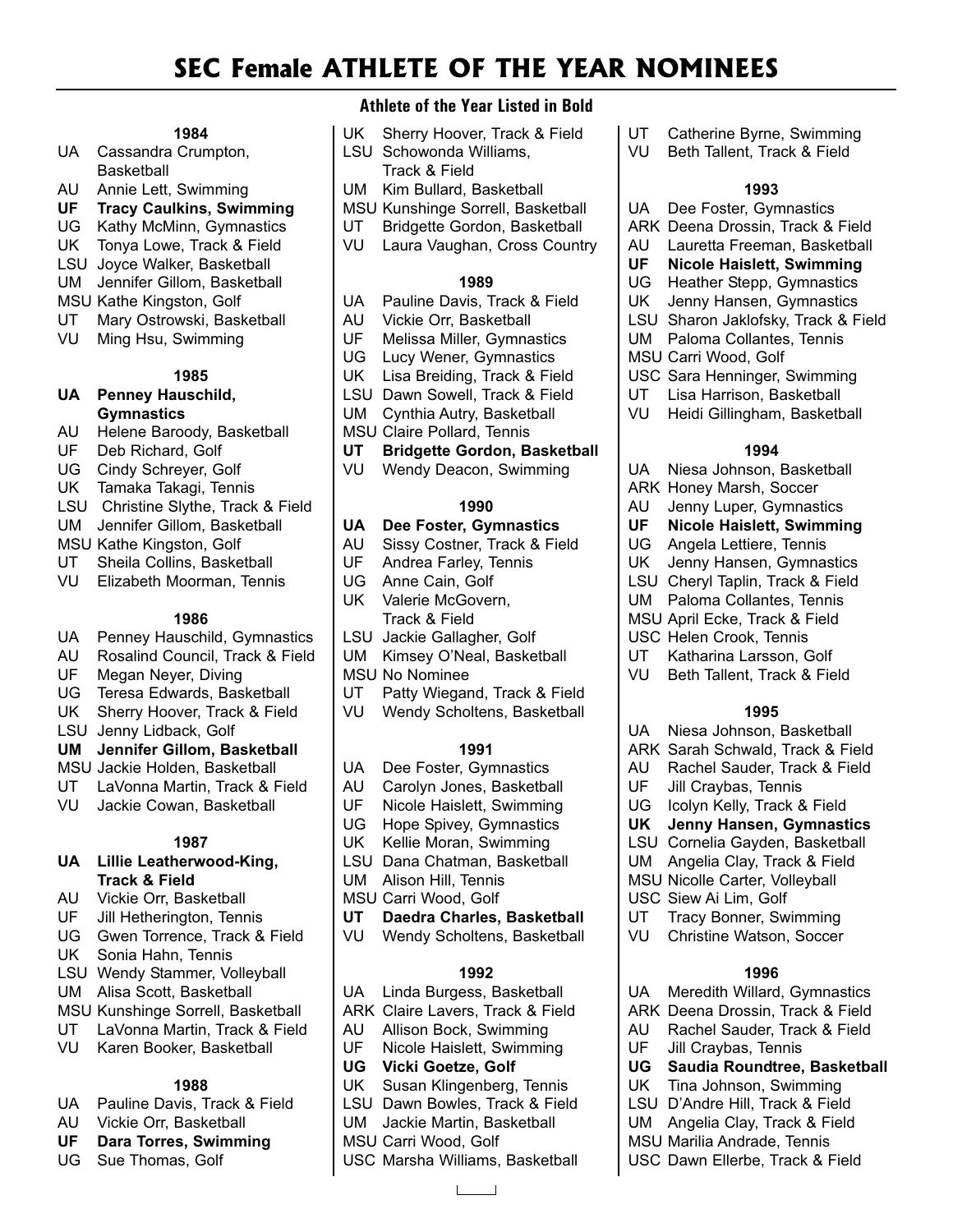# SEC Female ATHLETE OF THE YEAR NOMINEES

### Athlete of the Year Listed in Bold

**1984**

UA Cassandra Crumpton, Basketball
AU Annie Lett, Swimming
**UF Tracy Caulkins, Swimming**
UG Kathy McMinn, Gymnastics
UK Tonya Lowe, Track & Field
LSU Joyce Walker, Basketball
UM Jennifer Gillom, Basketball
MSU Kathe Kingston, Golf
UT Mary Ostrowski, Basketball
VU Ming Hsu, Swimming

**1985**

**UA Penney Hauschild, Gymnastics**
AU Helene Baroody, Basketball
UF Deb Richard, Golf
UG Cindy Schreyer, Golf
UK Tamaka Takagi, Tennis
LSU Christine Slythe, Track & Field
UM Jennifer Gillom, Basketball
MSU Kathe Kingston, Golf
UT Sheila Collins, Basketball
VU Elizabeth Moorman, Tennis

**1986**

UA Penney Hauschild, Gymnastics
AU Rosalind Council, Track & Field
UF Megan Neyer, Diving
UG Teresa Edwards, Basketball
UK Sherry Hoover, Track & Field
LSU Jenny Lidback, Golf
**UM Jennifer Gillom, Basketball**
MSU Jackie Holden, Basketball
UT LaVonna Martin, Track & Field
VU Jackie Cowan, Basketball

**1987**

**UA Lillie Leatherwood-King, Track & Field**
AU Vickie Orr, Basketball
UF Jill Hetherington, Tennis
UG Gwen Torrence, Track & Field
UK Sonia Hahn, Tennis
LSU Wendy Stammer, Volleyball
UM Alisa Scott, Basketball
MSU Kunshinge Sorrell, Basketball
UT LaVonna Martin, Track & Field
VU Karen Booker, Basketball

**1988**

UA Pauline Davis, Track & Field
AU Vickie Orr, Basketball
**UF Dara Torres, Swimming**
UG Sue Thomas, Golf
UK Sherry Hoover, Track & Field
LSU Schowonda Williams, Track & Field
UM Kim Bullard, Basketball
MSU Kunshinge Sorrell, Basketball
UT Bridgette Gordon, Basketball
VU Laura Vaughan, Cross Country

**1989**

UA Pauline Davis, Track & Field
AU Vickie Orr, Basketball
UF Melissa Miller, Gymnastics
UG Lucy Wener, Gymnastics
UK Lisa Breiding, Track & Field
LSU Dawn Sowell, Track & Field
UM Cynthia Autry, Basketball
MSU Claire Pollard, Tennis
**UT Bridgette Gordon, Basketball**
VU Wendy Deacon, Swimming

**1990**

**UA Dee Foster, Gymnastics**
AU Sissy Costner, Track & Field
UF Andrea Farley, Tennis
UG Anne Cain, Golf
UK Valerie McGovern, Track & Field
LSU Jackie Gallagher, Golf
UM Kimsey O'Neal, Basketball
MSU No Nominee
UT Patty Wiegand, Track & Field
VU Wendy Scholtens, Basketball

**1991**

UA Dee Foster, Gymnastics
AU Carolyn Jones, Basketball
UF Nicole Haislett, Swimming
UG Hope Spivey, Gymnastics
UK Kellie Moran, Swimming
LSU Dana Chatman, Basketball
UM Alison Hill, Tennis
MSU Carri Wood, Golf
**UT Daedra Charles, Basketball**
VU Wendy Scholtens, Basketball

**1992**

UA Linda Burgess, Basketball
ARK Claire Lavers, Track & Field
AU Allison Bock, Swimming
UF Nicole Haislett, Swimming
**UG Vicki Goetze, Golf**
UK Susan Klingenberg, Tennis
LSU Dawn Bowles, Track & Field
UM Jackie Martin, Basketball
MSU Carri Wood, Golf
USC Marsha Williams, Basketball
UT Catherine Byrne, Swimming
VU Beth Tallent, Track & Field

**1993**

UA Dee Foster, Gymnastics
ARK Deena Drossin, Track & Field
AU Lauretta Freeman, Basketball
**UF Nicole Haislett, Swimming**
UG Heather Stepp, Gymnastics
UK Jenny Hansen, Gymnastics
LSU Sharon Jaklofsky, Track & Field
UM Paloma Collantes, Tennis
MSU Carri Wood, Golf
USC Sara Henninger, Swimming
UT Lisa Harrison, Basketball
VU Heidi Gillingham, Basketball

**1994**

UA Niesa Johnson, Basketball
ARK Honey Marsh, Soccer
AU Jenny Luper, Gymnastics
**UF Nicole Haislett, Swimming**
UG Angela Lettiere, Tennis
UK Jenny Hansen, Gymnastics
LSU Cheryl Taplin, Track & Field
UM Paloma Collantes, Tennis
MSU April Ecke, Track & Field
USC Helen Crook, Tennis
UT Katharina Larsson, Golf
VU Beth Tallent, Track & Field

**1995**

UA Niesa Johnson, Basketball
ARK Sarah Schwald, Track & Field
AU Rachel Sauder, Track & Field
UF Jill Craybas, Tennis
UG Icolyn Kelly, Track & Field
**UK Jenny Hansen, Gymnastics**
LSU Cornelia Gayden, Basketball
UM Angelia Clay, Track & Field
MSU Nicolle Carter, Volleyball
USC Siew Ai Lim, Golf
UT Tracy Bonner, Swimming
VU Christine Watson, Soccer

**1996**

UA Meredith Willard, Gymnastics
ARK Deena Drossin, Track & Field
AU Rachel Sauder, Track & Field
UF Jill Craybas, Tennis
**UG Saudia Roundtree, Basketball**
UK Tina Johnson, Swimming
LSU D'Andre Hill, Track & Field
UM Angelia Clay, Track & Field
MSU Marilia Andrade, Tennis
USC Dawn Ellerbe, Track & Field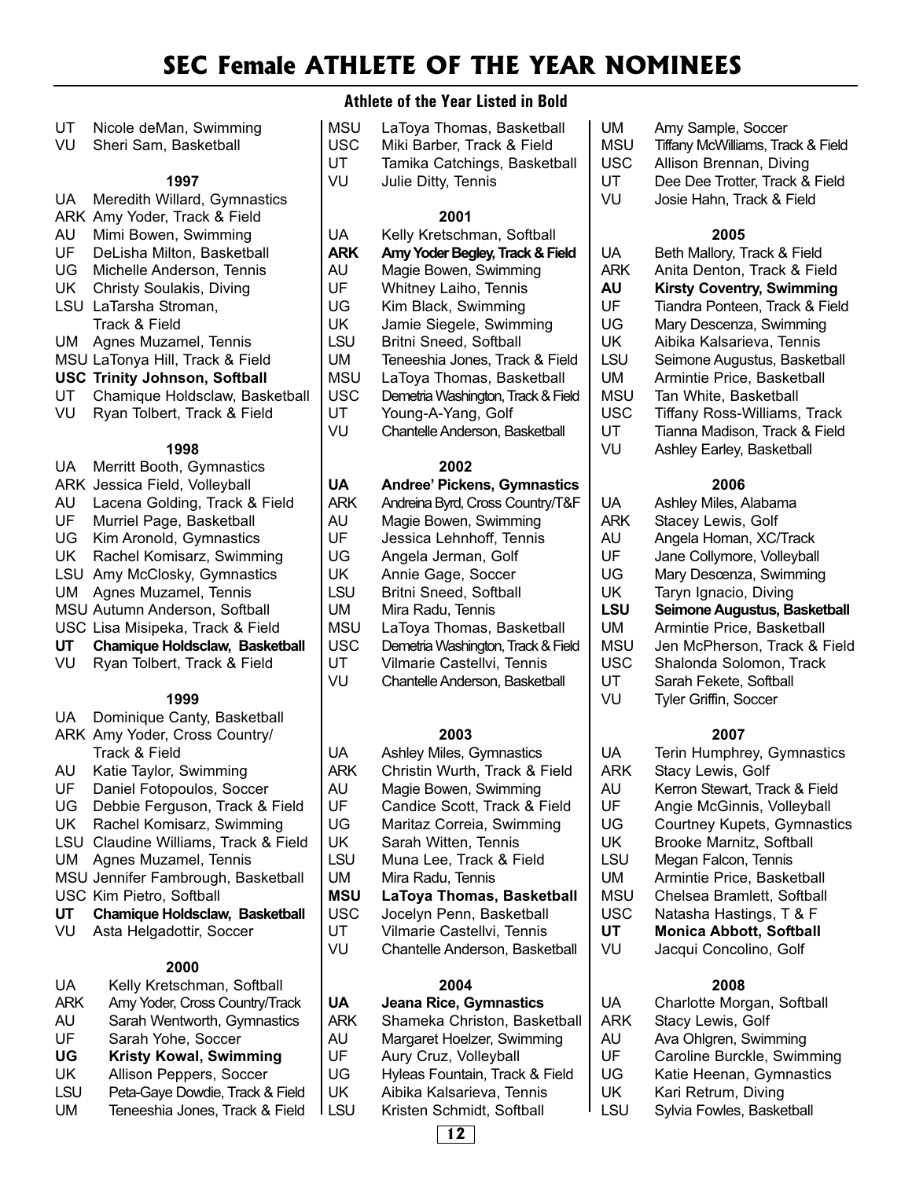# SEC Female ATHLETE OF THE YEAR NOMINEES

### Athlete of the Year Listed in Bold

UT Nicole deMan, Swimming
VU Sheri Sam, Basketball

**1997**

UA Meredith Willard, Gymnastics
ARK Amy Yoder, Track & Field
AU Mimi Bowen, Swimming
UF DeLisha Milton, Basketball
UG Michelle Anderson, Tennis
UK Christy Soulakis, Diving
LSU LaTarsha Stroman, Track & Field
UM Agnes Muzamel, Tennis
MSU LaTonya Hill, Track & Field
**USC Trinity Johnson, Softball**
UT Chamique Holdsclaw, Basketball
VU Ryan Tolbert, Track & Field

**1998**

UA Merritt Booth, Gymnastics
ARK Jessica Field, Volleyball
AU Lacena Golding, Track & Field
UF Murriel Page, Basketball
UG Kim Aronold, Gymnastics
UK Rachel Komisarz, Swimming
LSU Amy McClosky, Gymnastics
UM Agnes Muzamel, Tennis
MSU Autumn Anderson, Softball
USC Lisa Misipeka, Track & Field
**UT Chamique Holdsclaw, Basketball**
VU Ryan Tolbert, Track & Field

**1999**

UA Dominique Canty, Basketball
ARK Amy Yoder, Cross Country/ Track & Field
AU Katie Taylor, Swimming
UF Daniel Fotopoulos, Soccer
UG Debbie Ferguson, Track & Field
UK Rachel Komisarz, Swimming
LSU Claudine Williams, Track & Field
UM Agnes Muzamel, Tennis
MSU Jennifer Fambrough, Basketball
USC Kim Pietro, Softball
**UT Chamique Holdsclaw, Basketball**
VU Asta Helgadottir, Soccer

**2000**

UA Kelly Kretschman, Softball
ARK Amy Yoder, Cross Country/Track
AU Sarah Wentworth, Gymnastics
UF Sarah Yohe, Soccer
**UG Kristy Kowal, Swimming**
UK Allison Peppers, Soccer
LSU Peta-Gaye Dowdie, Track & Field
UM Teneeshia Jones, Track & Field
MSU LaToya Thomas, Basketball
USC Miki Barber, Track & Field
UT Tamika Catchings, Basketball
VU Julie Ditty, Tennis

**2001**

UA Kelly Kretschman, Softball
**ARK Amy Yoder Begley, Track & Field**
AU Magie Bowen, Swimming
UF Whitney Laiho, Tennis
UG Kim Black, Swimming
UK Jamie Siegele, Swimming
LSU Britni Sneed, Softball
UM Teneeshia Jones, Track & Field
MSU LaToya Thomas, Basketball
USC Demetria Washington, Track & Field
UT Young-A-Yang, Golf
VU Chantelle Anderson, Basketball

**2002**

**UA Andree' Pickens, Gymnastics**
ARK Andreina Byrd, Cross Country/T&F
AU Magie Bowen, Swimming
UF Jessica Lehnhoff, Tennis
UG Angela Jerman, Golf
UK Annie Gage, Soccer
LSU Britni Sneed, Softball
UM Mira Radu, Tennis
MSU LaToya Thomas, Basketball
USC Demetria Washington, Track & Field
UT Vilmarie Castellvi, Tennis
VU Chantelle Anderson, Basketball

**2003**

UA Ashley Miles, Gymnastics
ARK Christin Wurth, Track & Field
AU Magie Bowen, Swimming
UF Candice Scott, Track & Field
UG Maritaz Correia, Swimming
UK Sarah Witten, Tennis
LSU Muna Lee, Track & Field
UM Mira Radu, Tennis
**MSU LaToya Thomas, Basketball**
USC Jocelyn Penn, Basketball
UT Vilmarie Castellvi, Tennis
VU Chantelle Anderson, Basketball

**2004**

**UA Jeana Rice, Gymnastics**
ARK Shameka Christon, Basketball
AU Margaret Hoelzer, Swimming
UF Aury Cruz, Volleyball
UG Hyleas Fountain, Track & Field
UK Aibika Kalsarieva, Tennis
LSU Kristen Schmidt, Softball
UM Amy Sample, Soccer
MSU Tiffany McWilliams, Track & Field
USC Allison Brennan, Diving
UT Dee Dee Trotter, Track & Field
VU Josie Hahn, Track & Field

**2005**

UA Beth Mallory, Track & Field
ARK Anita Denton, Track & Field
**AU Kirsty Coventry, Swimming**
UF Tiandra Ponteen, Track & Field
UG Mary Descenza, Swimming
UK Aibika Kalsarieva, Tennis
LSU Seimone Augustus, Basketball
UM Armintie Price, Basketball
MSU Tan White, Basketball
USC Tiffany Ross-Williams, Track
UT Tianna Madison, Track & Field
VU Ashley Earley, Basketball

**2006**

UA Ashley Miles, Alabama
ARK Stacey Lewis, Golf
AU Angela Homan, XC/Track
UF Jane Collymore, Volleyball
UG Mary Descenza, Swimming
UK Taryn Ignacio, Diving
**LSU Seimone Augustus, Basketball**
UM Armintie Price, Basketball
MSU Jen McPherson, Track & Field
USC Shalonda Solomon, Track
UT Sarah Fekete, Softball
VU Tyler Griffin, Soccer

**2007**

UA Terin Humphrey, Gymnastics
ARK Stacy Lewis, Golf
AU Kerron Stewart, Track & Field
UF Angie McGinnis, Volleyball
UG Courtney Kupets, Gymnastics
UK Brooke Marnitz, Softball
LSU Megan Falcon, Tennis
UM Armintie Price, Basketball
MSU Chelsea Bramlett, Softball
USC Natasha Hastings, T & F
**UT Monica Abbott, Softball**
VU Jacqui Concolino, Golf

**2008**

UA Charlotte Morgan, Softball
ARK Stacy Lewis, Golf
AU Ava Ohlgren, Swimming
UF Caroline Burckle, Swimming
UG Katie Heenan, Gymnastics
UK Kari Retrum, Diving
LSU Sylvia Fowles, Basketball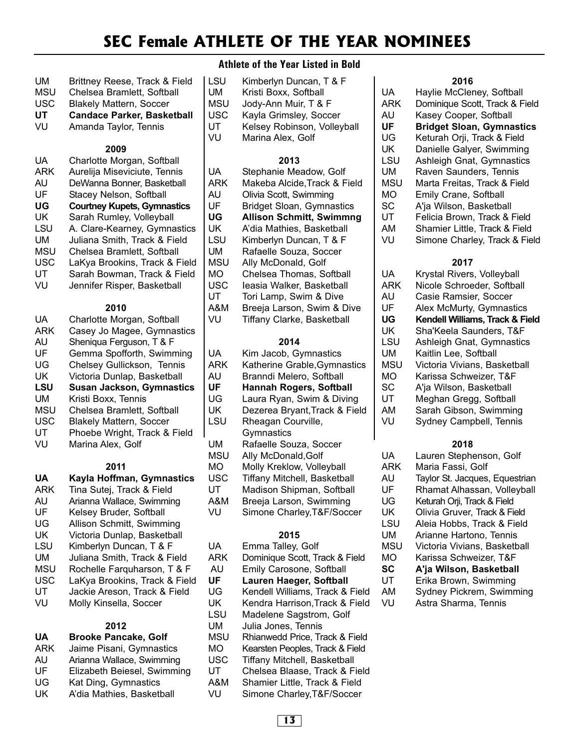# SEC Female ATHLETE OF THE YEAR NOMINEES

**Athlete of the Year Listed in Bold**

| | |
|---|---|
| UM | Brittney Reese, Track & Field |
| MSU | Chelsea Bramlett, Softball |
| USC | Blakely Mattern, Soccer |
| **UT** | **Candace Parker, Basketball** |
| VU | Amanda Taylor, Tennis |

### 2009

| | |
|---|---|
| UA | Charlotte Morgan, Softball |
| ARK | Aurelija Miseviciute, Tennis |
| AU | DeWanna Bonner, Basketball |
| UF | Stacey Nelson, Softball |
| **UG** | **Courtney Kupets, Gymnastics** |
| UK | Sarah Rumley, Volleyball |
| LSU | A. Clare-Kearney, Gymnastics |
| UM | Juliana Smith, Track & Field |
| MSU | Chelsea Bramlett, Softball |
| USC | LaKya Brookins, Track & Field |
| UT | Sarah Bowman, Track & Field |
| VU | Jennifer Risper, Basketball |

### 2010

| | |
|---|---|
| UA | Charlotte Morgan, Softball |
| ARK | Casey Jo Magee, Gymnastics |
| AU | Sheniqua Ferguson, T & F |
| UF | Gemma Spofforth, Swimming |
| UG | Chelsey Gullickson, Tennis |
| UK | Victoria Dunlap, Basketball |
| **LSU** | **Susan Jackson, Gymnastics** |
| UM | Kristi Boxx, Tennis |
| MSU | Chelsea Bramlett, Softball |
| USC | Blakely Mattern, Soccer |
| UT | Phoebe Wright, Track & Field |
| VU | Marina Alex, Golf |

### 2011

| | |
|---|---|
| **UA** | **Kayla Hoffman, Gymnastics** |
| ARK | Tina Sutej, Track & Field |
| AU | Arianna Wallace, Swimming |
| UF | Kelsey Bruder, Softball |
| UG | Allison Schmitt, Swimming |
| UK | Victoria Dunlap, Basketball |
| LSU | Kimberlyn Duncan, T & F |
| UM | Juliana Smith, Track & Field |
| MSU | Rochelle Farquharson, T & F |
| USC | LaKya Brookins, Track & Field |
| UT | Jackie Areson, Track & Field |
| VU | Molly Kinsella, Soccer |

### 2012

| | |
|---|---|
| **UA** | **Brooke Pancake, Golf** |
| ARK | Jaime Pisani, Gymnastics |
| AU | Arianna Wallace, Swimming |
| UF | Elizabeth Beiesel, Swimming |
| UG | Kat Ding, Gymnastics |
| UK | A'dia Mathies, Basketball |
| LSU | Kimberlyn Duncan, T & F |
| UM | Kristi Boxx, Softball |
| MSU | Jody-Ann Muir, T & F |
| USC | Kayla Grimsley, Soccer |
| UT | Kelsey Robinson, Volleyball |
| VU | Marina Alex, Golf |

### 2013

| | |
|---|---|
| UA | Stephanie Meadow, Golf |
| ARK | Makeba Alcide,Track & Field |
| AU | Olivia Scott, Swimming |
| UF | Bridget Sloan, Gymnastics |
| **UG** | **Allison Schmitt, Swimmng** |
| UK | A'dia Mathies, Basketball |
| LSU | Kimberlyn Duncan, T & F |
| UM | Rafaelle Souza, Soccer |
| MSU | Ally McDonald, Golf |
| MO | Chelsea Thomas, Softball |
| USC | Ieasia Walker, Basketball |
| UT | Tori Lamp, Swim & Dive |
| A&M | Breeja Larson, Swim & Dive |
| VU | Tiffany Clarke, Basketball |

### 2014

| | |
|---|---|
| UA | Kim Jacob, Gymnastics |
| ARK | Katherine Grable,Gymnastics |
| AU | Branndi Melero, Softball |
| **UF** | **Hannah Rogers, Softball** |
| UG | Laura Ryan, Swim & Diving |
| UK | Dezerea Bryant,Track & Field |
| LSU | Rheagan Courville, Gymnastics |
| UM | Rafaelle Souza, Soccer |
| MSU | Ally McDonald,Golf |
| MO | Molly Kreklow, Volleyball |
| USC | Tiffany Mitchell, Basketball |
| UT | Madison Shipman, Softball |
| A&M | Breeja Larson, Swimming |
| VU | Simone Charley,T&F/Soccer |

### 2015

| | |
|---|---|
| UA | Emma Talley, Golf |
| ARK | Dominique Scott, Track & Field |
| AU | Emily Carosone, Softball |
| **UF** | **Lauren Haeger, Softball** |
| UG | Kendell Williams, Track & Field |
| UK | Kendra Harrison,Track & Field |
| LSU | Madelene Sagstrom, Golf |
| UM | Julia Jones, Tennis |
| MSU | Rhianwedd Price, Track & Field |
| MO | Kearsten Peoples, Track & Field |
| USC | Tiffany Mitchell, Basketball |
| UT | Chelsea Blaase, Track & Field |
| A&M | Shamier Little, Track & Field |
| VU | Simone Charley,T&F/Soccer |

### 2016

| | |
|---|---|
| UA | Haylie McCleney, Softball |
| ARK | Dominique Scott, Track & Field |
| AU | Kasey Cooper, Softball |
| **UF** | **Bridget Sloan, Gymnastics** |
| UG | Keturah Orji, Track & Field |
| UK | Danielle Galyer, Swimming |
| LSU | Ashleigh Gnat, Gymnastics |
| UM | Raven Saunders, Tennis |
| MSU | Marta Freitas, Track & Field |
| MO | Emily Crane, Softball |
| SC | A'ja Wilson, Basketball |
| UT | Felicia Brown, Track & Field |
| AM | Shamier Little, Track & Field |
| VU | Simone Charley, Track & Field |

### 2017

| | |
|---|---|
| UA | Krystal Rivers, Volleyball |
| ARK | Nicole Schroeder, Softball |
| AU | Casie Ramsier, Soccer |
| UF | Alex McMurty, Gymnastics |
| **UG** | **Kendell Williams, Track & Field** |
| UK | Sha'Keela Saunders, T&F |
| LSU | Ashleigh Gnat, Gymnastics |
| UM | Kaitlin Lee, Softball |
| MSU | Victoria Vivians, Basketball |
| MO | Karissa Schweizer, T&F |
| SC | A'ja Wilson, Basketball |
| UT | Meghan Gregg, Softball |
| AM | Sarah Gibson, Swimming |
| VU | Sydney Campbell, Tennis |

### 2018

| | |
|---|---|
| UA | Lauren Stephenson, Golf |
| ARK | Maria Fassi, Golf |
| AU | Taylor St. Jacques, Equestrian |
| UF | Rhamat Alhassan, Volleyball |
| UG | Keturah Orji, Track & Field |
| UK | Olivia Gruver, Track & Field |
| LSU | Aleia Hobbs, Track & Field |
| UM | Arianne Hartono, Tennis |
| MSU | Victoria Vivians, Basketball |
| MO | Karissa Schweizer, T&F |
| **SC** | **A'ja Wilson, Basketball** |
| UT | Erika Brown, Swimming |
| AM | Sydney Pickrem, Swimming |
| VU | Astra Sharma, Tennis |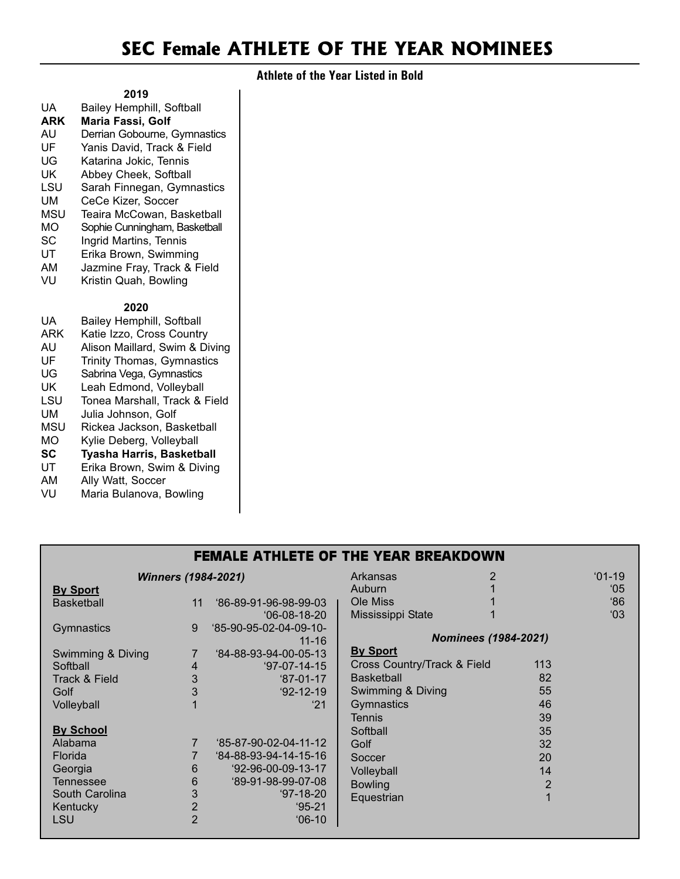# SEC Female ATHLETE OF THE YEAR NOMINEES

**Athlete of the Year Listed in Bold**

### 2019

| | |
|---|---|
| UA | Bailey Hemphill, Softball |
| **ARK** | **Maria Fassi, Golf** |
| AU | Derrian Gobourne, Gymnastics |
| UF | Yanis David, Track & Field |
| UG | Katarina Jokic, Tennis |
| UK | Abbey Cheek, Softball |
| LSU | Sarah Finnegan, Gymnastics |
| UM | CeCe Kizer, Soccer |
| MSU | Teaira McCowan, Basketball |
| MO | Sophie Cunningham, Basketball |
| SC | Ingrid Martins, Tennis |
| UT | Erika Brown, Swimming |
| AM | Jazmine Fray, Track & Field |
| VU | Kristin Quah, Bowling |

### 2020

| | |
|---|---|
| UA | Bailey Hemphill, Softball |
| ARK | Katie Izzo, Cross Country |
| AU | Alison Maillard, Swim & Diving |
| UF | Trinity Thomas, Gymnastics |
| UG | Sabrina Vega, Gymnastics |
| UK | Leah Edmond, Volleyball |
| LSU | Tonea Marshall, Track & Field |
| UM | Julia Johnson, Golf |
| MSU | Rickea Jackson, Basketball |
| MO | Kylie Deberg, Volleyball |
| **SC** | **Tyasha Harris, Basketball** |
| UT | Erika Brown, Swim & Diving |
| AM | Ally Watt, Soccer |
| VU | Maria Bulanova, Bowling |

## FEMALE ATHLETE OF THE YEAR BREAKDOWN

*Winners (1984-2021)*

**By Sport**

| | | |
|---|---|---|
| Basketball | 11 | '86-89-91-96-98-99-03-'06-08-18-20 |
| Gymnastics | 9 | '85-90-95-02-04-09-10-11-16 |
| Swimming & Diving | 7 | '84-88-93-94-00-05-13 |
| Softball | 4 | '97-07-14-15 |
| Track & Field | 3 | '87-01-17 |
| Golf | 3 | '92-12-19 |
| Volleyball | 1 | '21 |

**By School**

| | | |
|---|---|---|
| Alabama | 7 | '85-87-90-02-04-11-12 |
| Florida | 7 | '84-88-93-94-14-15-16 |
| Georgia | 6 | '92-96-00-09-13-17 |
| Tennessee | 6 | '89-91-98-99-07-08 |
| South Carolina | 3 | '97-18-20 |
| Kentucky | 2 | '95-21 |
| LSU | 2 | '06-10 |
| Arkansas | 2 | '01-19 |
| Auburn | 1 | '05 |
| Ole Miss | 1 | '86 |
| Mississippi State | 1 | '03 |

*Nominees (1984-2021)*

**By Sport**

| | |
|---|---|
| Cross Country/Track & Field | 113 |
| Basketball | 82 |
| Swimming & Diving | 55 |
| Gymnastics | 46 |
| Tennis | 39 |
| Softball | 35 |
| Golf | 32 |
| Soccer | 20 |
| Volleyball | 14 |
| Bowling | 2 |
| Equestrian | 1 |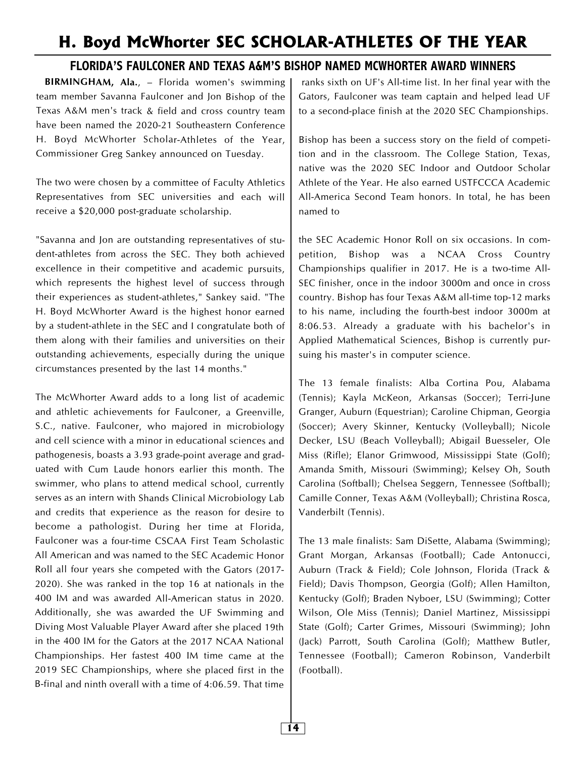# H. Boyd McWhorter SEC SCHOLAR-ATHLETES OF THE YEAR

## FLORIDA'S FAULCONER AND TEXAS A&M'S BISHOP NAMED MCWHORTER AWARD WINNERS

**BIRMINGHAM, Ala.**, – Florida women's swimming team member Savanna Faulconer and Jon Bishop of the Texas A&M men's track & field and cross country team have been named the 2020-21 Southeastern Conference H. Boyd McWhorter Scholar-Athletes of the Year, Commissioner Greg Sankey announced on Tuesday.

The two were chosen by a committee of Faculty Athletics Representatives from SEC universities and each will receive a $20,000 post-graduate scholarship.

"Savanna and Jon are outstanding representatives of student-athletes from across the SEC. They both achieved excellence in their competitive and academic pursuits, which represents the highest level of success through their experiences as student-athletes," Sankey said. "The H. Boyd McWhorter Award is the highest honor earned by a student-athlete in the SEC and I congratulate both of them along with their families and universities on their outstanding achievements, especially during the unique circumstances presented by the last 14 months."

The McWhorter Award adds to a long list of academic and athletic achievements for Faulconer, a Greenville, S.C., native. Faulconer, who majored in microbiology and cell science with a minor in educational sciences and pathogenesis, boasts a 3.93 grade-point average and graduated with Cum Laude honors earlier this month. The swimmer, who plans to attend medical school, currently serves as an intern with Shands Clinical Microbiology Lab and credits that experience as the reason for desire to become a pathologist. During her time at Florida, Faulconer was a four-time CSCAA First Team Scholastic All American and was named to the SEC Academic Honor Roll all four years she competed with the Gators (2017-2020). She was ranked in the top 16 at nationals in the 400 IM and was awarded All-American status in 2020. Additionally, she was awarded the UF Swimming and Diving Most Valuable Player Award after she placed 19th in the 400 IM for the Gators at the 2017 NCAA National Championships. Her fastest 400 IM time came at the 2019 SEC Championships, where she placed first in the B-final and ninth overall with a time of 4:06.59. That time ranks sixth on UF's All-time list. In her final year with the Gators, Faulconer was team captain and helped lead UF to a second-place finish at the 2020 SEC Championships.

Bishop has been a success story on the field of competition and in the classroom. The College Station, Texas, native was the 2020 SEC Indoor and Outdoor Scholar Athlete of the Year. He also earned USTFCCCA Academic All-America Second Team honors. In total, he has been named to the SEC Academic Honor Roll on six occasions. In competition, Bishop was a NCAA Cross Country Championships qualifier in 2017. He is a two-time All-SEC finisher, once in the indoor 3000m and once in cross country. Bishop has four Texas A&M all-time top-12 marks to his name, including the fourth-best indoor 3000m at 8:06.53. Already a graduate with his bachelor's in Applied Mathematical Sciences, Bishop is currently pursuing his master's in computer science.

The 13 female finalists: Alba Cortina Pou, Alabama (Tennis); Kayla McKeon, Arkansas (Soccer); Terri-June Granger, Auburn (Equestrian); Caroline Chipman, Georgia (Soccer); Avery Skinner, Kentucky (Volleyball); Nicole Decker, LSU (Beach Volleyball); Abigail Buesseler, Ole Miss (Rifle); Elanor Grimwood, Mississippi State (Golf); Amanda Smith, Missouri (Swimming); Kelsey Oh, South Carolina (Softball); Chelsea Seggern, Tennessee (Softball); Camille Conner, Texas A&M (Volleyball); Christina Rosca, Vanderbilt (Tennis).

The 13 male finalists: Sam DiSette, Alabama (Swimming); Grant Morgan, Arkansas (Football); Cade Antonucci, Auburn (Track & Field); Cole Johnson, Florida (Track & Field); Davis Thompson, Georgia (Golf); Allen Hamilton, Kentucky (Golf); Braden Nyboer, LSU (Swimming); Cotter Wilson, Ole Miss (Tennis); Daniel Martinez, Mississippi State (Golf); Carter Grimes, Missouri (Swimming); John (Jack) Parrott, South Carolina (Golf); Matthew Butler, Tennessee (Football); Cameron Robinson, Vanderbilt (Football).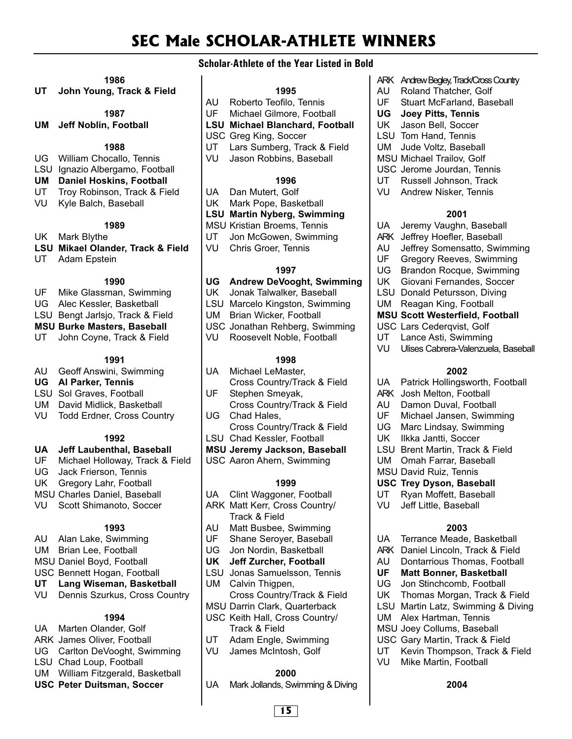# SEC Male SCHOLAR-ATHLETE WINNERS

**Scholar-Athlete of the Year Listed in Bold**

**1986**

**UT John Young, Track & Field**

**1987**

**UM Jeff Noblin, Football**

**1988**

UG William Chocallo, Tennis
LSU Ignazio Albergamo, Football
**UM Daniel Hoskins, Football**
UT Troy Robinson, Track & Field
VU Kyle Balch, Baseball

**1989**

UK Mark Blythe
**LSU Mikael Olander, Track & Field**
UT Adam Epstein

**1990**

UF Mike Glassman, Swimming
UG Alec Kessler, Basketball
LSU Bengt Jarlsjo, Track & Field
**MSU Burke Masters, Baseball**
UT John Coyne, Track & Field

**1991**

AU Geoff Answini, Swimming
**UG Al Parker, Tennis**
LSU Sol Graves, Football
UM David Midlick, Basketball
VU Todd Erdner, Cross Country

**1992**

**UA Jeff Laubenthal, Baseball**
UF Michael Holloway, Track & Field
UG Jack Frierson, Tennis
UK Gregory Lahr, Football
MSU Charles Daniel, Baseball
VU Scott Shimanoto, Soccer

**1993**

AU Alan Lake, Swimming
UM Brian Lee, Football
MSU Daniel Boyd, Football
USC Bennett Hogan, Football
**UT Lang Wiseman, Basketball**
VU Dennis Szurkus, Cross Country

**1994**

UA Marten Olander, Golf
ARK James Oliver, Football
UG Carlton DeVooght, Swimming
LSU Chad Loup, Football
UM William Fitzgerald, Basketball
**USC Peter Duitsman, Soccer**

**1995**

AU Roberto Teofilo, Tennis
UF Michael Gilmore, Football
**LSU Michael Blanchard, Football**
USC Greg King, Soccer
UT Lars Sumberg, Track & Field
VU Jason Robbins, Baseball

**1996**

UA Dan Mutert, Golf
UK Mark Pope, Basketball
**LSU Martin Nyberg, Swimming**
MSU Kristian Broems, Tennis
UT Jon McGowen, Swimming
VU Chris Groer, Tennis

**1997**

**UG Andrew DeVooght, Swimming**
UK Jonak Talwalker, Baseball
LSU Marcelo Kingston, Swimming
UM Brian Wicker, Football
USC Jonathan Rehberg, Swimming
VU Roosevelt Noble, Football

**1998**

UA Michael LeMaster, Cross Country/Track & Field
UF Stephen Smeyak, Cross Country/Track & Field
UG Chad Hales, Cross Country/Track & Field
LSU Chad Kessler, Football
**MSU Jeremy Jackson, Baseball**
USC Aaron Ahern, Swimming

**1999**

UA Clint Waggoner, Football
ARK Matt Kerr, Cross Country/Track & Field
AU Matt Busbee, Swimming
UF Shane Seroyer, Baseball
UG Jon Nordin, Basketball
**UK Jeff Zurcher, Football**
LSU Jonas Samuelsson, Tennis
UM Calvin Thigpen, Cross Country/Track & Field
MSU Darrin Clark, Quarterback
USC Keith Hall, Cross Country/Track & Field
UT Adam Engle, Swimming
VU James McIntosh, Golf

**2000**

UA Mark Jollands, Swimming & Diving
ARK Andrew Begley, Track/Cross Country
AU Roland Thatcher, Golf
UF Stuart McFarland, Baseball
**UG Joey Pitts, Tennis**
UK Jason Bell, Soccer
LSU Tom Hand, Tennis
UM Jude Voltz, Baseball
MSU Michael Trailov, Golf
USC Jerome Jourdan, Tennis
UT Russell Johnson, Track
VU Andrew Nisker, Tennis

**2001**

UA Jeremy Vaughn, Baseball
ARK Jeffrey Hoefler, Baseball
AU Jeffrey Somensatto, Swimming
UF Gregory Reeves, Swimming
UG Brandon Rocque, Swimming
UK Giovani Fernandes, Soccer
LSU Donald Petursson, Diving
UM Reagan King, Football
**MSU Scott Westerfield, Football**
USC Lars Cederqvist, Golf
UT Lance Asti, Swimming
VU Ulises Cabrera-Valenzuela, Baseball

**2002**

UA Patrick Hollingsworth, Football
ARK Josh Melton, Football
AU Damon Duval, Football
UF Michael Jansen, Swimming
UG Marc Lindsay, Swimming
UK Ilkka Jantti, Soccer
LSU Brent Martin, Track & Field
UM Omah Farrar, Baseball
MSU David Ruiz, Tennis
**USC Trey Dyson, Baseball**
UT Ryan Moffett, Baseball
VU Jeff Little, Baseball

**2003**

UA Terrance Meade, Basketball
ARK Daniel Lincoln, Track & Field
AU Dontarrious Thomas, Football
**UF Matt Bonner, Basketball**
UG Jon Stinchcomb, Football
UK Thomas Morgan, Track & Field
LSU Martin Latz, Swimming & Diving
UM Alex Hartman, Tennis
MSU Joey Collums, Baseball
USC Gary Martin, Track & Field
UT Kevin Thompson, Track & Field
VU Mike Martin, Football

**2004**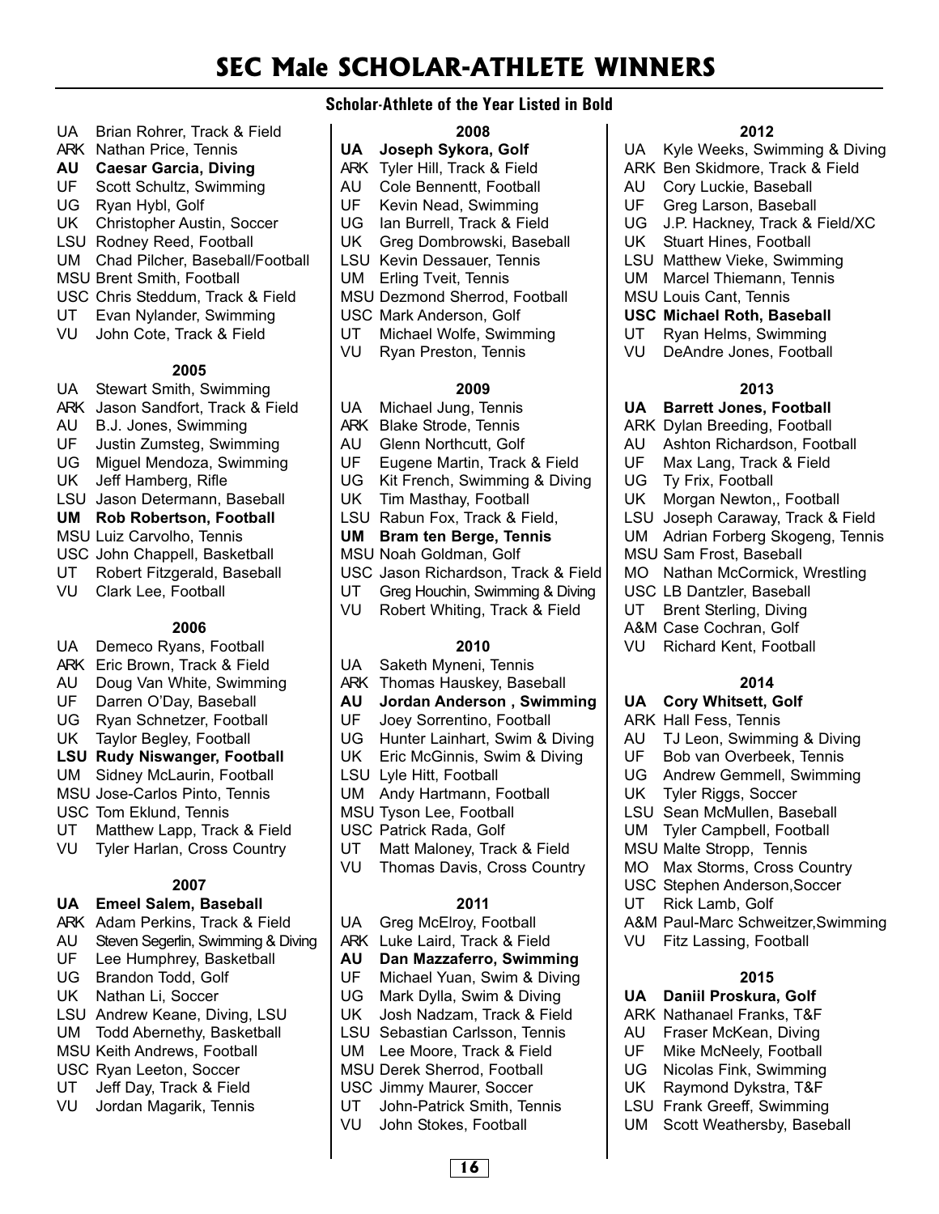# SEC Male SCHOLAR-ATHLETE WINNERS

**Scholar-Athlete of the Year Listed in Bold**

UA Brian Rohrer, Track & Field
ARK Nathan Price, Tennis
**AU Caesar Garcia, Diving**
UF Scott Schultz, Swimming
UG Ryan Hybl, Golf
UK Christopher Austin, Soccer
LSU Rodney Reed, Football
UM Chad Pilcher, Baseball/Football
MSU Brent Smith, Football
USC Chris Steddum, Track & Field
UT Evan Nylander, Swimming
VU John Cote, Track & Field

**2005**

UA Stewart Smith, Swimming
ARK Jason Sandfort, Track & Field
AU B.J. Jones, Swimming
UF Justin Zumsteg, Swimming
UG Miguel Mendoza, Swimming
UK Jeff Hamberg, Rifle
LSU Jason Determann, Baseball
**UM Rob Robertson, Football**
MSU Luiz Carvolho, Tennis
USC John Chappell, Basketball
UT Robert Fitzgerald, Baseball
VU Clark Lee, Football

**2006**

UA Demeco Ryans, Football
ARK Eric Brown, Track & Field
AU Doug Van White, Swimming
UF Darren O'Day, Baseball
UG Ryan Schnetzer, Football
UK Taylor Begley, Football
**LSU Rudy Niswanger, Football**
UM Sidney McLaurin, Football
MSU Jose-Carlos Pinto, Tennis
USC Tom Eklund, Tennis
UT Matthew Lapp, Track & Field
VU Tyler Harlan, Cross Country

**2007**

**UA Emeel Salem, Baseball**
ARK Adam Perkins, Track & Field
AU Steven Segerlin, Swimming & Diving
UF Lee Humphrey, Basketball
UG Brandon Todd, Golf
UK Nathan Li, Soccer
LSU Andrew Keane, Diving, LSU
UM Todd Abernethy, Basketball
MSU Keith Andrews, Football
USC Ryan Leeton, Soccer
UT Jeff Day, Track & Field
VU Jordan Magarik, Tennis

**2008**

**UA Joseph Sykora, Golf**
ARK Tyler Hill, Track & Field
AU Cole Bennentt, Football
UF Kevin Nead, Swimming
UG Ian Burrell, Track & Field
UK Greg Dombrowski, Baseball
LSU Kevin Dessauer, Tennis
UM Erling Tveit, Tennis
MSU Dezmond Sherrod, Football
USC Mark Anderson, Golf
UT Michael Wolfe, Swimming
VU Ryan Preston, Tennis

**2009**

UA Michael Jung, Tennis
ARK Blake Strode, Tennis
AU Glenn Northcutt, Golf
UF Eugene Martin, Track & Field
UG Kit French, Swimming & Diving
UK Tim Masthay, Football
LSU Rabun Fox, Track & Field,
**UM Bram ten Berge, Tennis**
MSU Noah Goldman, Golf
USC Jason Richardson, Track & Field
UT Greg Houchin, Swimming & Diving
VU Robert Whiting, Track & Field

**2010**

UA Saketh Myneni, Tennis
ARK Thomas Hauskey, Baseball
**AU Jordan Anderson , Swimming**
UF Joey Sorrentino, Football
UG Hunter Lainhart, Swim & Diving
UK Eric McGinnis, Swim & Diving
LSU Lyle Hitt, Football
UM Andy Hartmann, Football
MSU Tyson Lee, Football
USC Patrick Rada, Golf
UT Matt Maloney, Track & Field
VU Thomas Davis, Cross Country

**2011**

UA Greg McElroy, Football
ARK Luke Laird, Track & Field
**AU Dan Mazzaferro, Swimming**
UF Michael Yuan, Swim & Diving
UG Mark Dylla, Swim & Diving
UK Josh Nadzam, Track & Field
LSU Sebastian Carlsson, Tennis
UM Lee Moore, Track & Field
MSU Derek Sherrod, Football
USC Jimmy Maurer, Soccer
UT John-Patrick Smith, Tennis
VU John Stokes, Football

**2012**

UA Kyle Weeks, Swimming & Diving
ARK Ben Skidmore, Track & Field
AU Cory Luckie, Baseball
UF Greg Larson, Baseball
UG J.P. Hackney, Track & Field/XC
UK Stuart Hines, Football
LSU Matthew Vieke, Swimming
UM Marcel Thiemann, Tennis
MSU Louis Cant, Tennis
**USC Michael Roth, Baseball**
UT Ryan Helms, Swimming
VU DeAndre Jones, Football

**2013**

**UA Barrett Jones, Football**
ARK Dylan Breeding, Football
AU Ashton Richardson, Football
UF Max Lang, Track & Field
UG Ty Frix, Football
UK Morgan Newton,, Football
LSU Joseph Caraway, Track & Field
UM Adrian Forberg Skogeng, Tennis
MSU Sam Frost, Baseball
MO Nathan McCormick, Wrestling
USC LB Dantzler, Baseball
UT Brent Sterling, Diving
A&M Case Cochran, Golf
VU Richard Kent, Football

**2014**

**UA Cory Whitsett, Golf**
ARK Hall Fess, Tennis
AU TJ Leon, Swimming & Diving
UF Bob van Overbeek, Tennis
UG Andrew Gemmell, Swimming
UK Tyler Riggs, Soccer
LSU Sean McMullen, Baseball
UM Tyler Campbell, Football
MSU Malte Stropp, Tennis
MO Max Storms, Cross Country
USC Stephen Anderson,Soccer
UT Rick Lamb, Golf
A&M Paul-Marc Schweitzer,Swimming
VU Fitz Lassing, Football

**2015**

**UA Daniil Proskura, Golf**
ARK Nathanael Franks, T&F
AU Fraser McKean, Diving
UF Mike McNeely, Football
UG Nicolas Fink, Swimming
UK Raymond Dykstra, T&F
LSU Frank Greeff, Swimming
UM Scott Weathersby, Baseball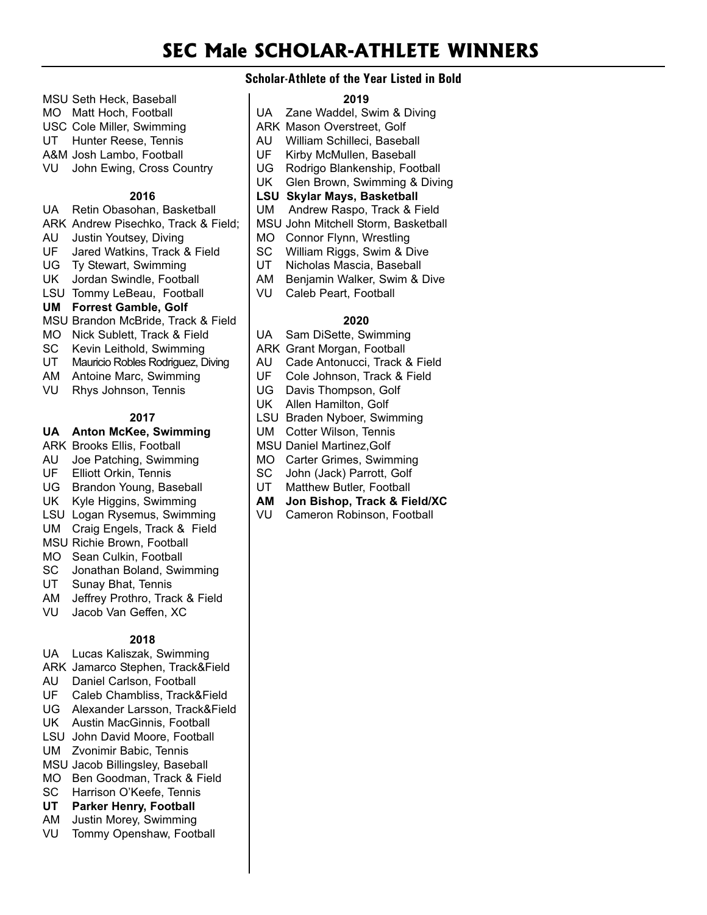# SEC Male SCHOLAR-ATHLETE WINNERS

**Scholar-Athlete of the Year Listed in Bold**

MSU Seth Heck, Baseball
MO Matt Hoch, Football
USC Cole Miller, Swimming
UT Hunter Reese, Tennis
A&M Josh Lambo, Football
VU John Ewing, Cross Country

### 2016

UA Retin Obasohan, Basketball
ARK Andrew Pisechko, Track & Field;
AU Justin Youtsey, Diving
UF Jared Watkins, Track & Field
UG Ty Stewart, Swimming
UK Jordan Swindle, Football
LSU Tommy LeBeau, Football
**UM Forrest Gamble, Golf**
MSU Brandon McBride, Track & Field
MO Nick Sublett, Track & Field
SC Kevin Leithold, Swimming
UT Mauricio Robles Rodriguez, Diving
AM Antoine Marc, Swimming
VU Rhys Johnson, Tennis

### 2017

**UA Anton McKee, Swimming**
ARK Brooks Ellis, Football
AU Joe Patching, Swimming
UF Elliott Orkin, Tennis
UG Brandon Young, Baseball
UK Kyle Higgins, Swimming
LSU Logan Rysemus, Swimming
UM Craig Engels, Track & Field
MSU Richie Brown, Football
MO Sean Culkin, Football
SC Jonathan Boland, Swimming
UT Sunay Bhat, Tennis
AM Jeffrey Prothro, Track & Field
VU Jacob Van Geffen, XC

### 2018

UA Lucas Kaliszak, Swimming
ARK Jamarco Stephen, Track&Field
AU Daniel Carlson, Football
UF Caleb Chambliss, Track&Field
UG Alexander Larsson, Track&Field
UK Austin MacGinnis, Football
LSU John David Moore, Football
UM Zvonimir Babic, Tennis
MSU Jacob Billingsley, Baseball
MO Ben Goodman, Track & Field
SC Harrison O'Keefe, Tennis
**UT Parker Henry, Football**
AM Justin Morey, Swimming
VU Tommy Openshaw, Football

### 2019

UA Zane Waddel, Swim & Diving
ARK Mason Overstreet, Golf
AU William Schilleci, Baseball
UF Kirby McMullen, Baseball
UG Rodrigo Blankenship, Football
UK Glen Brown, Swimming & Diving
**LSU Skylar Mays, Basketball**
UM Andrew Raspo, Track & Field
MSU John Mitchell Storm, Basketball
MO Connor Flynn, Wrestling
SC William Riggs, Swim & Dive
UT Nicholas Mascia, Baseball
AM Benjamin Walker, Swim & Dive
VU Caleb Peart, Football

### 2020

UA Sam DiSette, Swimming
ARK Grant Morgan, Football
AU Cade Antonucci, Track & Field
UF Cole Johnson, Track & Field
UG Davis Thompson, Golf
UK Allen Hamilton, Golf
LSU Braden Nyboer, Swimming
UM Cotter Wilson, Tennis
MSU Daniel Martinez,Golf
MO Carter Grimes, Swimming
SC John (Jack) Parrott, Golf
UT Matthew Butler, Football
**AM Jon Bishop, Track & Field/XC**
VU Cameron Robinson, Football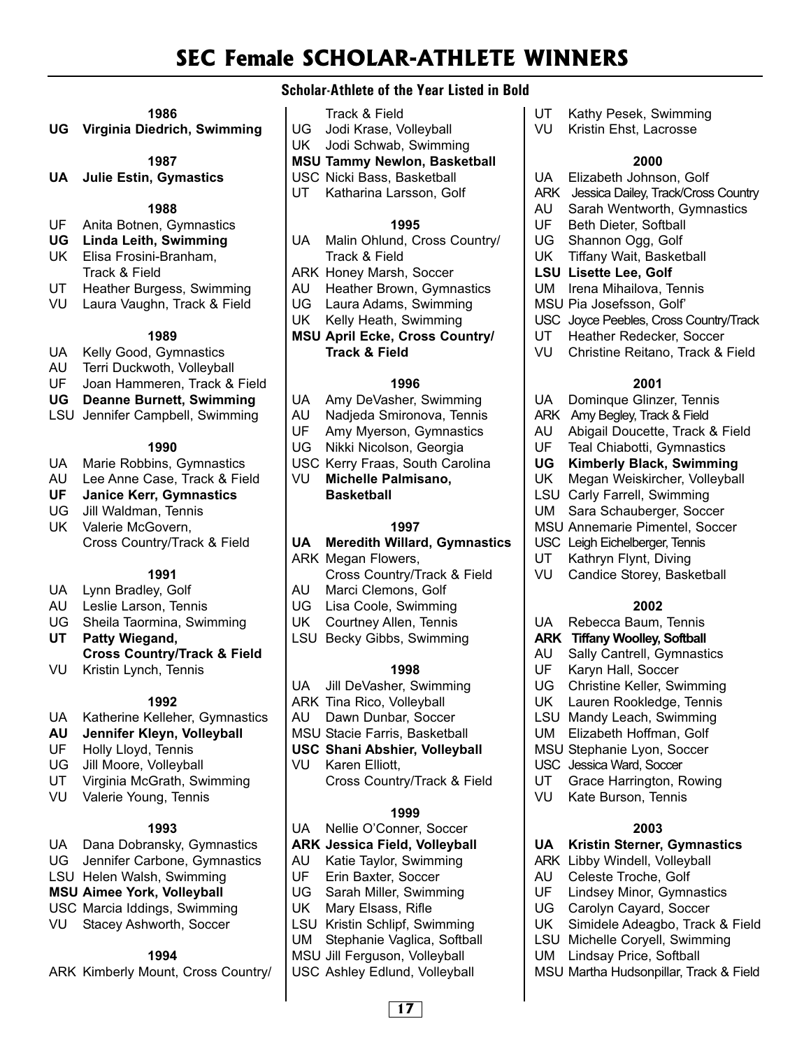# SEC Female SCHOLAR-ATHLETE WINNERS

**Scholar-Athlete of the Year Listed in Bold**

### 1986

**UG Virginia Diedrich, Swimming**

### 1987

**UA Julie Estin, Gymnastics**

### 1988

UF Anita Botnen, Gymnastics
**UG Linda Leith, Swimming**
UK Elisa Frosini-Branham, Track & Field
UT Heather Burgess, Swimming
VU Laura Vaughn, Track & Field

### 1989

UA Kelly Good, Gymnastics
AU Terri Duckwoth, Volleyball
UF Joan Hammeren, Track & Field
**UG Deanne Burnett, Swimming**
LSU Jennifer Campbell, Swimming

### 1990

UA Marie Robbins, Gymnastics
AU Lee Anne Case, Track & Field
**UF Janice Kerr, Gymnastics**
UG Jill Waldman, Tennis
UK Valerie McGovern, Cross Country/Track & Field

### 1991

UA Lynn Bradley, Golf
AU Leslie Larson, Tennis
UG Sheila Taormina, Swimming
**UT Patty Wiegand, Cross Country/Track & Field**
VU Kristin Lynch, Tennis

### 1992

UA Katherine Kelleher, Gymnastics
**AU Jennifer Kleyn, Volleyball**
UF Holly Lloyd, Tennis
UG Jill Moore, Volleyball
UT Virginia McGrath, Swimming
VU Valerie Young, Tennis

### 1993

UA Dana Dobransky, Gymnastics
UG Jennifer Carbone, Gymnastics
LSU Helen Walsh, Swimming
**MSU Aimee York, Volleyball**
USC Marcia Iddings, Swimming
VU Stacey Ashworth, Soccer

### 1994

ARK Kimberly Mount, Cross Country/Track & Field
UG Jodi Krase, Volleyball
UK Jodi Schwab, Swimming
**MSU Tammy Newlon, Basketball**
USC Nicki Bass, Basketball
UT Katharina Larsson, Golf

### 1995

UA Malin Ohlund, Cross Country/Track & Field
ARK Honey Marsh, Soccer
AU Heather Brown, Gymnastics
UG Laura Adams, Swimming
UK Kelly Heath, Swimming
**MSU April Ecke, Cross Country/Track & Field**

### 1996

UA Amy DeVasher, Swimming
AU Nadjeda Smironova, Tennis
UF Amy Myerson, Gymnastics
UG Nikki Nicolson, Georgia
USC Kerry Fraas, South Carolina
**VU Michelle Palmisano, Basketball**

### 1997

**UA Meredith Willard, Gymnastics**
ARK Megan Flowers, Cross Country/Track & Field
AU Marci Clemons, Golf
UG Lisa Coole, Swimming
UK Courtney Allen, Tennis
LSU Becky Gibbs, Swimming

### 1998

UA Jill DeVasher, Swimming
ARK Tina Rico, Volleyball
AU Dawn Dunbar, Soccer
MSU Stacie Farris, Basketball
**USC Shani Abshier, Volleyball**
VU Karen Elliott, Cross Country/Track & Field

### 1999

UA Nellie O'Conner, Soccer
**ARK Jessica Field, Volleyball**
AU Katie Taylor, Swimming
UF Erin Baxter, Soccer
UG Sarah Miller, Swimming
UK Mary Elsass, Rifle
LSU Kristin Schlipf, Swimming
UM Stephanie Vaglica, Softball
MSU Jill Ferguson, Volleyball
USC Ashley Edlund, Volleyball
UT Kathy Pesek, Swimming
VU Kristin Ehst, Lacrosse

### 2000

UA Elizabeth Johnson, Golf
ARK Jessica Dailey, Track/Cross Country
AU Sarah Wentworth, Gymnastics
UF Beth Dieter, Softball
UG Shannon Ogg, Golf
UK Tiffany Wait, Basketball
**LSU Lisette Lee, Golf**
UM Irena Mihailova, Tennis
MSU Pia Josefsson, Golf'
USC Joyce Peebles, Cross Country/Track
UT Heather Redecker, Soccer
VU Christine Reitano, Track & Field

### 2001

UA Dominque Glinzer, Tennis
ARK Amy Begley, Track & Field
AU Abigail Doucette, Track & Field
UF Teal Chiabotti, Gymnastics
**UG Kimberly Black, Swimming**
UK Megan Weiskircher, Volleyball
LSU Carly Farrell, Swimming
UM Sara Schauberger, Soccer
MSU Annemarie Pimentel, Soccer
USC Leigh Eichelberger, Tennis
UT Kathryn Flynt, Diving
VU Candice Storey, Basketball

### 2002

UA Rebecca Baum, Tennis
**ARK Tiffany Woolley, Softball**
AU Sally Cantrell, Gymnastics
UF Karyn Hall, Soccer
UG Christine Keller, Swimming
UK Lauren Rookledge, Tennis
LSU Mandy Leach, Swimming
UM Elizabeth Hoffman, Golf
MSU Stephanie Lyon, Soccer
USC Jessica Ward, Soccer
UT Grace Harrington, Rowing
VU Kate Burson, Tennis

### 2003

**UA Kristin Sterner, Gymnastics**
ARK Libby Windell, Volleyball
AU Celeste Troche, Golf
UF Lindsey Minor, Gymnastics
UG Carolyn Cayard, Soccer
UK Simidele Adeagbo, Track & Field
LSU Michelle Coryell, Swimming
UM Lindsay Price, Softball
MSU Martha Hudsonpillar, Track & Field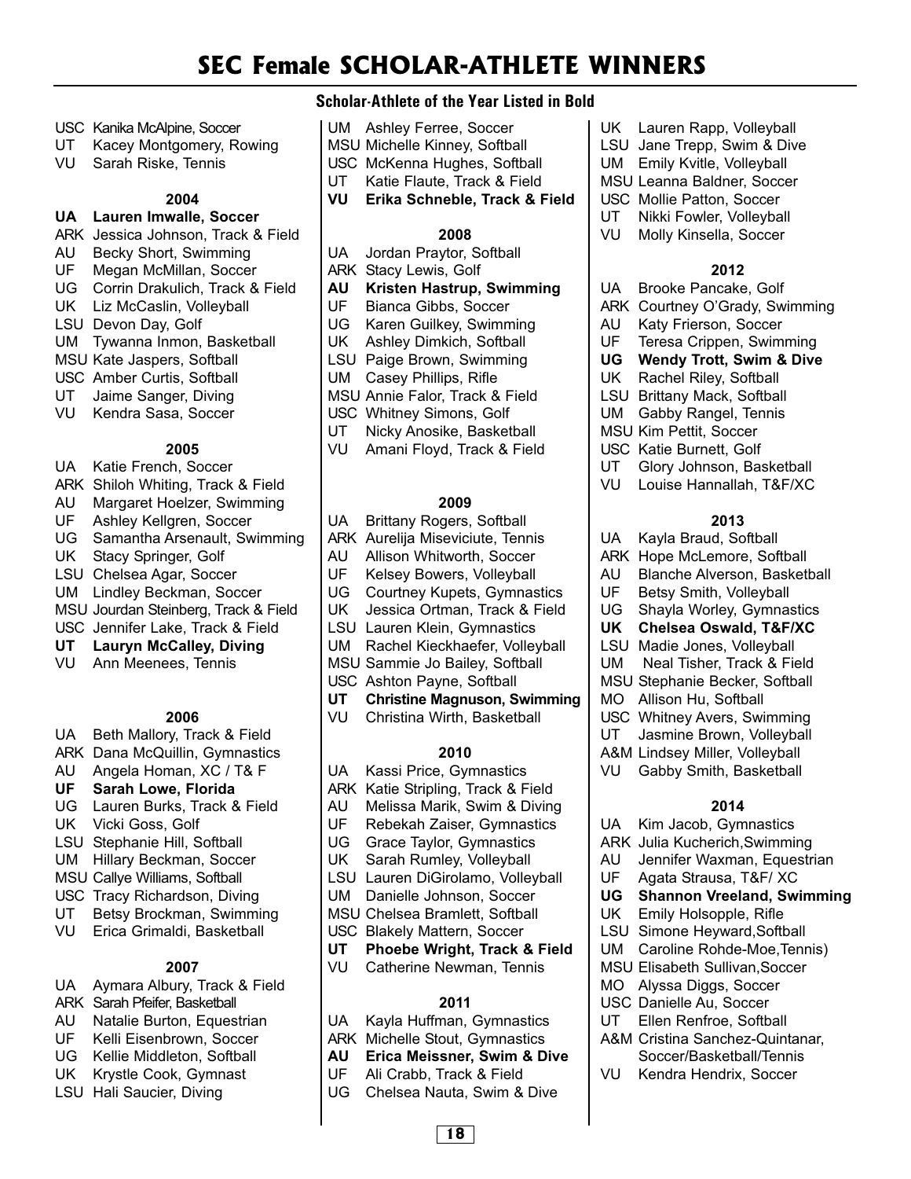# SEC Female SCHOLAR-ATHLETE WINNERS

**Scholar-Athlete of the Year Listed in Bold**

USC Kanika McAlpine, Soccer
UT Kacey Montgomery, Rowing
VU Sarah Riske, Tennis

### 2004

**UA Lauren Imwalle, Soccer**
ARK Jessica Johnson, Track & Field
AU Becky Short, Swimming
UF Megan McMillan, Soccer
UG Corrin Drakulich, Track & Field
UK Liz McCaslin, Volleyball
LSU Devon Day, Golf
UM Tywanna Inmon, Basketball
MSU Kate Jaspers, Softball
USC Amber Curtis, Softball
UT Jaime Sanger, Diving
VU Kendra Sasa, Soccer

### 2005

UA Katie French, Soccer
ARK Shiloh Whiting, Track & Field
AU Margaret Hoelzer, Swimming
UF Ashley Kellgren, Soccer
UG Samantha Arsenault, Swimming
UK Stacy Springer, Golf
LSU Chelsea Agar, Soccer
UM Lindley Beckman, Soccer
MSU Jourdan Steinberg, Track & Field
USC Jennifer Lake, Track & Field
**UT Lauryn McCalley, Diving**
VU Ann Meenees, Tennis

### 2006

UA Beth Mallory, Track & Field
ARK Dana McQuillin, Gymnastics
AU Angela Homan, XC / T& F
**UF Sarah Lowe, Florida**
UG Lauren Burks, Track & Field
UK Vicki Goss, Golf
LSU Stephanie Hill, Softball
UM Hillary Beckman, Soccer
MSU Callye Williams, Softball
USC Tracy Richardson, Diving
UT Betsy Brockman, Swimming
VU Erica Grimaldi, Basketball

### 2007

UA Aymara Albury, Track & Field
ARK Sarah Pfeifer, Basketball
AU Natalie Burton, Equestrian
UF Kelli Eisenbrown, Soccer
UG Kellie Middleton, Softball
UK Krystle Cook, Gymnast
LSU Hali Saucier, Diving
UM Ashley Ferree, Soccer
MSU Michelle Kinney, Softball
USC McKenna Hughes, Softball
UT Katie Flaute, Track & Field
**VU Erika Schneble, Track & Field**

### 2008

UA Jordan Praytor, Softball
ARK Stacy Lewis, Golf
**AU Kristen Hastrup, Swimming**
UF Bianca Gibbs, Soccer
UG Karen Guilkey, Swimming
UK Ashley Dimkich, Softball
LSU Paige Brown, Swimming
UM Casey Phillips, Rifle
MSU Annie Falor, Track & Field
USC Whitney Simons, Golf
UT Nicky Anosike, Basketball
VU Amani Floyd, Track & Field

### 2009

UA Brittany Rogers, Softball
ARK Aurelija Miseviciute, Tennis
AU Allison Whitworth, Soccer
UF Kelsey Bowers, Volleyball
UG Courtney Kupets, Gymnastics
UK Jessica Ortman, Track & Field
LSU Lauren Klein, Gymnastics
UM Rachel Kieckhaefer, Volleyball
MSU Sammie Jo Bailey, Softball
USC Ashton Payne, Softball
**UT Christine Magnuson, Swimming**
VU Christina Wirth, Basketball

### 2010

UA Kassi Price, Gymnastics
ARK Katie Stripling, Track & Field
AU Melissa Marik, Swim & Diving
UF Rebekah Zaiser, Gymnastics
UG Grace Taylor, Gymnastics
UK Sarah Rumley, Volleyball
LSU Lauren DiGirolamo, Volleyball
UM Danielle Johnson, Soccer
MSU Chelsea Bramlett, Softball
USC Blakely Mattern, Soccer
**UT Phoebe Wright, Track & Field**
VU Catherine Newman, Tennis

### 2011

UA Kayla Huffman, Gymnastics
ARK Michelle Stout, Gymnastics
**AU Erica Meissner, Swim & Dive**
UF Ali Crabb, Track & Field
UG Chelsea Nauta, Swim & Dive
UK Lauren Rapp, Volleyball
LSU Jane Trepp, Swim & Dive
UM Emily Kvitle, Volleyball
MSU Leanna Baldner, Soccer
USC Mollie Patton, Soccer
UT Nikki Fowler, Volleyball
VU Molly Kinsella, Soccer

### 2012

UA Brooke Pancake, Golf
ARK Courtney O'Grady, Swimming
AU Katy Frierson, Soccer
UF Teresa Crippen, Swimming
**UG Wendy Trott, Swim & Dive**
UK Rachel Riley, Softball
LSU Brittany Mack, Softball
UM Gabby Rangel, Tennis
MSU Kim Pettit, Soccer
USC Katie Burnett, Golf
UT Glory Johnson, Basketball
VU Louise Hannallah, T&F/XC

### 2013

UA Kayla Braud, Softball
ARK Hope McLemore, Softball
AU Blanche Alverson, Basketball
UF Betsy Smith, Volleyball
UG Shayla Worley, Gymnastics
**UK Chelsea Oswald, T&F/XC**
LSU Madie Jones, Volleyball
UM Neal Tisher, Track & Field
MSU Stephanie Becker, Softball
MO Allison Hu, Softball
USC Whitney Avers, Swimming
UT Jasmine Brown, Volleyball
A&M Lindsey Miller, Volleyball
VU Gabby Smith, Basketball

### 2014

UA Kim Jacob, Gymnastics
ARK Julia Kucherich,Swimming
AU Jennifer Waxman, Equestrian
UF Agata Strausa, T&F/ XC
**UG Shannon Vreeland, Swimming**
UK Emily Holsopple, Rifle
LSU Simone Heyward,Softball
UM Caroline Rohde-Moe,Tennis)
MSU Elisabeth Sullivan,Soccer
MO Alyssa Diggs, Soccer
USC Danielle Au, Soccer
UT Ellen Renfroe, Softball
A&M Cristina Sanchez-Quintanar, Soccer/Basketball/Tennis
VU Kendra Hendrix, Soccer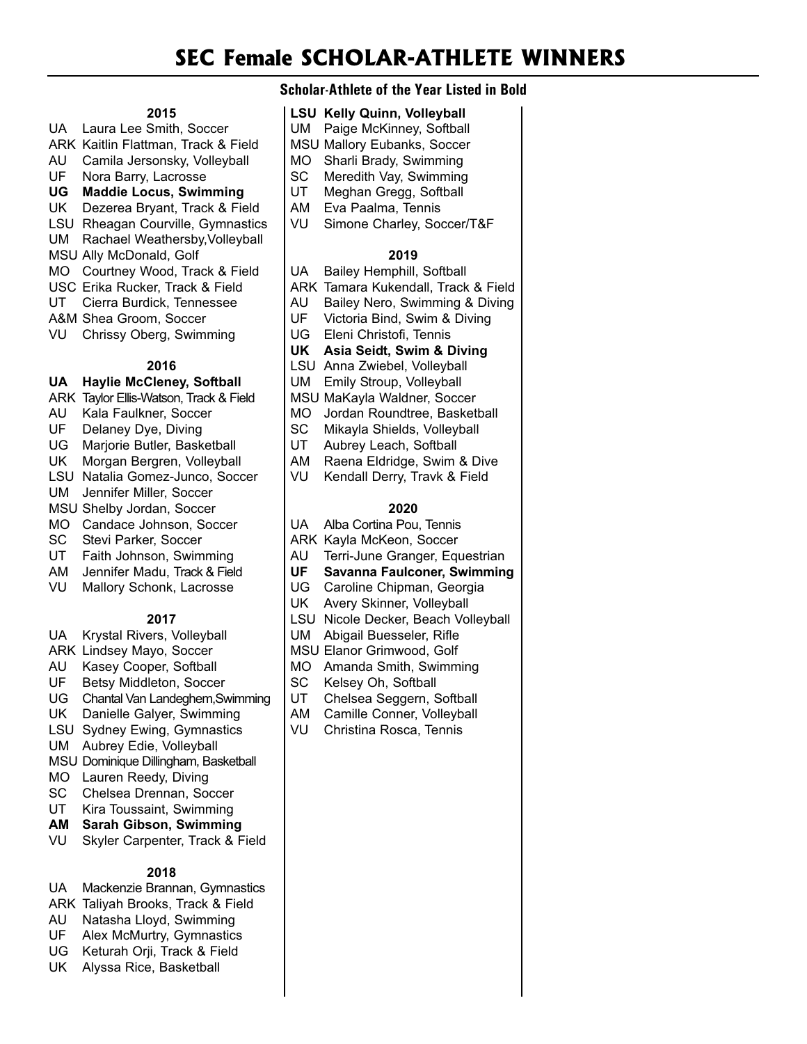# SEC Female SCHOLAR-ATHLETE WINNERS

### Scholar-Athlete of the Year Listed in Bold

**2015**

UA Laura Lee Smith, Soccer
ARK Kaitlin Flattman, Track & Field
AU Camila Jersonsky, Volleyball
UF Nora Barry, Lacrosse
**UG Maddie Locus, Swimming**
UK Dezerea Bryant, Track & Field
LSU Rheagan Courville, Gymnastics
UM Rachael Weathersby,Volleyball
MSU Ally McDonald, Golf
MO Courtney Wood, Track & Field
USC Erika Rucker, Track & Field
UT Cierra Burdick, Tennessee
A&M Shea Groom, Soccer
VU Chrissy Oberg, Swimming

**2016**

**UA Haylie McCleney, Softball**
ARK Taylor Ellis-Watson, Track & Field
AU Kala Faulkner, Soccer
UF Delaney Dye, Diving
UG Marjorie Butler, Basketball
UK Morgan Bergren, Volleyball
LSU Natalia Gomez-Junco, Soccer
UM Jennifer Miller, Soccer
MSU Shelby Jordan, Soccer
MO Candace Johnson, Soccer
SC Stevi Parker, Soccer
UT Faith Johnson, Swimming
AM Jennifer Madu, Track & Field
VU Mallory Schonk, Lacrosse

**2017**

UA Krystal Rivers, Volleyball
ARK Lindsey Mayo, Soccer
AU Kasey Cooper, Softball
UF Betsy Middleton, Soccer
UG Chantal Van Landeghem,Swimming
UK Danielle Galyer, Swimming
LSU Sydney Ewing, Gymnastics
UM Aubrey Edie, Volleyball
MSU Dominique Dillingham, Basketball
MO Lauren Reedy, Diving
SC Chelsea Drennan, Soccer
UT Kira Toussaint, Swimming
**AM Sarah Gibson, Swimming**
VU Skyler Carpenter, Track & Field

**2018**

UA Mackenzie Brannan, Gymnastics
ARK Taliyah Brooks, Track & Field
AU Natasha Lloyd, Swimming
UF Alex McMurtry, Gymnastics
UG Keturah Orji, Track & Field
UK Alyssa Rice, Basketball
**LSU Kelly Quinn, Volleyball**
UM Paige McKinney, Softball
MSU Mallory Eubanks, Soccer
MO Sharli Brady, Swimming
SC Meredith Vay, Swimming
UT Meghan Gregg, Softball
AM Eva Paalma, Tennis
VU Simone Charley, Soccer/T&F

**2019**

UA Bailey Hemphill, Softball
ARK Tamara Kukendall, Track & Field
AU Bailey Nero, Swimming & Diving
UF Victoria Bind, Swim & Diving
UG Eleni Christofi, Tennis
**UK Asia Seidt, Swim & Diving**
LSU Anna Zwiebel, Volleyball
UM Emily Stroup, Volleyball
MSU MaKayla Waldner, Soccer
MO Jordan Roundtree, Basketball
SC Mikayla Shields, Volleyball
UT Aubrey Leach, Softball
AM Raena Eldridge, Swim & Dive
VU Kendall Derry, Travk & Field

**2020**

UA Alba Cortina Pou, Tennis
ARK Kayla McKeon, Soccer
AU Terri-June Granger, Equestrian
**UF Savanna Faulconer, Swimming**
UG Caroline Chipman, Georgia
UK Avery Skinner, Volleyball
LSU Nicole Decker, Beach Volleyball
UM Abigail Buesseler, Rifle
MSU Elanor Grimwood, Golf
MO Amanda Smith, Swimming
SC Kelsey Oh, Softball
UT Chelsea Seggern, Softball
AM Camille Conner, Volleyball
VU Christina Rosca, Tennis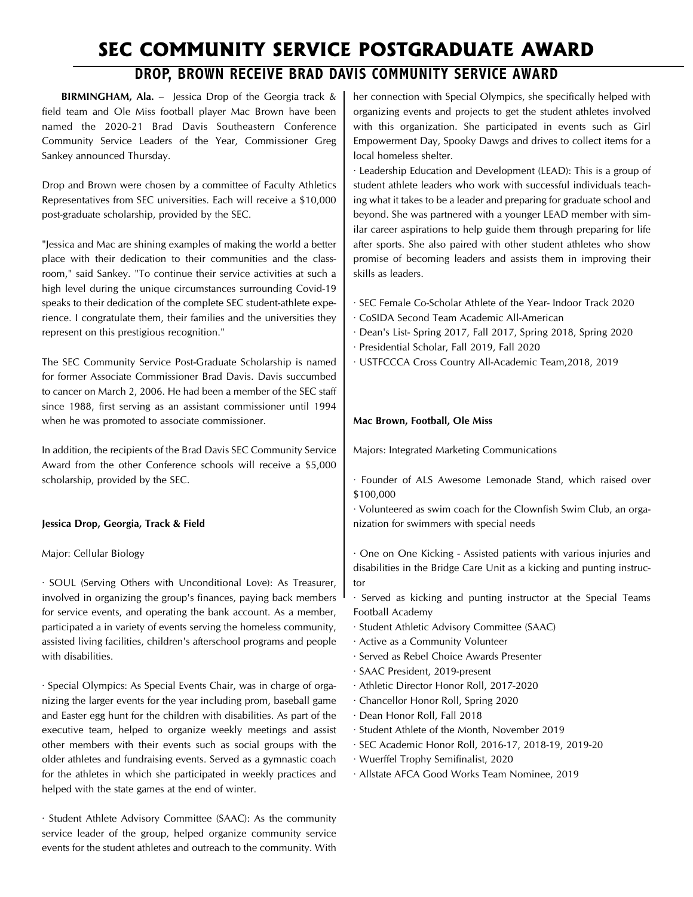# SEC COMMUNITY SERVICE POSTGRADUATE AWARD

## DROP, BROWN RECEIVE BRAD DAVIS COMMUNITY SERVICE AWARD

**BIRMINGHAM, Ala.** – Jessica Drop of the Georgia track & field team and Ole Miss football player Mac Brown have been named the 2020-21 Brad Davis Southeastern Conference Community Service Leaders of the Year, Commissioner Greg Sankey announced Thursday.

Drop and Brown were chosen by a committee of Faculty Athletics Representatives from SEC universities. Each will receive a $10,000 post-graduate scholarship, provided by the SEC.

"Jessica and Mac are shining examples of making the world a better place with their dedication to their communities and the classroom," said Sankey. "To continue their service activities at such a high level during the unique circumstances surrounding Covid-19 speaks to their dedication of the complete SEC student-athlete experience. I congratulate them, their families and the universities they represent on this prestigious recognition."

The SEC Community Service Post-Graduate Scholarship is named for former Associate Commissioner Brad Davis. Davis succumbed to cancer on March 2, 2006. He had been a member of the SEC staff since 1988, first serving as an assistant commissioner until 1994 when he was promoted to associate commissioner.

In addition, the recipients of the Brad Davis SEC Community Service Award from the other Conference schools will receive a $5,000 scholarship, provided by the SEC.

**Jessica Drop, Georgia, Track & Field**

Major: Cellular Biology

· SOUL (Serving Others with Unconditional Love): As Treasurer, involved in organizing the group's finances, paying back members for service events, and operating the bank account. As a member, participated a in variety of events serving the homeless community, assisted living facilities, children's afterschool programs and people with disabilities.

· Special Olympics: As Special Events Chair, was in charge of organizing the larger events for the year including prom, baseball game and Easter egg hunt for the children with disabilities. As part of the executive team, helped to organize weekly meetings and assist other members with their events such as social groups with the older athletes and fundraising events. Served as a gymnastic coach for the athletes in which she participated in weekly practices and helped with the state games at the end of winter.

· Student Athlete Advisory Committee (SAAC): As the community service leader of the group, helped organize community service events for the student athletes and outreach to the community. With her connection with Special Olympics, she specifically helped with organizing events and projects to get the student athletes involved with this organization. She participated in events such as Girl Empowerment Day, Spooky Dawgs and drives to collect items for a local homeless shelter.

· Leadership Education and Development (LEAD): This is a group of student athlete leaders who work with successful individuals teaching what it takes to be a leader and preparing for graduate school and beyond. She was partnered with a younger LEAD member with similar career aspirations to help guide them through preparing for life after sports. She also paired with other student athletes who show promise of becoming leaders and assists them in improving their skills as leaders.

· SEC Female Co-Scholar Athlete of the Year- Indoor Track 2020
· CoSIDA Second Team Academic All-American
· Dean's List- Spring 2017, Fall 2017, Spring 2018, Spring 2020
· Presidential Scholar, Fall 2019, Fall 2020
· USTFCCCA Cross Country All-Academic Team,2018, 2019

**Mac Brown, Football, Ole Miss**

Majors: Integrated Marketing Communications

· Founder of ALS Awesome Lemonade Stand, which raised over $100,000
· Volunteered as swim coach for the Clownfish Swim Club, an organization for swimmers with special needs

· One on One Kicking - Assisted patients with various injuries and disabilities in the Bridge Care Unit as a kicking and punting instructor
· Served as kicking and punting instructor at the Special Teams Football Academy
· Student Athletic Advisory Committee (SAAC)
· Active as a Community Volunteer
· Served as Rebel Choice Awards Presenter
· SAAC President, 2019-present
· Athletic Director Honor Roll, 2017-2020
· Chancellor Honor Roll, Spring 2020
· Dean Honor Roll, Fall 2018
· Student Athlete of the Month, November 2019
· SEC Academic Honor Roll, 2016-17, 2018-19, 2019-20
· Wuerffel Trophy Semifinalist, 2020
· Allstate AFCA Good Works Team Nominee, 2019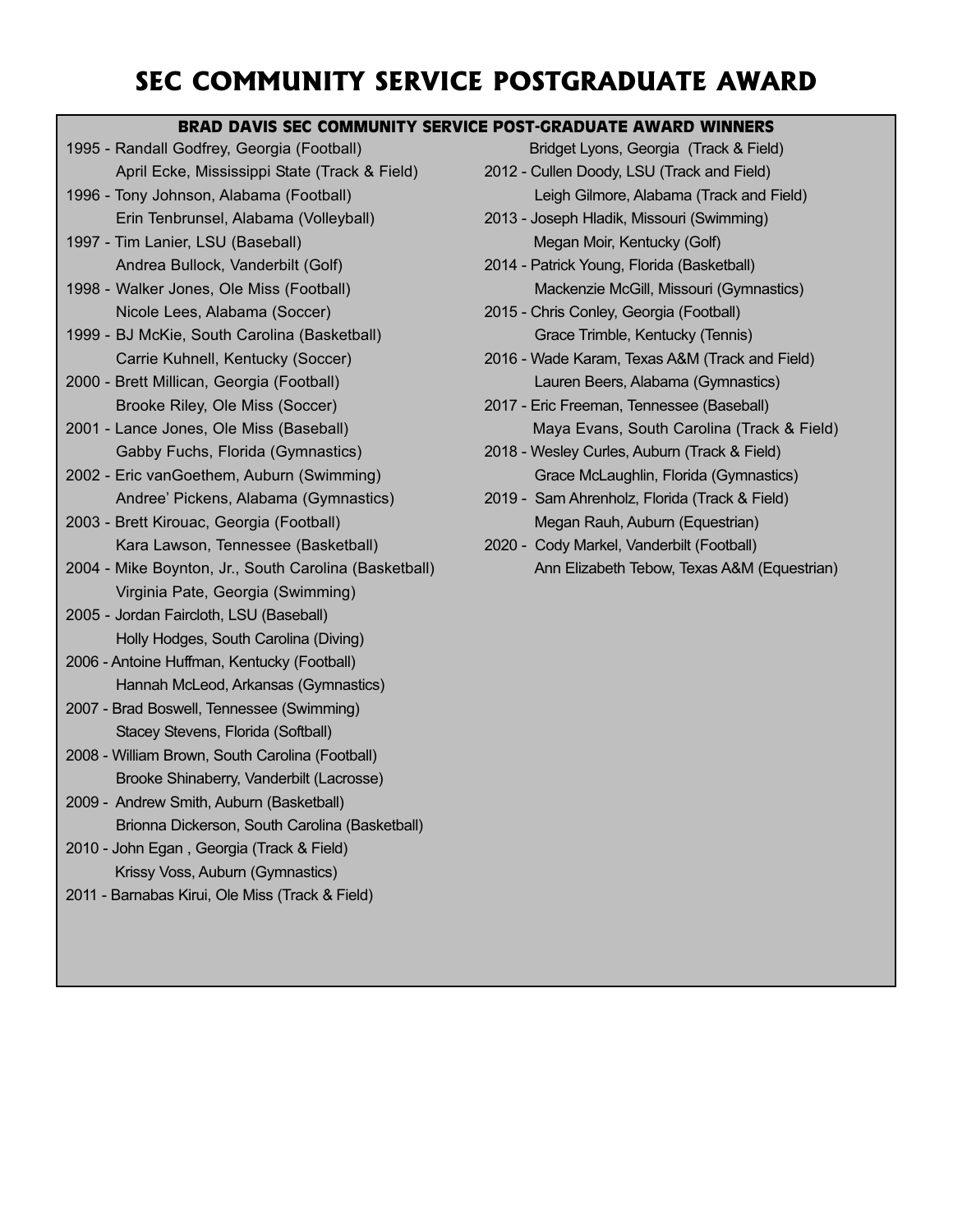# SEC COMMUNITY SERVICE POSTGRADUATE AWARD

## BRAD DAVIS SEC COMMUNITY SERVICE POST-GRADUATE AWARD WINNERS

1995 - Randall Godfrey, Georgia (Football)
April Ecke, Mississippi State (Track & Field)

1996 - Tony Johnson, Alabama (Football)
Erin Tenbrunsel, Alabama (Volleyball)

1997 - Tim Lanier, LSU (Baseball)
Andrea Bullock, Vanderbilt (Golf)

1998 - Walker Jones, Ole Miss (Football)
Nicole Lees, Alabama (Soccer)

1999 - BJ McKie, South Carolina (Basketball)
Carrie Kuhnell, Kentucky (Soccer)

2000 - Brett Millican, Georgia (Football)
Brooke Riley, Ole Miss (Soccer)

2001 - Lance Jones, Ole Miss (Baseball)
Gabby Fuchs, Florida (Gymnastics)

2002 - Eric vanGoethem, Auburn (Swimming)
Andree' Pickens, Alabama (Gymnastics)

2003 - Brett Kirouac, Georgia (Football)
Kara Lawson, Tennessee (Basketball)

2004 - Mike Boynton, Jr., South Carolina (Basketball)
Virginia Pate, Georgia (Swimming)

2005 - Jordan Faircloth, LSU (Baseball)
Holly Hodges, South Carolina (Diving)

2006 - Antoine Huffman, Kentucky (Football)
Hannah McLeod, Arkansas (Gymnastics)

2007 - Brad Boswell, Tennessee (Swimming)
Stacey Stevens, Florida (Softball)

2008 - William Brown, South Carolina (Football)
Brooke Shinaberry, Vanderbilt (Lacrosse)

2009 - Andrew Smith, Auburn (Basketball)
Brionna Dickerson, South Carolina (Basketball)

2010 - John Egan , Georgia (Track & Field)
Krissy Voss, Auburn (Gymnastics)

2011 - Barnabas Kirui, Ole Miss (Track & Field)
Bridget Lyons, Georgia (Track & Field)

2012 - Cullen Doody, LSU (Track and Field)
Leigh Gilmore, Alabama (Track and Field)

2013 - Joseph Hladik, Missouri (Swimming)
Megan Moir, Kentucky (Golf)

2014 - Patrick Young, Florida (Basketball)
Mackenzie McGill, Missouri (Gymnastics)

2015 - Chris Conley, Georgia (Football)
Grace Trimble, Kentucky (Tennis)

2016 - Wade Karam, Texas A&M (Track and Field)
Lauren Beers, Alabama (Gymnastics)

2017 - Eric Freeman, Tennessee (Baseball)
Maya Evans, South Carolina (Track & Field)

2018 - Wesley Curles, Auburn (Track & Field)
Grace McLaughlin, Florida (Gymnastics)

2019 - Sam Ahrenholz, Florida (Track & Field)
Megan Rauh, Auburn (Equestrian)

2020 - Cody Markel, Vanderbilt (Football)
Ann Elizabeth Tebow, Texas A&M (Equestrian)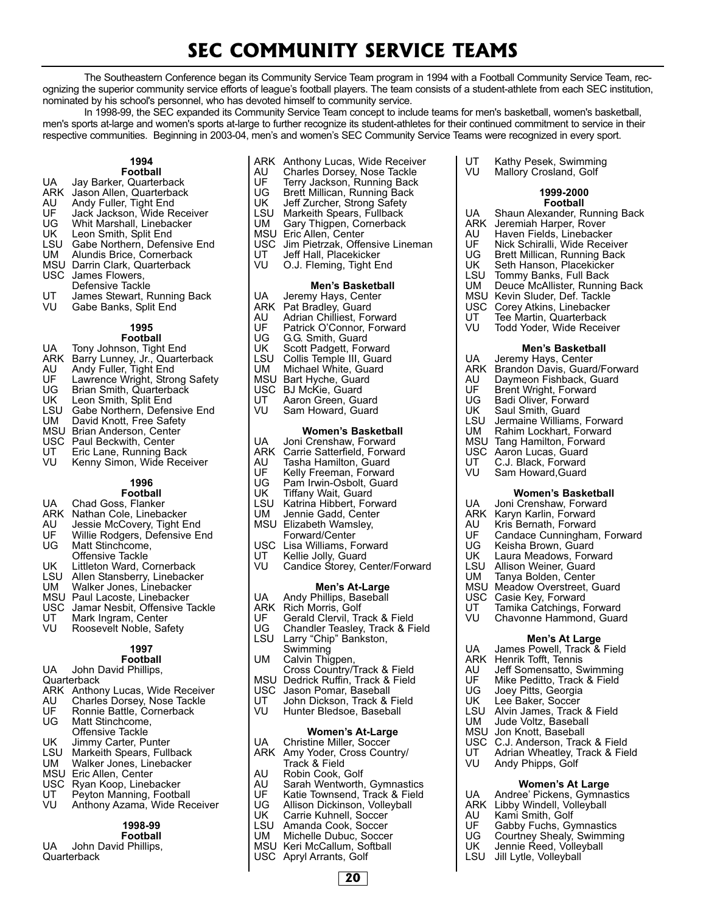# SEC COMMUNITY SERVICE TEAMS

The Southeastern Conference began its Community Service Team program in 1994 with a Football Community Service Team, recognizing the superior community service efforts of league's football players. The team consists of a student-athlete from each SEC institution, nominated by his school's personnel, who has devoted himself to community service.

In 1998-99, the SEC expanded its Community Service Team concept to include teams for men's basketball, women's basketball, men's sports at-large and women's sports at-large to further recognize its student-athletes for their continued commitment to service in their respective communities. Beginning in 2003-04, men's and women's SEC Community Service Teams were recognized in every sport.

## 1994

### Football

UA Jay Barker, Quarterback
ARK Jason Allen, Quarterback
AU Andy Fuller, Tight End
UF Jack Jackson, Wide Receiver
UG Whit Marshall, Linebacker
UK Leon Smith, Split End
LSU Gabe Northern, Defensive End
UM Alundis Brice, Cornerback
MSU Darrin Clark, Quarterback
USC James Flowers, Defensive Tackle
UT James Stewart, Running Back
VU Gabe Banks, Split End

## 1995

### Football

UA Tony Johnson, Tight End
ARK Barry Lunney, Jr., Quarterback
AU Andy Fuller, Tight End
UF Lawrence Wright, Strong Safety
UG Brian Smith, Quarterback
UK Leon Smith, Split End
LSU Gabe Northern, Defensive End
UM David Knott, Free Safety
MSU Brian Anderson, Center
USC Paul Beckwith, Center
UT Eric Lane, Running Back
VU Kenny Simon, Wide Receiver

## 1996

### Football

UA Chad Goss, Flanker
ARK Nathan Cole, Linebacker
AU Jessie McCovery, Tight End
UF Willie Rodgers, Defensive End
UG Matt Stinchcome, Offensive Tackle
UK Littleton Ward, Cornerback
LSU Allen Stansberry, Linebacker
UM Walker Jones, Linebacker
MSU Paul Lacoste, Linebacker
USC Jamar Nesbit, Offensive Tackle
UT Mark Ingram, Center
VU Roosevelt Noble, Safety

## 1997

### Football

UA John David Phillips, Quarterback
ARK Anthony Lucas, Wide Receiver
AU Charles Dorsey, Nose Tackle
UF Ronnie Battle, Cornerback
UG Matt Stinchcome, Offensive Tackle
UK Jimmy Carter, Punter
LSU Markeith Spears, Fullback
UM Walker Jones, Linebacker
MSU Eric Allen, Center
USC Ryan Koop, Linebacker
UT Peyton Manning, Football
VU Anthony Azama, Wide Receiver

## 1998-99

### Football

UA John David Phillips, Quarterback
ARK Anthony Lucas, Wide Receiver
AU Charles Dorsey, Nose Tackle
UF Terry Jackson, Running Back
UG Brett Millican, Running Back
UK Jeff Zurcher, Strong Safety
LSU Markeith Spears, Fullback
UM Gary Thigpen, Cornerback
MSU Eric Allen, Center
USC Jim Pietrzak, Offensive Lineman
UT Jeff Hall, Placekicker
VU O.J. Fleming, Tight End

### Men's Basketball

UA Jeremy Hays, Center
ARK Pat Bradley, Guard
AU Adrian Chilliest, Forward
UF Patrick O'Connor, Forward
UG G.G. Smith, Guard
UK Scott Padgett, Forward
LSU Collis Temple III, Guard
UM Michael White, Guard
MSU Bart Hyche, Guard
USC BJ McKie, Guard
UT Aaron Green, Guard
VU Sam Howard, Guard

### Women's Basketball

UA Joni Crenshaw, Forward
ARK Carrie Satterfield, Forward
AU Tasha Hamilton, Guard
UF Kelly Freeman, Forward
UG Pam Irwin-Osbolt, Guard
UK Tiffany Wait, Guard
LSU Katrina Hibbert, Forward
UM Jennie Gadd, Center
MSU Elizabeth Wamsley, Forward/Center
USC Lisa Williams, Forward
UT Kellie Jolly, Guard
VU Candice Storey, Center/Forward

### Men's At-Large

UA Andy Phillips, Baseball
ARK Rich Morris, Golf
UF Gerald Clervil, Track & Field
UG Chandler Teasley, Track & Field
LSU Larry "Chip" Bankston, Swimming
UM Calvin Thigpen, Cross Country/Track & Field
MSU Dedrick Ruffin, Track & Field
USC Jason Pomar, Baseball
UT John Dickson, Track & Field
VU Hunter Bledsoe, Baseball

### Women's At-Large

UA Christine Miller, Soccer
ARK Amy Yoder, Cross Country/Track & Field
AU Robin Cook, Golf
AU Sarah Wentworth, Gymnastics
UF Katie Townsend, Track & Field
UG Allison Dickinson, Volleyball
UK Carrie Kuhnell, Soccer
LSU Amanda Cook, Soccer
UM Michelle Dubuc, Soccer
MSU Keri McCallum, Softball
USC Apryl Arrants, Golf
UT Kathy Pesek, Swimming
VU Mallory Crosland, Golf

## 1999-2000

### Football

UA Shaun Alexander, Running Back
ARK Jeremiah Harper, Rover
AU Haven Fields, Linebacker
UF Nick Schiralli, Wide Receiver
UG Brett Millican, Running Back
UK Seth Hanson, Placekicker
LSU Tommy Banks, Full Back
UM Deuce McAllister, Running Back
MSU Kevin Sluder, Def. Tackle
USC Corey Atkins, Linebacker
UT Tee Martin, Quarterback
VU Todd Yoder, Wide Receiver

### Men's Basketball

UA Jeremy Hays, Center
ARK Brandon Davis, Guard/Forward
AU Daymeon Fishback, Guard
UF Brent Wright, Forward
UG Badi Oliver, Forward
UK Saul Smith, Guard
LSU Jermaine Williams, Forward
UM Rahim Lockhart, Forward
MSU Tang Hamilton, Forward
USC Aaron Lucas, Guard
UT C.J. Black, Forward
VU Sam Howard,Guard

### Women's Basketball

UA Joni Crenshaw, Forward
ARK Karyn Karlin, Forward
AU Kris Bernath, Forward
UF Candace Cunningham, Forward
UG Keisha Brown, Guard
UK Laura Meadows, Forward
LSU Allison Weiner, Guard
UM Tanya Bolden, Center
MSU Meadow Overstreet, Guard
USC Casie Key, Forward
UT Tamika Catchings, Forward
VU Chavonne Hammond, Guard

### Men's At Large

UA James Powell, Track & Field
ARK Henrik Tofft, Tennis
AU Jeff Somensatto, Swimming
UF Mike Peditto, Track & Field
UG Joey Pitts, Georgia
UK Lee Baker, Soccer
LSU Alvin James, Track & Field
UM Jude Voltz, Baseball
MSU Jon Knott, Baseball
USC C.J. Anderson, Track & Field
UT Adrian Wheatley, Track & Field
VU Andy Phipps, Golf

### Women's At Large

UA Andree' Pickens, Gymnastics
ARK Libby Windell, Volleyball
AU Kami Smith, Golf
UF Gabby Fuchs, Gymnastics
UG Courtney Shealy, Swimming
UK Jennie Reed, Volleyball
LSU Jill Lytle, Volleyball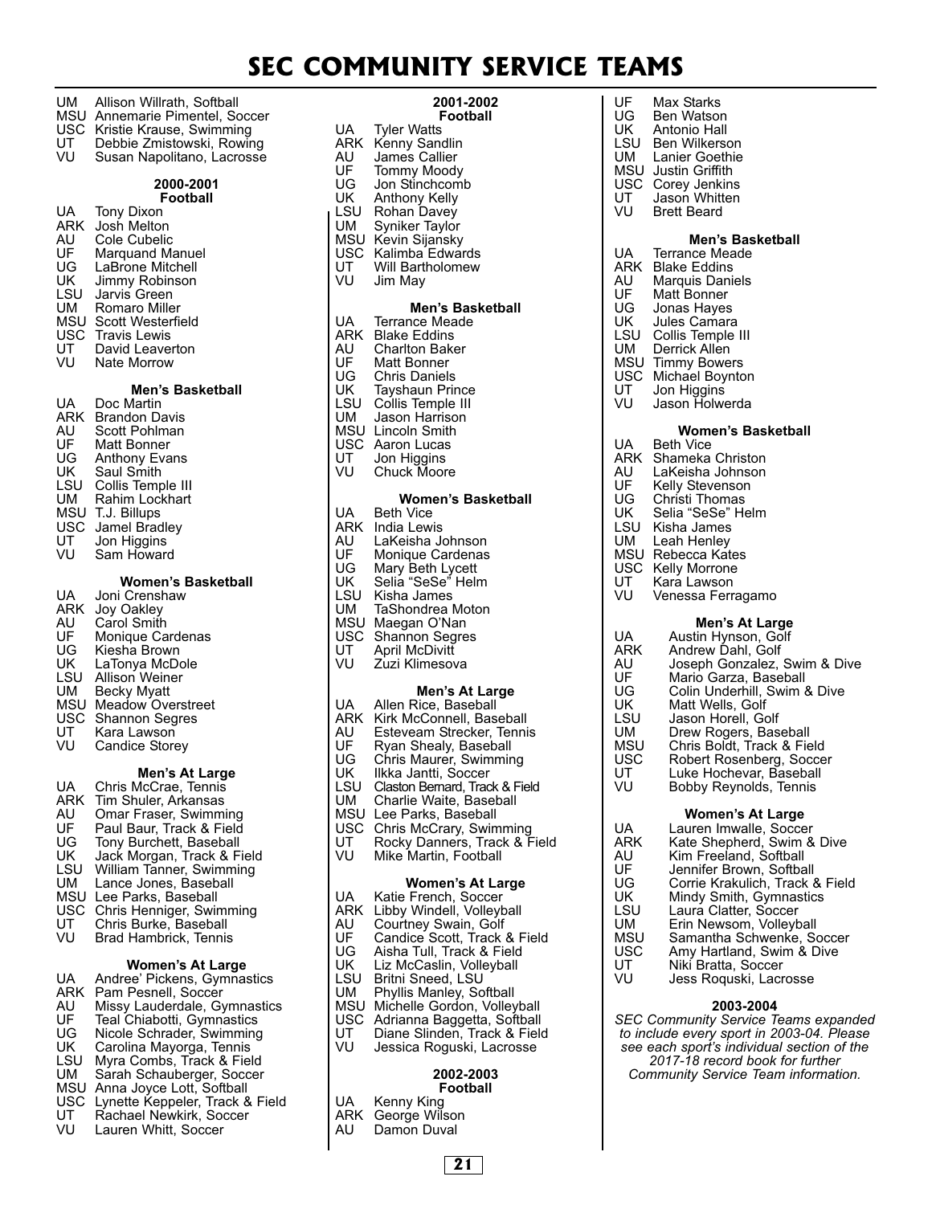# SEC COMMUNITY SERVICE TEAMS

UM Allison Willrath, Softball
MSU Annemarie Pimentel, Soccer
USC Kristie Krause, Swimming
UT Debbie Zmistowski, Rowing
VU Susan Napolitano, Lacrosse

## 2000-2001

### Football

UA Tony Dixon
ARK Josh Melton
AU Cole Cubelic
UF Marquand Manuel
UG LaBrone Mitchell
UK Jimmy Robinson
LSU Jarvis Green
UM Romaro Miller
MSU Scott Westerfield
USC Travis Lewis
UT David Leaverton
VU Nate Morrow

### Men's Basketball

UA Doc Martin
ARK Brandon Davis
AU Scott Pohlman
UF Matt Bonner
UG Anthony Evans
UK Saul Smith
LSU Collis Temple III
UM Rahim Lockhart
MSU T.J. Billups
USC Jamel Bradley
UT Jon Higgins
VU Sam Howard

### Women's Basketball

UA Joni Crenshaw
ARK Joy Oakley
AU Carol Smith
UF Monique Cardenas
UG Kiesha Brown
UK LaTonya McDole
LSU Allison Weiner
UM Becky Myatt
MSU Meadow Overstreet
USC Shannon Segres
UT Kara Lawson
VU Candice Storey

### Men's At Large

UA Chris McCrae, Tennis
ARK Tim Shuler, Arkansas
AU Omar Fraser, Swimming
UF Paul Baur, Track & Field
UG Tony Burchett, Baseball
UK Jack Morgan, Track & Field
LSU William Tanner, Swimming
UM Lance Jones, Baseball
MSU Lee Parks, Baseball
USC Chris Henniger, Swimming
UT Chris Burke, Baseball
VU Brad Hambrick, Tennis

### Women's At Large

UA Andree' Pickens, Gymnastics
ARK Pam Pesnell, Soccer
AU Missy Lauderdale, Gymnastics
UF Teal Chiabotti, Gymnastics
UG Nicole Schrader, Swimming
UK Carolina Mayorga, Tennis
LSU Myra Combs, Track & Field
UM Sarah Schauberger, Soccer
MSU Anna Joyce Lott, Softball
USC Lynette Keppeler, Track & Field
UT Rachael Newkirk, Soccer
VU Lauren Whitt, Soccer

## 2001-2002

### Football

UA Tyler Watts
ARK Kenny Sandlin
AU James Callier
UF Tommy Moody
UG Jon Stinchcomb
UK Anthony Kelly
LSU Rohan Davey
UM Syniker Taylor
MSU Kevin Sijansky
USC Kalimba Edwards
UT Will Bartholomew
VU Jim May

### Men's Basketball

UA Terrance Meade
ARK Blake Eddins
AU Charlton Baker
UF Matt Bonner
UG Chris Daniels
UK Tayshaun Prince
LSU Collis Temple III
UM Jason Harrison
MSU Lincoln Smith
USC Aaron Lucas
UT Jon Higgins
VU Chuck Moore

### Women's Basketball

UA Beth Vice
ARK India Lewis
AU LaKeisha Johnson
UF Monique Cardenas
UG Mary Beth Lycett
UK Selia "SeSe" Helm
LSU Kisha James
UM TaShondrea Moton
MSU Maegan O'Nan
USC Shannon Segres
UT April McDivitt
VU Zuzi Klimesova

### Men's At Large

UA Allen Rice, Baseball
ARK Kirk McConnell, Baseball
AU Esteveam Strecker, Tennis
UF Ryan Shealy, Baseball
UG Chris Maurer, Swimming
UK Ilkka Jantti, Soccer
LSU Claston Bernard, Track & Field
UM Charlie Waite, Baseball
MSU Lee Parks, Baseball
USC Chris McCrary, Swimming
UT Rocky Danners, Track & Field
VU Mike Martin, Football

### Women's At Large

UA Katie French, Soccer
ARK Libby Windell, Volleyball
AU Courtney Swain, Golf
UF Candice Scott, Track & Field
UG Aisha Tull, Track & Field
UK Liz McCaslin, Volleyball
LSU Britni Sneed, LSU
UM Phyllis Manley, Softball
MSU Michelle Gordon, Volleyball
USC Adrianna Baggetta, Softball
UT Diane Slinden, Track & Field
VU Jessica Roguski, Lacrosse

## 2002-2003

### Football

UA Kenny King
ARK George Wilson
AU Damon Duval
UF Max Starks
UG Ben Watson
UK Antonio Hall
LSU Ben Wilkerson
UM Lanier Goethie
MSU Justin Griffith
USC Corey Jenkins
UT Jason Whitten
VU Brett Beard

### Men's Basketball

UA Terrance Meade
ARK Blake Eddins
AU Marquis Daniels
UF Matt Bonner
UG Jonas Hayes
UK Jules Camara
LSU Collis Temple III
UM Derrick Allen
MSU Timmy Bowers
USC Michael Boynton
UT Jon Higgins
VU Jason Holwerda

### Women's Basketball

UA Beth Vice
ARK Shameka Christon
AU LaKeisha Johnson
UF Kelly Stevenson
UG Christi Thomas
UK Selia "SeSe" Helm
LSU Kisha James
UM Leah Henley
MSU Rebecca Kates
USC Kelly Morrone
UT Kara Lawson
VU Venessa Ferragamo

### Men's At Large

UA Austin Hynson, Golf
ARK Andrew Dahl, Golf
AU Joseph Gonzalez, Swim & Dive
UF Mario Garza, Baseball
UG Colin Underhill, Swim & Dive
UK Matt Wells, Golf
LSU Jason Horell, Golf
UM Drew Rogers, Baseball
MSU Chris Boldt, Track & Field
USC Robert Rosenberg, Soccer
UT Luke Hochevar, Baseball
VU Bobby Reynolds, Tennis

### Women's At Large

UA Lauren Imwalle, Soccer
ARK Kate Shepherd, Swim & Dive
AU Kim Freeland, Softball
UF Jennifer Brown, Softball
UG Corrie Krakulich, Track & Field
UK Mindy Smith, Gymnastics
LSU Laura Clatter, Soccer
UM Erin Newsom, Volleyball
MSU Samantha Schwenke, Soccer
USC Amy Hartland, Swim & Dive
UT Niki Bratta, Soccer
VU Jess Roquski, Lacrosse

## 2003-2004

*SEC Community Service Teams expanded to include every sport in 2003-04. Please see each sport's individual section of the 2017-18 record book for further Community Service Team information.*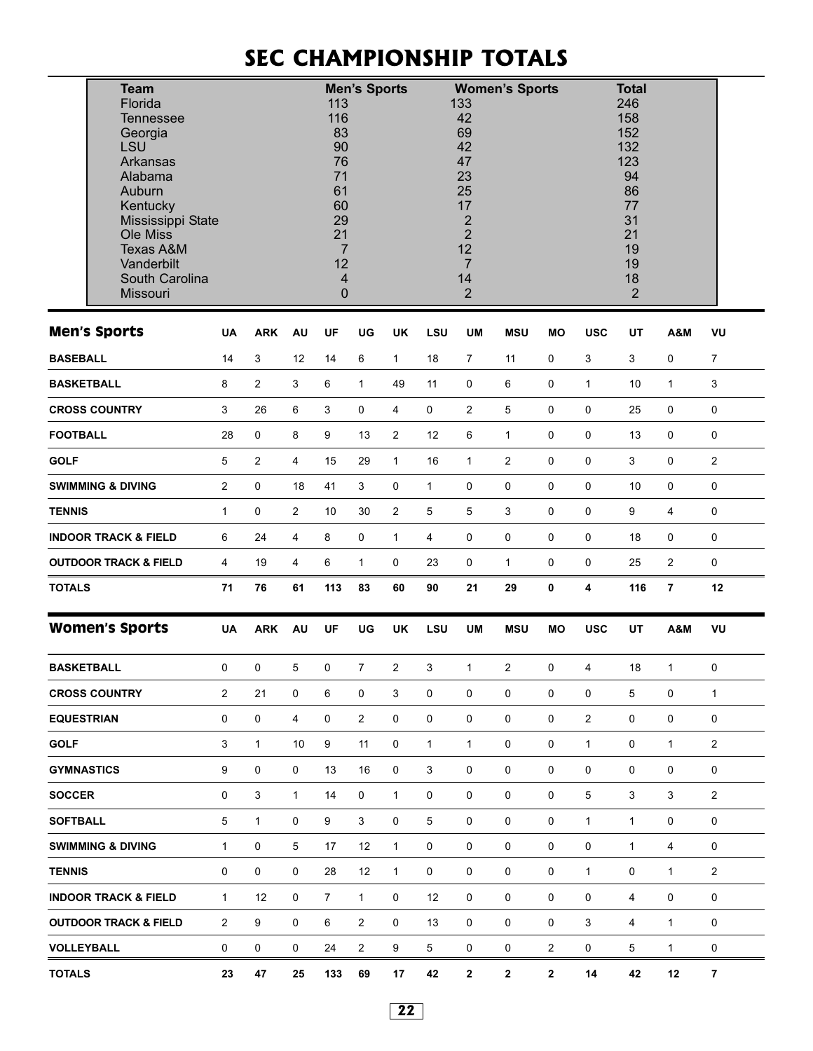# SEC CHAMPIONSHIP TOTALS

| Team | Men's Sports | Women's Sports | Total |
|---|---|---|---|
| Florida | 113 | 133 | 246 |
| Tennessee | 116 | 42 | 158 |
| Georgia | 83 | 69 | 152 |
| LSU | 90 | 42 | 132 |
| Arkansas | 76 | 47 | 123 |
| Alabama | 71 | 23 | 94 |
| Auburn | 61 | 25 | 86 |
| Kentucky | 60 | 17 | 77 |
| Mississippi State | 29 | 2 | 31 |
| Ole Miss | 21 | 2 | 21 |
| Texas A&M | 7 | 12 | 19 |
| Vanderbilt | 12 | 7 | 19 |
| South Carolina | 4 | 14 | 18 |
| Missouri | 0 | 2 | 2 |

| Men's Sports | UA | ARK | AU | UF | UG | UK | LSU | UM | MSU | MO | USC | UT | A&M | VU |
|---|---|---|---|---|---|---|---|---|---|---|---|---|---|---|
| **BASEBALL** | 14 | 3 | 12 | 14 | 6 | 1 | 18 | 7 | 11 | 0 | 3 | 3 | 0 | 7 |
| **BASKETBALL** | 8 | 2 | 3 | 6 | 1 | 49 | 11 | 0 | 6 | 0 | 1 | 10 | 1 | 3 |
| **CROSS COUNTRY** | 3 | 26 | 6 | 3 | 0 | 4 | 0 | 2 | 5 | 0 | 0 | 25 | 0 | 0 |
| **FOOTBALL** | 28 | 0 | 8 | 9 | 13 | 2 | 12 | 6 | 1 | 0 | 0 | 13 | 0 | 0 |
| **GOLF** | 5 | 2 | 4 | 15 | 29 | 1 | 16 | 1 | 2 | 0 | 0 | 3 | 0 | 2 |
| **SWIMMING & DIVING** | 2 | 0 | 18 | 41 | 3 | 0 | 1 | 0 | 0 | 0 | 0 | 10 | 0 | 0 |
| **TENNIS** | 1 | 0 | 2 | 10 | 30 | 2 | 5 | 5 | 3 | 0 | 0 | 9 | 4 | 0 |
| **INDOOR TRACK & FIELD** | 6 | 24 | 4 | 8 | 0 | 1 | 4 | 0 | 0 | 0 | 0 | 18 | 0 | 0 |
| **OUTDOOR TRACK & FIELD** | 4 | 19 | 4 | 6 | 1 | 0 | 23 | 0 | 1 | 0 | 0 | 25 | 2 | 0 |
| **TOTALS** | **71** | **76** | **61** | **113** | **83** | **60** | **90** | **21** | **29** | **0** | **4** | **116** | **7** | **12** |

| Women's Sports | UA | ARK | AU | UF | UG | UK | LSU | UM | MSU | MO | USC | UT | A&M | VU |
|---|---|---|---|---|---|---|---|---|---|---|---|---|---|---|
| **BASKETBALL** | 0 | 0 | 5 | 0 | 7 | 2 | 3 | 1 | 2 | 0 | 4 | 18 | 1 | 0 |
| **CROSS COUNTRY** | 2 | 21 | 0 | 6 | 0 | 3 | 0 | 0 | 0 | 0 | 0 | 5 | 0 | 1 |
| **EQUESTRIAN** | 0 | 0 | 4 | 0 | 2 | 0 | 0 | 0 | 0 | 0 | 2 | 0 | 0 | 0 |
| **GOLF** | 3 | 1 | 10 | 9 | 11 | 0 | 1 | 1 | 0 | 0 | 1 | 0 | 1 | 2 |
| **GYMNASTICS** | 9 | 0 | 0 | 13 | 16 | 0 | 3 | 0 | 0 | 0 | 0 | 0 | 0 | 0 |
| **SOCCER** | 0 | 3 | 1 | 14 | 0 | 1 | 0 | 0 | 0 | 0 | 5 | 3 | 3 | 2 |
| **SOFTBALL** | 5 | 1 | 0 | 9 | 3 | 0 | 5 | 0 | 0 | 0 | 1 | 1 | 0 | 0 |
| **SWIMMING & DIVING** | 1 | 0 | 5 | 17 | 12 | 1 | 0 | 0 | 0 | 0 | 0 | 1 | 4 | 0 |
| **TENNIS** | 0 | 0 | 0 | 28 | 12 | 1 | 0 | 0 | 0 | 0 | 1 | 0 | 1 | 2 |
| **INDOOR TRACK & FIELD** | 1 | 12 | 0 | 7 | 1 | 0 | 12 | 0 | 0 | 0 | 0 | 4 | 0 | 0 |
| **OUTDOOR TRACK & FIELD** | 2 | 9 | 0 | 6 | 2 | 0 | 13 | 0 | 0 | 0 | 3 | 4 | 1 | 0 |
| **VOLLEYBALL** | 0 | 0 | 0 | 24 | 2 | 9 | 5 | 0 | 0 | 2 | 0 | 5 | 1 | 0 |
| **TOTALS** | **23** | **47** | **25** | **133** | **69** | **17** | **42** | **2** | **2** | **2** | **14** | **42** | **12** | **7** |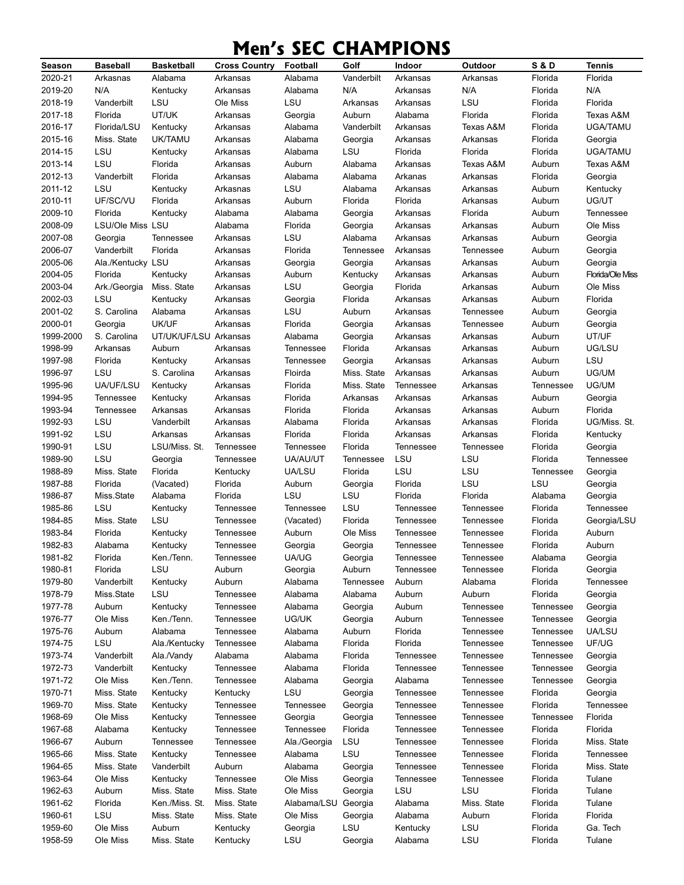# Men's SEC CHAMPIONS

| Season | Baseball | Basketball | Cross Country | Football | Golf | Indoor | Outdoor | S & D | Tennis |
|---|---|---|---|---|---|---|---|---|---|
| 2020-21 | Arkasnas | Alabama | Arkansas | Alabama | Vanderbilt | Arkansas | Arkansas | Florida | Florida |
| 2019-20 | N/A | Kentucky | Arkansas | Alabama | N/A | Arkansas | N/A | Florida | N/A |
| 2018-19 | Vanderbilt | LSU | Ole Miss | LSU | Arkansas | Arkansas | LSU | Florida | Florida |
| 2017-18 | Florida | UT/UK | Arkansas | Georgia | Auburn | Alabama | Florida | Florida | Texas A&M |
| 2016-17 | Florida/LSU | Kentucky | Arkansas | Alabama | Vanderbilt | Arkansas | Texas A&M | Florida | UGA/TAMU |
| 2015-16 | Miss. State | UK/TAMU | Arkansas | Alabama | Georgia | Arkansas | Arkansas | Florida | Georgia |
| 2014-15 | LSU | Kentucky | Arkansas | Alabama | LSU | Florida | Florida | Florida | UGA/TAMU |
| 2013-14 | LSU | Florida | Arkansas | Auburn | Alabama | Arkansas | Texas A&M | Auburn | Texas A&M |
| 2012-13 | Vanderbilt | Florida | Arkansas | Alabama | Alabama | Arkanas | Arkansas | Florida | Georgia |
| 2011-12 | LSU | Kentucky | Arkasnas | LSU | Alabama | Arkansas | Arkansas | Auburn | Kentucky |
| 2010-11 | UF/SC/VU | Florida | Arkansas | Auburn | Florida | Florida | Arkansas | Auburn | UG/UT |
| 2009-10 | Florida | Kentucky | Alabama | Alabama | Georgia | Arkansas | Florida | Auburn | Tennessee |
| 2008-09 | LSU/Ole Miss | LSU | Alabama | Florida | Georgia | Arkansas | Arkansas | Auburn | Ole Miss |
| 2007-08 | Georgia | Tennessee | Arkansas | LSU | Alabama | Arkansas | Arkansas | Auburn | Georgia |
| 2006-07 | Vanderbilt | Florida | Arkansas | Florida | Tennessee | Arkansas | Tennessee | Auburn | Georgia |
| 2005-06 | Ala./Kentucky | LSU | Arkansas | Georgia | Georgia | Arkansas | Arkansas | Auburn | Georgia |
| 2004-05 | Florida | Kentucky | Arkansas | Auburn | Kentucky | Arkansas | Arkansas | Auburn | Florida/Ole Miss |
| 2003-04 | Ark./Georgia | Miss. State | Arkansas | LSU | Georgia | Florida | Arkansas | Auburn | Ole Miss |
| 2002-03 | LSU | Kentucky | Arkansas | Georgia | Florida | Arkansas | Arkansas | Auburn | Florida |
| 2001-02 | S. Carolina | Alabama | Arkansas | LSU | Auburn | Arkansas | Tennessee | Auburn | Georgia |
| 2000-01 | Georgia | UK/UF | Arkansas | Florida | Georgia | Arkansas | Tennessee | Auburn | Georgia |
| 1999-2000 | S. Carolina | UT/UK/UF/LSU | Arkansas | Alabama | Georgia | Arkansas | Arkansas | Auburn | UT/UF |
| 1998-99 | Arkansas | Auburn | Arkansas | Tennessee | Florida | Arkansas | Arkansas | Auburn | UG/LSU |
| 1997-98 | Florida | Kentucky | Arkansas | Tennessee | Georgia | Arkansas | Arkansas | Auburn | LSU |
| 1996-97 | LSU | S. Carolina | Arkansas | Floirda | Miss. State | Arkansas | Arkansas | Auburn | UG/UM |
| 1995-96 | UA/UF/LSU | Kentucky | Arkansas | Florida | Miss. State | Tennessee | Arkansas | Tennessee | UG/UM |
| 1994-95 | Tennessee | Kentucky | Arkansas | Florida | Arkansas | Arkansas | Arkansas | Auburn | Georgia |
| 1993-94 | Tennessee | Arkansas | Arkansas | Florida | Florida | Arkansas | Arkansas | Auburn | Florida |
| 1992-93 | LSU | Vanderbilt | Arkansas | Alabama | Florida | Arkansas | Arkansas | Florida | UG/Miss. St. |
| 1991-92 | LSU | Arkansas | Arkansas | Florida | Florida | Arkansas | Arkansas | Florida | Kentucky |
| 1990-91 | LSU | LSU/Miss. St. | Tennessee | Tennessee | Florida | Tennessee | Tennessee | Florida | Georgia |
| 1989-90 | LSU | Georgia | Tennessee | UA/AU/UT | Tennessee | LSU | LSU | Florida | Tennessee |
| 1988-89 | Miss. State | Florida | Kentucky | UA/LSU | Florida | LSU | LSU | Tennessee | Georgia |
| 1987-88 | Florida | (Vacated) | Florida | Auburn | Georgia | Florida | LSU | LSU | Georgia |
| 1986-87 | Miss.State | Alabama | Florida | LSU | LSU | Florida | Florida | Alabama | Georgia |
| 1985-86 | LSU | Kentucky | Tennessee | Tennessee | LSU | Tennessee | Tennessee | Florida | Tennessee |
| 1984-85 | Miss. State | LSU | Tennessee | (Vacated) | Florida | Tennessee | Tennessee | Florida | Georgia/LSU |
| 1983-84 | Florida | Kentucky | Tennessee | Auburn | Ole Miss | Tennessee | Tennessee | Florida | Auburn |
| 1982-83 | Alabama | Kentucky | Tennessee | Georgia | Georgia | Tennessee | Tennessee | Florida | Auburn |
| 1981-82 | Florida | Ken./Tenn. | Tennessee | UA/UG | Georgia | Tennessee | Tennessee | Alabama | Georgia |
| 1980-81 | Florida | LSU | Auburn | Georgia | Auburn | Tennessee | Tennessee | Florida | Georgia |
| 1979-80 | Vanderbilt | Kentucky | Auburn | Alabama | Tennessee | Auburn | Alabama | Florida | Tennessee |
| 1978-79 | Miss.State | LSU | Tennessee | Alabama | Alabama | Auburn | Auburn | Florida | Georgia |
| 1977-78 | Auburn | Kentucky | Tennessee | Alabama | Georgia | Auburn | Tennessee | Tennessee | Georgia |
| 1976-77 | Ole Miss | Ken./Tenn. | Tennessee | UG/UK | Georgia | Auburn | Tennessee | Tennessee | Georgia |
| 1975-76 | Auburn | Alabama | Tennessee | Alabama | Auburn | Florida | Tennessee | Tennessee | UA/LSU |
| 1974-75 | LSU | Ala./Kentucky | Tennessee | Alabama | Florida | Florida | Tennessee | Tennessee | UF/UG |
| 1973-74 | Vanderbilt | Ala./Vandy | Alabama | Alabama | Florida | Tennessee | Tennessee | Tennessee | Georgia |
| 1972-73 | Vanderbilt | Kentucky | Tennessee | Alabama | Florida | Tennessee | Tennessee | Tennessee | Georgia |
| 1971-72 | Ole Miss | Ken./Tenn. | Tennessee | Alabama | Georgia | Alabama | Tennessee | Tennessee | Georgia |
| 1970-71 | Miss. State | Kentucky | Kentucky | LSU | Georgia | Tennessee | Tennessee | Florida | Georgia |
| 1969-70 | Miss. State | Kentucky | Tennessee | Tennessee | Georgia | Tennessee | Tennessee | Florida | Tennessee |
| 1968-69 | Ole Miss | Kentucky | Tennessee | Georgia | Georgia | Tennessee | Tennessee | Tennessee | Florida |
| 1967-68 | Alabama | Kentucky | Tennessee | Tennessee | Florida | Tennessee | Tennessee | Florida | Florida |
| 1966-67 | Auburn | Tennessee | Tennessee | Ala./Georgia | LSU | Tennessee | Tennessee | Florida | Miss. State |
| 1965-66 | Miss. State | Kentucky | Tennessee | Alabama | LSU | Tennessee | Tennessee | Florida | Tennessee |
| 1964-65 | Miss. State | Vanderbilt | Auburn | Alabama | Georgia | Tennessee | Tennessee | Florida | Miss. State |
| 1963-64 | Ole Miss | Kentucky | Tennessee | Ole Miss | Georgia | Tennessee | Tennessee | Florida | Tulane |
| 1962-63 | Auburn | Miss. State | Miss. State | Ole Miss | Georgia | LSU | LSU | Florida | Tulane |
| 1961-62 | Florida | Ken./Miss. St. | Miss. State | Alabama/LSU | Georgia | Alabama | Miss. State | Florida | Tulane |
| 1960-61 | LSU | Miss. State | Miss. State | Ole Miss | Georgia | Alabama | Auburn | Florida | Florida |
| 1959-60 | Ole Miss | Auburn | Kentucky | Georgia | LSU | Kentucky | LSU | Florida | Ga. Tech |
| 1958-59 | Ole Miss | Miss. State | Kentucky | LSU | Georgia | Alabama | LSU | Florida | Tulane |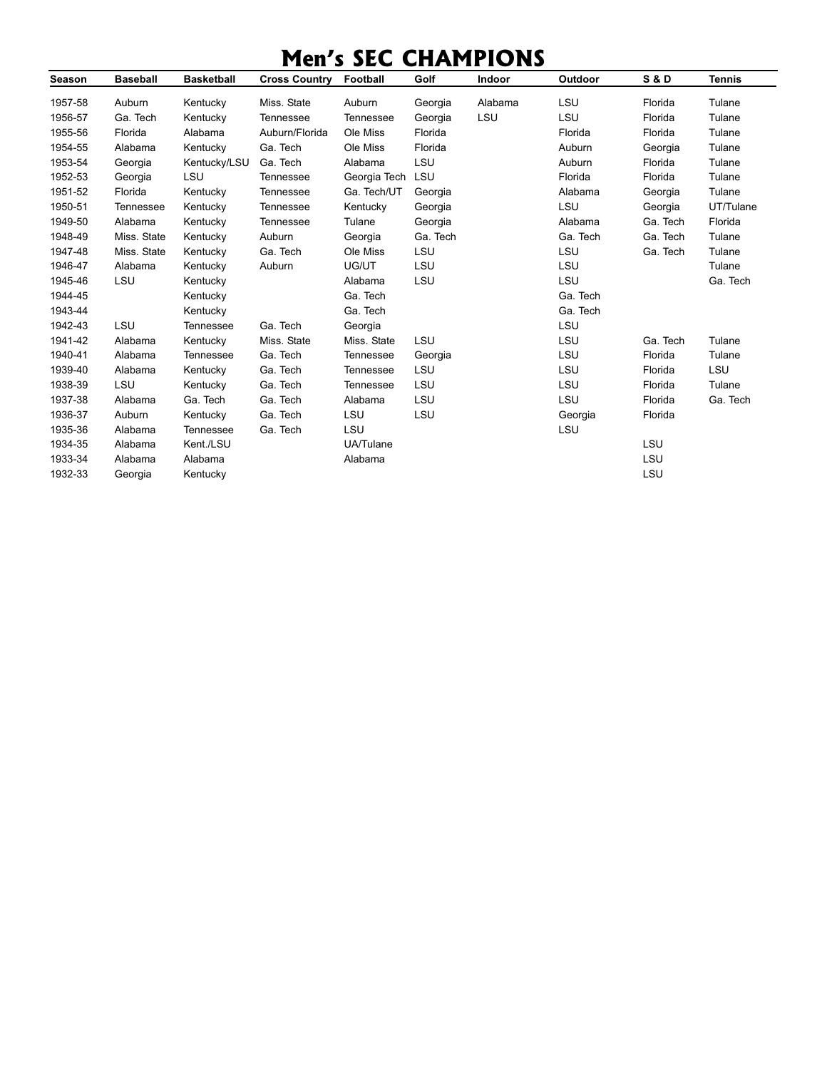# Men's SEC CHAMPIONS

| Season | Baseball | Basketball | Cross Country | Football | Golf | Indoor | Outdoor | S & D | Tennis |
|---|---|---|---|---|---|---|---|---|---|
| 1957-58 | Auburn | Kentucky | Miss. State | Auburn | Georgia | Alabama | LSU | Florida | Tulane |
| 1956-57 | Ga. Tech | Kentucky | Tennessee | Tennessee | Georgia | LSU | LSU | Florida | Tulane |
| 1955-56 | Florida | Alabama | Auburn/Florida | Ole Miss | Florida | | Florida | Florida | Tulane |
| 1954-55 | Alabama | Kentucky | Ga. Tech | Ole Miss | Florida | | Auburn | Georgia | Tulane |
| 1953-54 | Georgia | Kentucky/LSU | Ga. Tech | Alabama | LSU | | Auburn | Florida | Tulane |
| 1952-53 | Georgia | LSU | Tennessee | Georgia Tech | LSU | | Florida | Florida | Tulane |
| 1951-52 | Florida | Kentucky | Tennessee | Ga. Tech/UT | Georgia | | Alabama | Georgia | Tulane |
| 1950-51 | Tennessee | Kentucky | Tennessee | Kentucky | Georgia | | LSU | Georgia | UT/Tulane |
| 1949-50 | Alabama | Kentucky | Tennessee | Tulane | Georgia | | Alabama | Ga. Tech | Florida |
| 1948-49 | Miss. State | Kentucky | Auburn | Georgia | Ga. Tech | | Ga. Tech | Ga. Tech | Tulane |
| 1947-48 | Miss. State | Kentucky | Ga. Tech | Ole Miss | LSU | | LSU | Ga. Tech | Tulane |
| 1946-47 | Alabama | Kentucky | Auburn | UG/UT | LSU | | LSU | | Tulane |
| 1945-46 | LSU | Kentucky | | Alabama | LSU | | LSU | | Ga. Tech |
| 1944-45 | | Kentucky | | Ga. Tech | | | Ga. Tech | | |
| 1943-44 | | Kentucky | | Ga. Tech | | | Ga. Tech | | |
| 1942-43 | LSU | Tennessee | Ga. Tech | Georgia | | | LSU | | |
| 1941-42 | Alabama | Kentucky | Miss. State | Miss. State | LSU | | LSU | Ga. Tech | Tulane |
| 1940-41 | Alabama | Tennessee | Ga. Tech | Tennessee | Georgia | | LSU | Florida | Tulane |
| 1939-40 | Alabama | Kentucky | Ga. Tech | Tennessee | LSU | | LSU | Florida | LSU |
| 1938-39 | LSU | Kentucky | Ga. Tech | Tennessee | LSU | | LSU | Florida | Tulane |
| 1937-38 | Alabama | Ga. Tech | Ga. Tech | Alabama | LSU | | LSU | Florida | Ga. Tech |
| 1936-37 | Auburn | Kentucky | Ga. Tech | LSU | LSU | | Georgia | Florida | |
| 1935-36 | Alabama | Tennessee | Ga. Tech | LSU | | | LSU | | |
| 1934-35 | Alabama | Kent./LSU | | UA/Tulane | | | | LSU | |
| 1933-34 | Alabama | Alabama | | Alabama | | | | LSU | |
| 1932-33 | Georgia | Kentucky | | | | | | LSU | |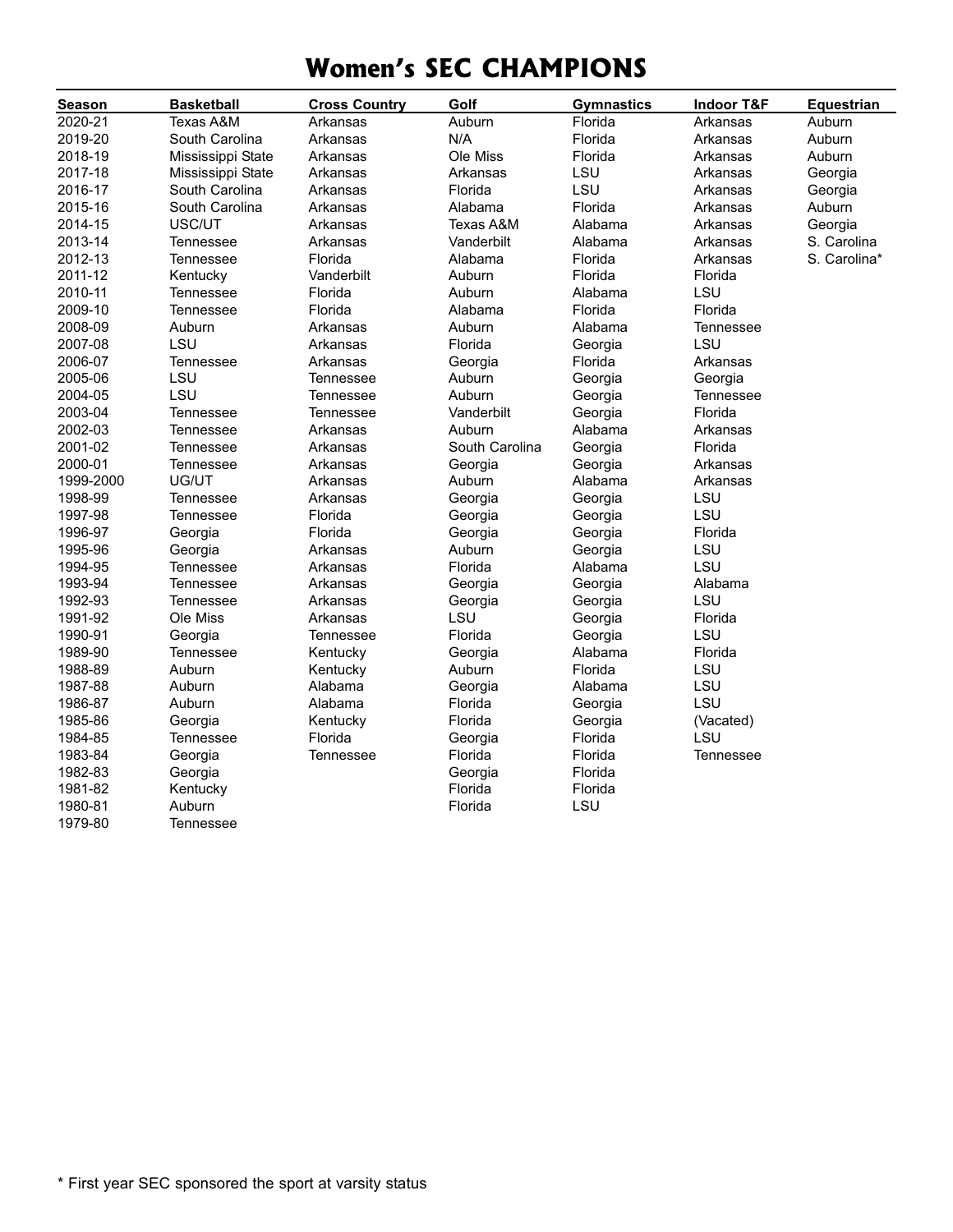# Women's SEC CHAMPIONS

| Season | Basketball | Cross Country | Golf | Gymnastics | Indoor T&F | Equestrian |
|---|---|---|---|---|---|---|
| 2020-21 | Texas A&M | Arkansas | Auburn | Florida | Arkansas | Auburn |
| 2019-20 | South Carolina | Arkansas | N/A | Florida | Arkansas | Auburn |
| 2018-19 | Mississippi State | Arkansas | Ole Miss | Florida | Arkansas | Auburn |
| 2017-18 | Mississippi State | Arkansas | Arkansas | LSU | Arkansas | Georgia |
| 2016-17 | South Carolina | Arkansas | Florida | LSU | Arkansas | Georgia |
| 2015-16 | South Carolina | Arkansas | Alabama | Florida | Arkansas | Auburn |
| 2014-15 | USC/UT | Arkansas | Texas A&M | Alabama | Arkansas | Georgia |
| 2013-14 | Tennessee | Arkansas | Vanderbilt | Alabama | Arkansas | S. Carolina |
| 2012-13 | Tennessee | Florida | Alabama | Florida | Arkansas | S. Carolina* |
| 2011-12 | Kentucky | Vanderbilt | Auburn | Florida | Florida | |
| 2010-11 | Tennessee | Florida | Auburn | Alabama | LSU | |
| 2009-10 | Tennessee | Florida | Alabama | Florida | Florida | |
| 2008-09 | Auburn | Arkansas | Auburn | Alabama | Tennessee | |
| 2007-08 | LSU | Arkansas | Florida | Georgia | LSU | |
| 2006-07 | Tennessee | Arkansas | Georgia | Florida | Arkansas | |
| 2005-06 | LSU | Tennessee | Auburn | Georgia | Georgia | |
| 2004-05 | LSU | Tennessee | Auburn | Georgia | Tennessee | |
| 2003-04 | Tennessee | Tennessee | Vanderbilt | Georgia | Florida | |
| 2002-03 | Tennessee | Arkansas | Auburn | Alabama | Arkansas | |
| 2001-02 | Tennessee | Arkansas | South Carolina | Georgia | Florida | |
| 2000-01 | Tennessee | Arkansas | Georgia | Georgia | Arkansas | |
| 1999-2000 | UG/UT | Arkansas | Auburn | Alabama | Arkansas | |
| 1998-99 | Tennessee | Arkansas | Georgia | Georgia | LSU | |
| 1997-98 | Tennessee | Florida | Georgia | Georgia | LSU | |
| 1996-97 | Georgia | Florida | Georgia | Georgia | Florida | |
| 1995-96 | Georgia | Arkansas | Auburn | Georgia | LSU | |
| 1994-95 | Tennessee | Arkansas | Florida | Alabama | LSU | |
| 1993-94 | Tennessee | Arkansas | Georgia | Georgia | Alabama | |
| 1992-93 | Tennessee | Arkansas | Georgia | Georgia | LSU | |
| 1991-92 | Ole Miss | Arkansas | LSU | Georgia | Florida | |
| 1990-91 | Georgia | Tennessee | Florida | Georgia | LSU | |
| 1989-90 | Tennessee | Kentucky | Georgia | Alabama | Florida | |
| 1988-89 | Auburn | Kentucky | Auburn | Florida | LSU | |
| 1987-88 | Auburn | Alabama | Georgia | Alabama | LSU | |
| 1986-87 | Auburn | Alabama | Florida | Georgia | LSU | |
| 1985-86 | Georgia | Kentucky | Florida | Georgia | (Vacated) | |
| 1984-85 | Tennessee | Florida | Georgia | Florida | LSU | |
| 1983-84 | Georgia | Tennessee | Florida | Florida | Tennessee | |
| 1982-83 | Georgia | | Georgia | Florida | | |
| 1981-82 | Kentucky | | Florida | Florida | | |
| 1980-81 | Auburn | | Florida | LSU | | |
| 1979-80 | Tennessee | | | | | |

* First year SEC sponsored the sport at varsity status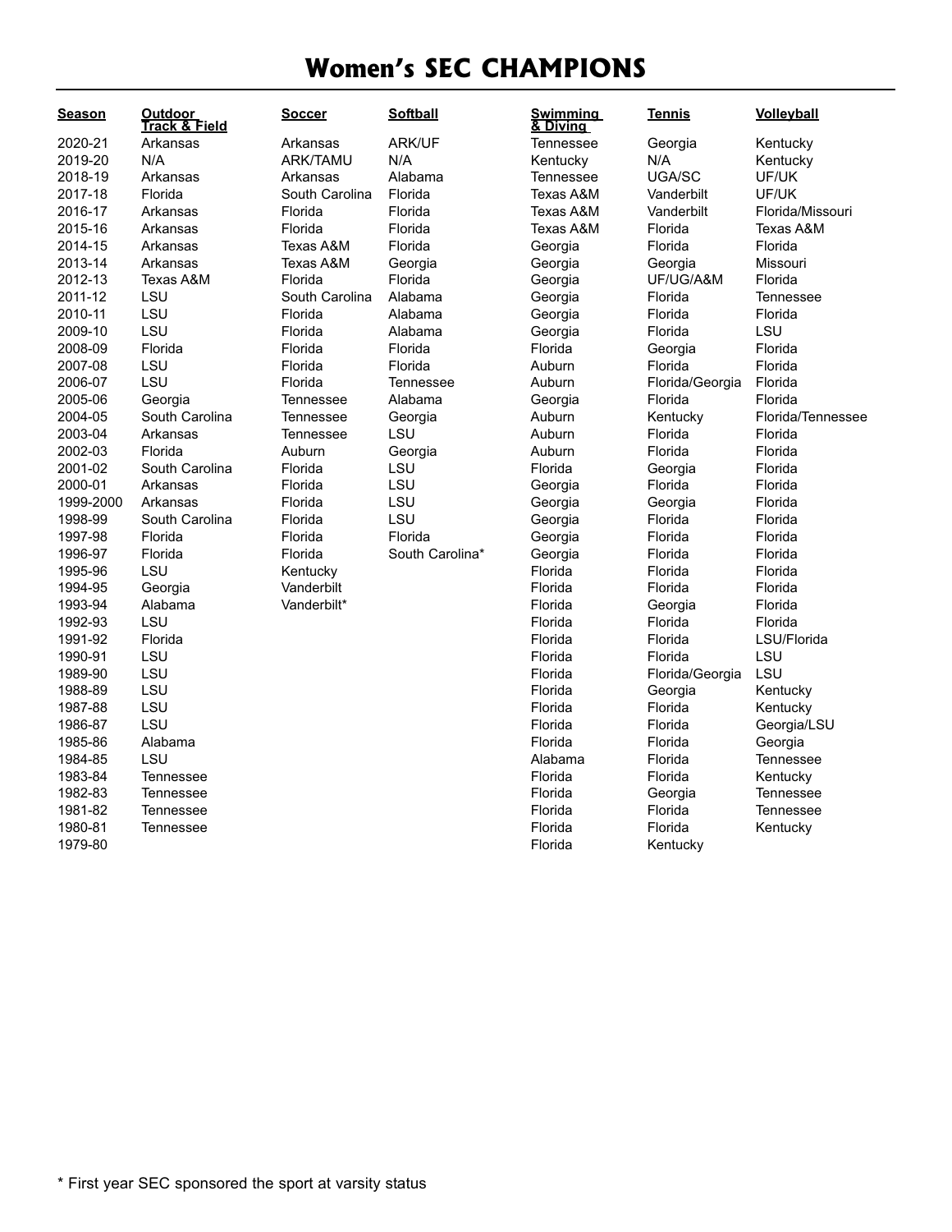# Women's SEC CHAMPIONS

| Season | Outdoor Track & Field | Soccer | Softball | Swimming & Diving | Tennis | Volleyball |
|---|---|---|---|---|---|---|
| 2020-21 | Arkansas | Arkansas | ARK/UF | Tennessee | Georgia | Kentucky |
| 2019-20 | N/A | ARK/TAMU | N/A | Kentucky | N/A | Kentucky |
| 2018-19 | Arkansas | Arkansas | Alabama | Tennessee | UGA/SC | UF/UK |
| 2017-18 | Florida | South Carolina | Florida | Texas A&M | Vanderbilt | UF/UK |
| 2016-17 | Arkansas | Florida | Florida | Texas A&M | Vanderbilt | Florida/Missouri |
| 2015-16 | Arkansas | Florida | Florida | Texas A&M | Florida | Texas A&M |
| 2014-15 | Arkansas | Texas A&M | Florida | Georgia | Florida | Florida |
| 2013-14 | Arkansas | Texas A&M | Georgia | Georgia | Georgia | Missouri |
| 2012-13 | Texas A&M | Florida | Florida | Georgia | UF/UG/A&M | Florida |
| 2011-12 | LSU | South Carolina | Alabama | Georgia | Florida | Tennessee |
| 2010-11 | LSU | Florida | Alabama | Georgia | Florida | Florida |
| 2009-10 | LSU | Florida | Alabama | Georgia | Florida | LSU |
| 2008-09 | Florida | Florida | Florida | Florida | Georgia | Florida |
| 2007-08 | LSU | Florida | Florida | Auburn | Florida | Florida |
| 2006-07 | LSU | Florida | Tennessee | Auburn | Florida/Georgia | Florida |
| 2005-06 | Georgia | Tennessee | Alabama | Georgia | Florida | Florida |
| 2004-05 | South Carolina | Tennessee | Georgia | Auburn | Kentucky | Florida/Tennessee |
| 2003-04 | Arkansas | Tennessee | LSU | Auburn | Florida | Florida |
| 2002-03 | Florida | Auburn | Georgia | Auburn | Florida | Florida |
| 2001-02 | South Carolina | Florida | LSU | Florida | Georgia | Florida |
| 2000-01 | Arkansas | Florida | LSU | Georgia | Florida | Florida |
| 1999-2000 | Arkansas | Florida | LSU | Georgia | Georgia | Florida |
| 1998-99 | South Carolina | Florida | LSU | Georgia | Florida | Florida |
| 1997-98 | Florida | Florida | Florida | Georgia | Florida | Florida |
| 1996-97 | Florida | Florida | South Carolina* | Georgia | Florida | Florida |
| 1995-96 | LSU | Kentucky | | Florida | Florida | Florida |
| 1994-95 | Georgia | Vanderbilt | | Florida | Florida | Florida |
| 1993-94 | Alabama | Vanderbilt* | | Florida | Georgia | Florida |
| 1992-93 | LSU | | | Florida | Florida | Florida |
| 1991-92 | Florida | | | Florida | Florida | LSU/Florida |
| 1990-91 | LSU | | | Florida | Florida | LSU |
| 1989-90 | LSU | | | Florida | Florida/Georgia | LSU |
| 1988-89 | LSU | | | Florida | Georgia | Kentucky |
| 1987-88 | LSU | | | Florida | Florida | Kentucky |
| 1986-87 | LSU | | | Florida | Florida | Georgia/LSU |
| 1985-86 | Alabama | | | Florida | Florida | Georgia |
| 1984-85 | LSU | | | Alabama | Florida | Tennessee |
| 1983-84 | Tennessee | | | Florida | Florida | Kentucky |
| 1982-83 | Tennessee | | | Florida | Georgia | Tennessee |
| 1981-82 | Tennessee | | | Florida | Florida | Tennessee |
| 1980-81 | Tennessee | | | Florida | Florida | Kentucky |
| 1979-80 | | | | Florida | Kentucky | |

* First year SEC sponsored the sport at varsity status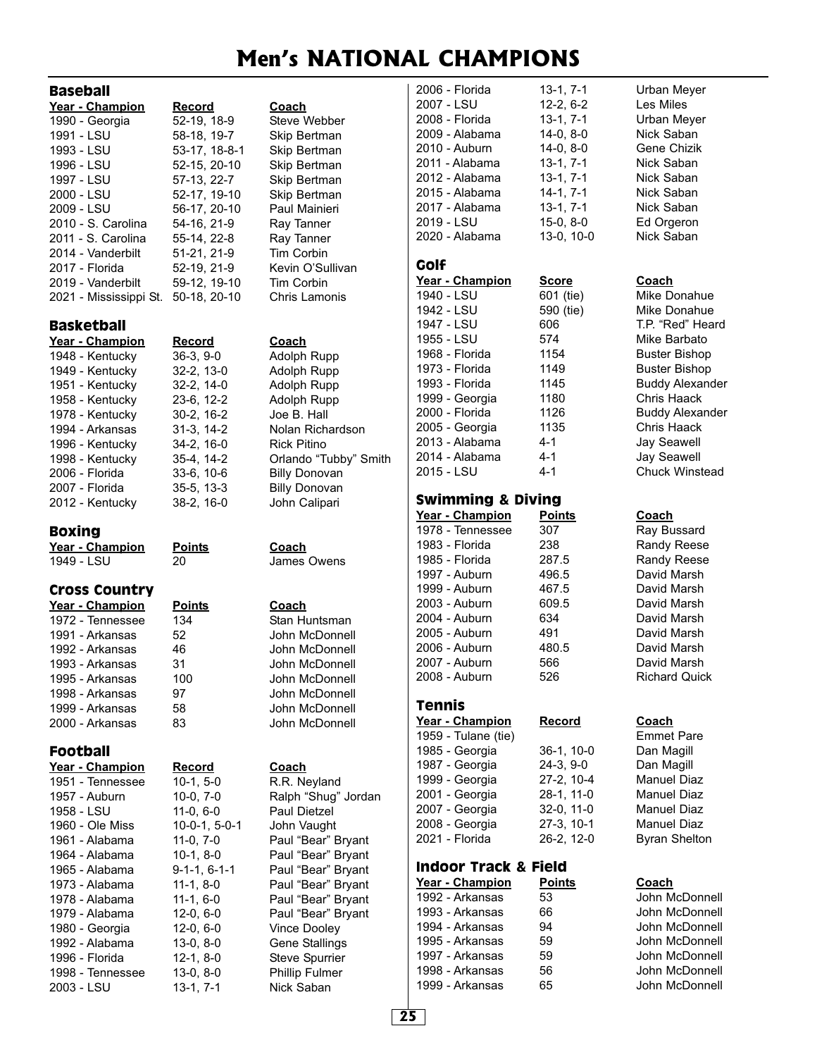# Men's NATIONAL CHAMPIONS

## Baseball

| Year - Champion | Record | Coach |
|---|---|---|
| 1990 - Georgia | 52-19, 18-9 | Steve Webber |
| 1991 - LSU | 58-18, 19-7 | Skip Bertman |
| 1993 - LSU | 53-17, 18-8-1 | Skip Bertman |
| 1996 - LSU | 52-15, 20-10 | Skip Bertman |
| 1997 - LSU | 57-13, 22-7 | Skip Bertman |
| 2000 - LSU | 52-17, 19-10 | Skip Bertman |
| 2009 - LSU | 56-17, 20-10 | Paul Mainieri |
| 2010 - S. Carolina | 54-16, 21-9 | Ray Tanner |
| 2011 - S. Carolina | 55-14, 22-8 | Ray Tanner |
| 2014 - Vanderbilt | 51-21, 21-9 | Tim Corbin |
| 2017 - Florida | 52-19, 21-9 | Kevin O'Sullivan |
| 2019 - Vanderbilt | 59-12, 19-10 | Tim Corbin |
| 2021 - Mississippi St. | 50-18, 20-10 | Chris Lamonis |

## Basketball

| Year - Champion | Record | Coach |
|---|---|---|
| 1948 - Kentucky | 36-3, 9-0 | Adolph Rupp |
| 1949 - Kentucky | 32-2, 13-0 | Adolph Rupp |
| 1951 - Kentucky | 32-2, 14-0 | Adolph Rupp |
| 1958 - Kentucky | 23-6, 12-2 | Adolph Rupp |
| 1978 - Kentucky | 30-2, 16-2 | Joe B. Hall |
| 1994 - Arkansas | 31-3, 14-2 | Nolan Richardson |
| 1996 - Kentucky | 34-2, 16-0 | Rick Pitino |
| 1998 - Kentucky | 35-4, 14-2 | Orlando "Tubby" Smith |
| 2006 - Florida | 33-6, 10-6 | Billy Donovan |
| 2007 - Florida | 35-5, 13-3 | Billy Donovan |
| 2012 - Kentucky | 38-2, 16-0 | John Calipari |

## Boxing

| Year - Champion | Points | Coach |
|---|---|---|
| 1949 - LSU | 20 | James Owens |

## Cross Country

| Year - Champion | Points | Coach |
|---|---|---|
| 1972 - Tennessee | 134 | Stan Huntsman |
| 1991 - Arkansas | 52 | John McDonnell |
| 1992 - Arkansas | 46 | John McDonnell |
| 1993 - Arkansas | 31 | John McDonnell |
| 1995 - Arkansas | 100 | John McDonnell |
| 1998 - Arkansas | 97 | John McDonnell |
| 1999 - Arkansas | 58 | John McDonnell |
| 2000 - Arkansas | 83 | John McDonnell |

## Football

| Year - Champion | Record | Coach |
|---|---|---|
| 1951 - Tennessee | 10-1, 5-0 | R.R. Neyland |
| 1957 - Auburn | 10-0, 7-0 | Ralph "Shug" Jordan |
| 1958 - LSU | 11-0, 6-0 | Paul Dietzel |
| 1960 - Ole Miss | 10-0-1, 5-0-1 | John Vaught |
| 1961 - Alabama | 11-0, 7-0 | Paul "Bear" Bryant |
| 1964 - Alabama | 10-1, 8-0 | Paul "Bear" Bryant |
| 1965 - Alabama | 9-1-1, 6-1-1 | Paul "Bear" Bryant |
| 1973 - Alabama | 11-1, 8-0 | Paul "Bear" Bryant |
| 1978 - Alabama | 11-1, 6-0 | Paul "Bear" Bryant |
| 1979 - Alabama | 12-0, 6-0 | Paul "Bear" Bryant |
| 1980 - Georgia | 12-0, 6-0 | Vince Dooley |
| 1992 - Alabama | 13-0, 8-0 | Gene Stallings |
| 1996 - Florida | 12-1, 8-0 | Steve Spurrier |
| 1998 - Tennessee | 13-0, 8-0 | Phillip Fulmer |
| 2003 - LSU | 13-1, 7-1 | Nick Saban |
| 2006 - Florida | 13-1, 7-1 | Urban Meyer |
| 2007 - LSU | 12-2, 6-2 | Les Miles |
| 2008 - Florida | 13-1, 7-1 | Urban Meyer |
| 2009 - Alabama | 14-0, 8-0 | Nick Saban |
| 2010 - Auburn | 14-0, 8-0 | Gene Chizik |
| 2011 - Alabama | 13-1, 7-1 | Nick Saban |
| 2012 - Alabama | 13-1, 7-1 | Nick Saban |
| 2015 - Alabama | 14-1, 7-1 | Nick Saban |
| 2017 - Alabama | 13-1, 7-1 | Nick Saban |
| 2019 - LSU | 15-0, 8-0 | Ed Orgeron |
| 2020 - Alabama | 13-0, 10-0 | Nick Saban |

## Golf

| Year - Champion | Score | Coach |
|---|---|---|
| 1940 - LSU | 601 (tie) | Mike Donahue |
| 1942 - LSU | 590 (tie) | Mike Donahue |
| 1947 - LSU | 606 | T.P. "Red" Heard |
| 1955 - LSU | 574 | Mike Barbato |
| 1968 - Florida | 1154 | Buster Bishop |
| 1973 - Florida | 1149 | Buster Bishop |
| 1993 - Florida | 1145 | Buddy Alexander |
| 1999 - Georgia | 1180 | Chris Haack |
| 2000 - Florida | 1126 | Buddy Alexander |
| 2005 - Georgia | 1135 | Chris Haack |
| 2013 - Alabama | 4-1 | Jay Seawell |
| 2014 - Alabama | 4-1 | Jay Seawell |
| 2015 - LSU | 4-1 | Chuck Winstead |

## Swimming & Diving

| Year - Champion | Points | Coach |
|---|---|---|
| 1978 - Tennessee | 307 | Ray Bussard |
| 1983 - Florida | 238 | Randy Reese |
| 1985 - Florida | 287.5 | Randy Reese |
| 1997 - Auburn | 496.5 | David Marsh |
| 1999 - Auburn | 467.5 | David Marsh |
| 2003 - Auburn | 609.5 | David Marsh |
| 2004 - Auburn | 634 | David Marsh |
| 2005 - Auburn | 491 | David Marsh |
| 2006 - Auburn | 480.5 | David Marsh |
| 2007 - Auburn | 566 | David Marsh |
| 2008 - Auburn | 526 | Richard Quick |

## Tennis

| Year - Champion | Record | Coach |
|---|---|---|
| 1959 - Tulane (tie) | | Emmet Pare |
| 1985 - Georgia | 36-1, 10-0 | Dan Magill |
| 1987 - Georgia | 24-3, 9-0 | Dan Magill |
| 1999 - Georgia | 27-2, 10-4 | Manuel Diaz |
| 2001 - Georgia | 28-1, 11-0 | Manuel Diaz |
| 2007 - Georgia | 32-0, 11-0 | Manuel Diaz |
| 2008 - Georgia | 27-3, 10-1 | Manuel Diaz |
| 2021 - Florida | 26-2, 12-0 | Byran Shelton |

## Indoor Track & Field

| Year - Champion | Points | Coach |
|---|---|---|
| 1992 - Arkansas | 53 | John McDonnell |
| 1993 - Arkansas | 66 | John McDonnell |
| 1994 - Arkansas | 94 | John McDonnell |
| 1995 - Arkansas | 59 | John McDonnell |
| 1997 - Arkansas | 59 | John McDonnell |
| 1998 - Arkansas | 56 | John McDonnell |
| 1999 - Arkansas | 65 | John McDonnell |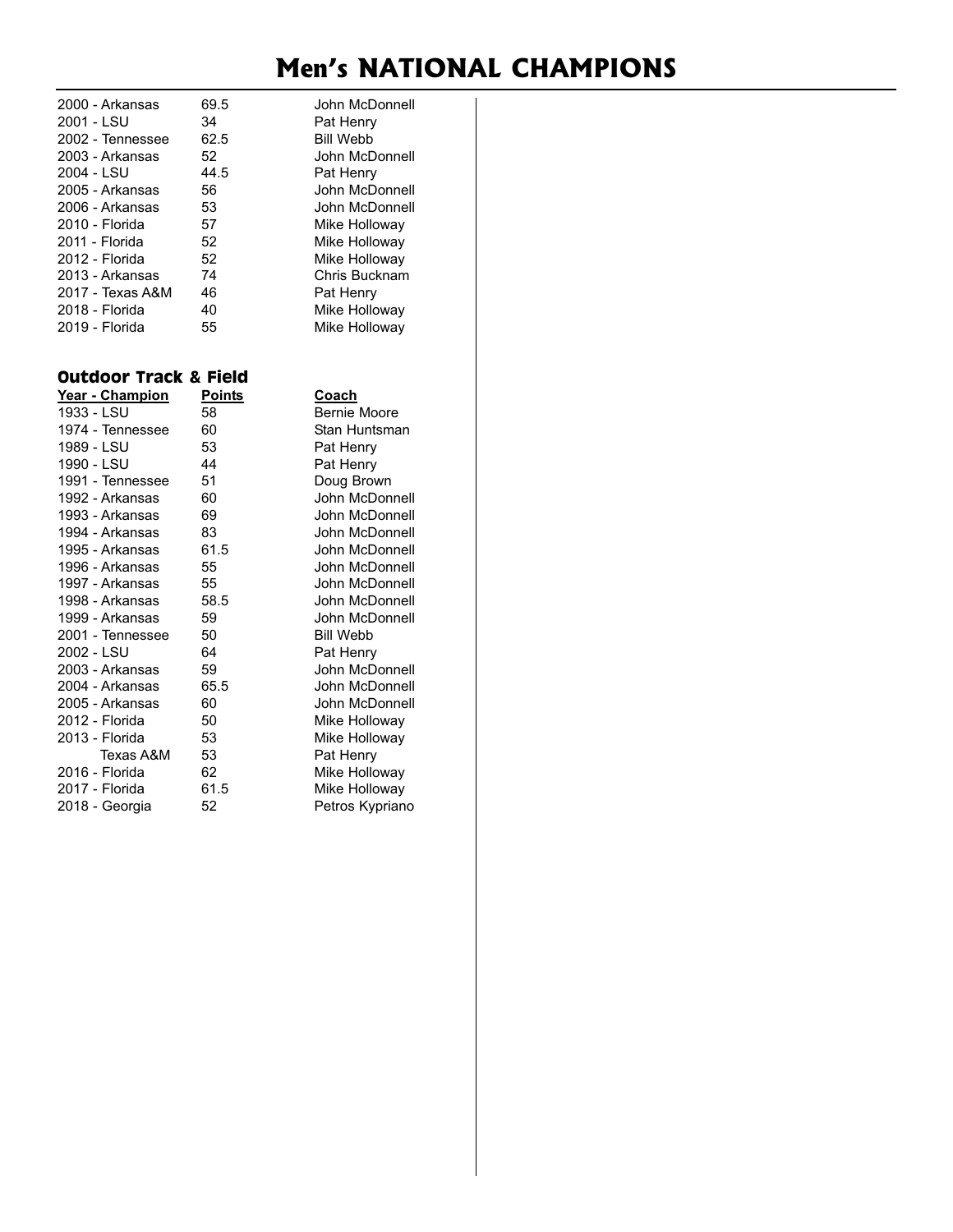# Men's NATIONAL CHAMPIONS

| | | |
|---|---|---|
| 2000 - Arkansas | 69.5 | John McDonnell |
| 2001 - LSU | 34 | Pat Henry |
| 2002 - Tennessee | 62.5 | Bill Webb |
| 2003 - Arkansas | 52 | John McDonnell |
| 2004 - LSU | 44.5 | Pat Henry |
| 2005 - Arkansas | 56 | John McDonnell |
| 2006 - Arkansas | 53 | John McDonnell |
| 2010 - Florida | 57 | Mike Holloway |
| 2011 - Florida | 52 | Mike Holloway |
| 2012 - Florida | 52 | Mike Holloway |
| 2013 - Arkansas | 74 | Chris Bucknam |
| 2017 - Texas A&M | 46 | Pat Henry |
| 2018 - Florida | 40 | Mike Holloway |
| 2019 - Florida | 55 | Mike Holloway |

### Outdoor Track & Field

| Year - Champion | Points | Coach |
|---|---|---|
| 1933 - LSU | 58 | Bernie Moore |
| 1974 - Tennessee | 60 | Stan Huntsman |
| 1989 - LSU | 53 | Pat Henry |
| 1990 - LSU | 44 | Pat Henry |
| 1991 - Tennessee | 51 | Doug Brown |
| 1992 - Arkansas | 60 | John McDonnell |
| 1993 - Arkansas | 69 | John McDonnell |
| 1994 - Arkansas | 83 | John McDonnell |
| 1995 - Arkansas | 61.5 | John McDonnell |
| 1996 - Arkansas | 55 | John McDonnell |
| 1997 - Arkansas | 55 | John McDonnell |
| 1998 - Arkansas | 58.5 | John McDonnell |
| 1999 - Arkansas | 59 | John McDonnell |
| 2001 - Tennessee | 50 | Bill Webb |
| 2002 - LSU | 64 | Pat Henry |
| 2003 - Arkansas | 59 | John McDonnell |
| 2004 - Arkansas | 65.5 | John McDonnell |
| 2005 - Arkansas | 60 | John McDonnell |
| 2012 - Florida | 50 | Mike Holloway |
| 2013 - Florida | 53 | Mike Holloway |
| Texas A&M | 53 | Pat Henry |
| 2016 - Florida | 62 | Mike Holloway |
| 2017 - Florida | 61.5 | Mike Holloway |
| 2018 - Georgia | 52 | Petros Kypriano |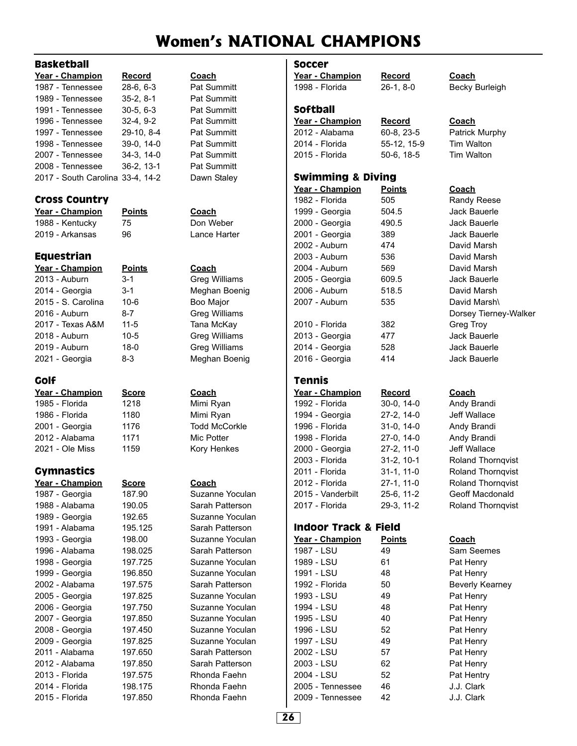# Women's NATIONAL CHAMPIONS

## Basketball

| Year - Champion | Record | Coach |
|---|---|---|
| 1987 - Tennessee | 28-6, 6-3 | Pat Summitt |
| 1989 - Tennessee | 35-2, 8-1 | Pat Summitt |
| 1991 - Tennessee | 30-5, 6-3 | Pat Summitt |
| 1996 - Tennessee | 32-4, 9-2 | Pat Summitt |
| 1997 - Tennessee | 29-10, 8-4 | Pat Summitt |
| 1998 - Tennessee | 39-0, 14-0 | Pat Summitt |
| 2007 - Tennessee | 34-3, 14-0 | Pat Summitt |
| 2008 - Tennessee | 36-2, 13-1 | Pat Summitt |
| 2017 - South Carolina | 33-4, 14-2 | Dawn Staley |

## Cross Country

| Year - Champion | Points | Coach |
|---|---|---|
| 1988 - Kentucky | 75 | Don Weber |
| 2019 - Arkansas | 96 | Lance Harter |

## Equestrian

| Year - Champion | Points | Coach |
|---|---|---|
| 2013 - Auburn | 3-1 | Greg Williams |
| 2014 - Georgia | 3-1 | Meghan Boenig |
| 2015 - S. Carolina | 10-6 | Boo Major |
| 2016 - Auburn | 8-7 | Greg Williams |
| 2017 - Texas A&M | 11-5 | Tana McKay |
| 2018 - Auburn | 10-5 | Greg Williams |
| 2019 - Auburn | 18-0 | Greg Williams |
| 2021 - Georgia | 8-3 | Meghan Boenig |

## Golf

| Year - Champion | Score | Coach |
|---|---|---|
| 1985 - Florida | 1218 | Mimi Ryan |
| 1986 - Florida | 1180 | Mimi Ryan |
| 2001 - Georgia | 1176 | Todd McCorkle |
| 2012 - Alabama | 1171 | Mic Potter |
| 2021 - Ole Miss | 1159 | Kory Henkes |

## Gymnastics

| Year - Champion | Score | Coach |
|---|---|---|
| 1987 - Georgia | 187.90 | Suzanne Yoculan |
| 1988 - Alabama | 190.05 | Sarah Patterson |
| 1989 - Georgia | 192.65 | Suzanne Yoculan |
| 1991 - Alabama | 195.125 | Sarah Patterson |
| 1993 - Georgia | 198.00 | Suzanne Yoculan |
| 1996 - Alabama | 198.025 | Sarah Patterson |
| 1998 - Georgia | 197.725 | Suzanne Yoculan |
| 1999 - Georgia | 196.850 | Suzanne Yoculan |
| 2002 - Alabama | 197.575 | Sarah Patterson |
| 2005 - Georgia | 197.825 | Suzanne Yoculan |
| 2006 - Georgia | 197.750 | Suzanne Yoculan |
| 2007 - Georgia | 197.850 | Suzanne Yoculan |
| 2008 - Georgia | 197.450 | Suzanne Yoculan |
| 2009 - Georgia | 197.825 | Suzanne Yoculan |
| 2011 - Alabama | 197.650 | Sarah Patterson |
| 2012 - Alabama | 197.850 | Sarah Patterson |
| 2013 - Florida | 197.575 | Rhonda Faehn |
| 2014 - Florida | 198.175 | Rhonda Faehn |
| 2015 - Florida | 197.850 | Rhonda Faehn |

## Soccer

| Year - Champion | Record | Coach |
|---|---|---|
| 1998 - Florida | 26-1, 8-0 | Becky Burleigh |

## Softball

| Year - Champion | Record | Coach |
|---|---|---|
| 2012 - Alabama | 60-8, 23-5 | Patrick Murphy |
| 2014 - Florida | 55-12, 15-9 | Tim Walton |
| 2015 - Florida | 50-6, 18-5 | Tim Walton |

## Swimming & Diving

| Year - Champion | Points | Coach |
|---|---|---|
| 1982 - Florida | 505 | Randy Reese |
| 1999 - Georgia | 504.5 | Jack Bauerle |
| 2000 - Georgia | 490.5 | Jack Bauerle |
| 2001 - Georgia | 389 | Jack Bauerle |
| 2002 - Auburn | 474 | David Marsh |
| 2003 - Auburn | 536 | David Marsh |
| 2004 - Auburn | 569 | David Marsh |
| 2005 - Georgia | 609.5 | Jack Bauerle |
| 2006 - Auburn | 518.5 | David Marsh |
| 2007 - Auburn | 535 | David Marsh\ Dorsey Tierney-Walker |
| 2010 - Florida | 382 | Greg Troy |
| 2013 - Georgia | 477 | Jack Bauerle |
| 2014 - Georgia | 528 | Jack Bauerle |
| 2016 - Georgia | 414 | Jack Bauerle |

## Tennis

| Year - Champion | Record | Coach |
|---|---|---|
| 1992 - Florida | 30-0, 14-0 | Andy Brandi |
| 1994 - Georgia | 27-2, 14-0 | Jeff Wallace |
| 1996 - Florida | 31-0, 14-0 | Andy Brandi |
| 1998 - Florida | 27-0, 14-0 | Andy Brandi |
| 2000 - Georgia | 27-2, 11-0 | Jeff Wallace |
| 2003 - Florida | 31-2, 10-1 | Roland Thornqvist |
| 2011 - Florida | 31-1, 11-0 | Roland Thornqvist |
| 2012 - Florida | 27-1, 11-0 | Roland Thornqvist |
| 2015 - Vanderbilt | 25-6, 11-2 | Geoff Macdonald |
| 2017 - Florida | 29-3, 11-2 | Roland Thornqvist |

## Indoor Track & Field

| Year - Champion | Points | Coach |
|---|---|---|
| 1987 - LSU | 49 | Sam Seemes |
| 1989 - LSU | 61 | Pat Henry |
| 1991 - LSU | 48 | Pat Henry |
| 1992 - Florida | 50 | Beverly Kearney |
| 1993 - LSU | 49 | Pat Henry |
| 1994 - LSU | 48 | Pat Henry |
| 1995 - LSU | 40 | Pat Henry |
| 1996 - LSU | 52 | Pat Henry |
| 1997 - LSU | 49 | Pat Henry |
| 2002 - LSU | 57 | Pat Henry |
| 2003 - LSU | 62 | Pat Henry |
| 2004 - LSU | 52 | Pat Hentry |
| 2005 - Tennessee | 46 | J.J. Clark |
| 2009 - Tennessee | 42 | J.J. Clark |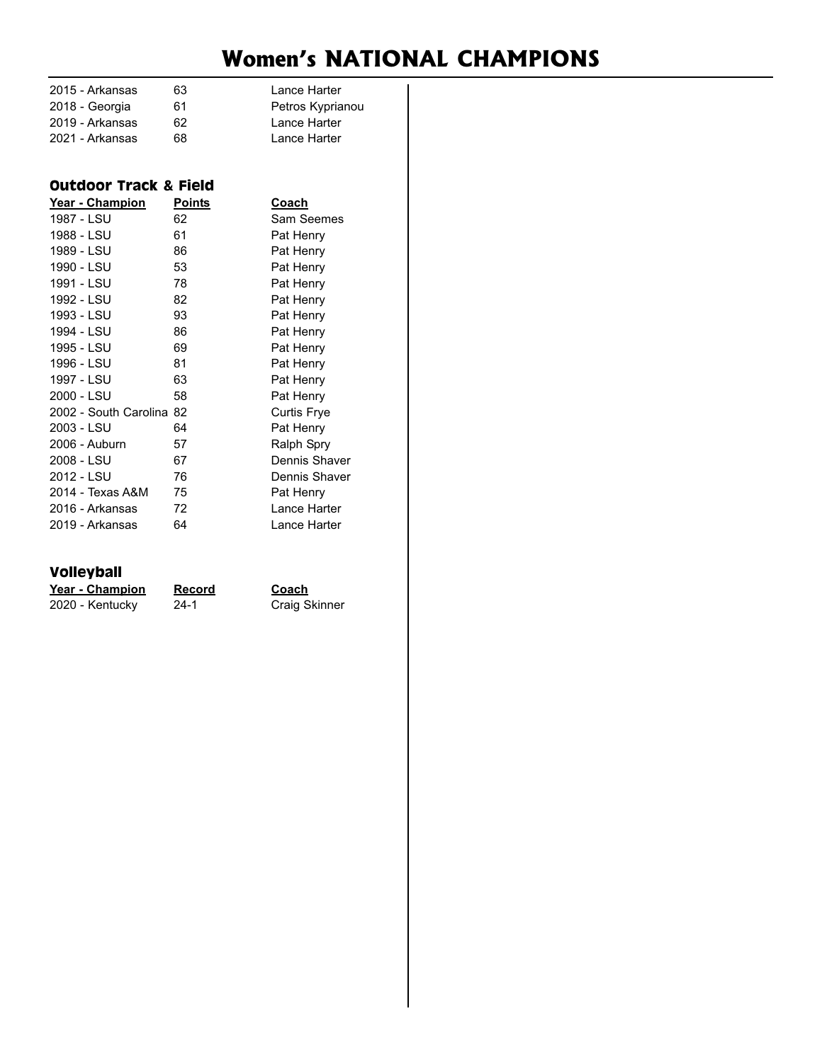# Women's NATIONAL CHAMPIONS

| | | |
|---|---|---|
| 2015 - Arkansas | 63 | Lance Harter |
| 2018 - Georgia | 61 | Petros Kyprianou |
| 2019 - Arkansas | 62 | Lance Harter |
| 2021 - Arkansas | 68 | Lance Harter |

### Outdoor Track & Field

| Year - Champion | Points | Coach |
|---|---|---|
| 1987 - LSU | 62 | Sam Seemes |
| 1988 - LSU | 61 | Pat Henry |
| 1989 - LSU | 86 | Pat Henry |
| 1990 - LSU | 53 | Pat Henry |
| 1991 - LSU | 78 | Pat Henry |
| 1992 - LSU | 82 | Pat Henry |
| 1993 - LSU | 93 | Pat Henry |
| 1994 - LSU | 86 | Pat Henry |
| 1995 - LSU | 69 | Pat Henry |
| 1996 - LSU | 81 | Pat Henry |
| 1997 - LSU | 63 | Pat Henry |
| 2000 - LSU | 58 | Pat Henry |
| 2002 - South Carolina | 82 | Curtis Frye |
| 2003 - LSU | 64 | Pat Henry |
| 2006 - Auburn | 57 | Ralph Spry |
| 2008 - LSU | 67 | Dennis Shaver |
| 2012 - LSU | 76 | Dennis Shaver |
| 2014 - Texas A&M | 75 | Pat Henry |
| 2016 - Arkansas | 72 | Lance Harter |
| 2019 - Arkansas | 64 | Lance Harter |

### Volleyball

| Year - Champion | Record | Coach |
|---|---|---|
| 2020 - Kentucky | 24-1 | Craig Skinner |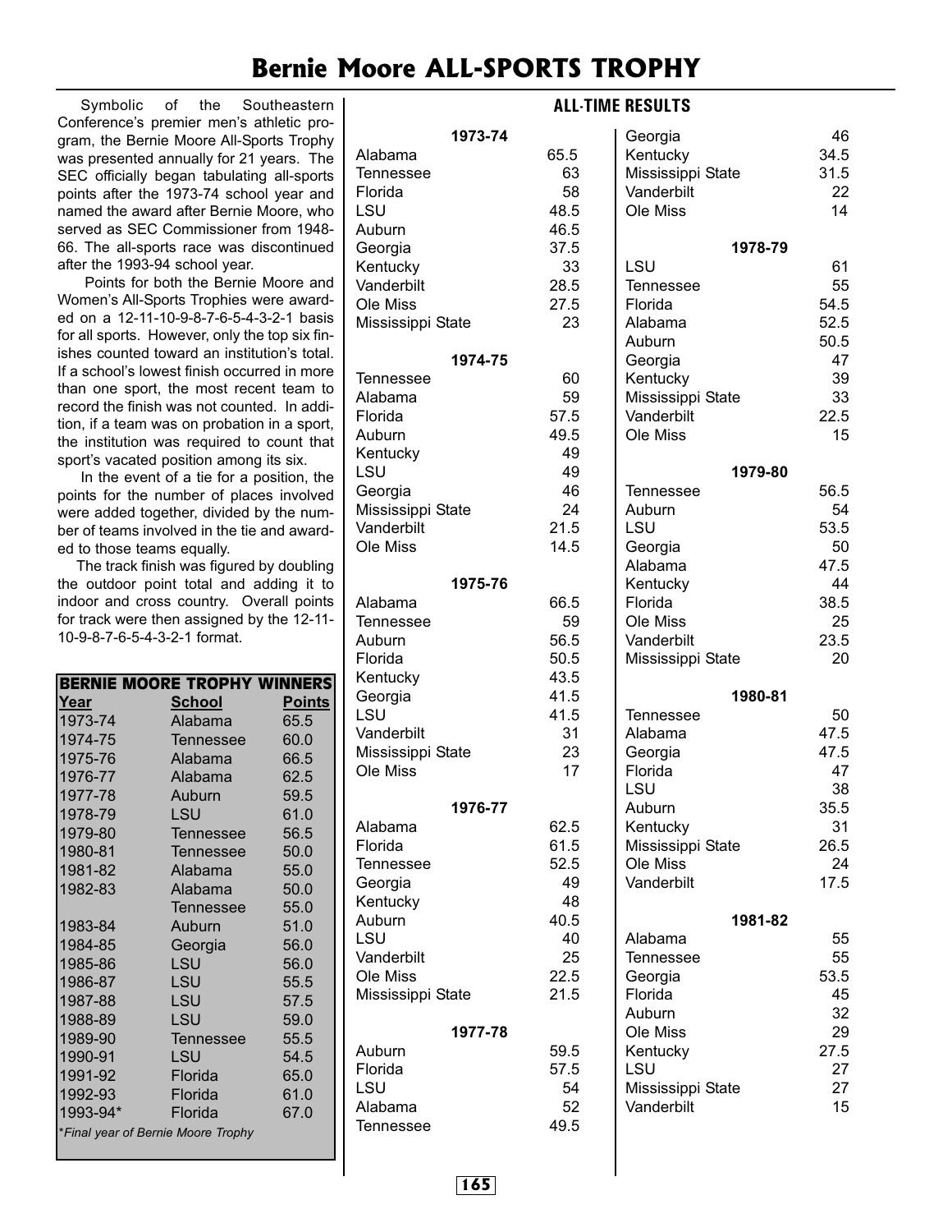# Bernie Moore ALL-SPORTS TROPHY

Symbolic of the Southeastern Conference's premier men's athletic program, the Bernie Moore All-Sports Trophy was presented annually for 21 years. The SEC officially began tabulating all-sports points after the 1973-74 school year and named the award after Bernie Moore, who served as SEC Commissioner from 1948-66. The all-sports race was discontinued after the 1993-94 school year.

Points for both the Bernie Moore and Women's All-Sports Trophies were awarded on a 12-11-10-9-8-7-6-5-4-3-2-1 basis for all sports. However, only the top six finishes counted toward an institution's total. If a school's lowest finish occurred in more than one sport, the most recent team to record the finish was not counted. In addition, if a team was on probation in a sport, the institution was required to count that sport's vacated position among its six.

In the event of a tie for a position, the points for the number of places involved were added together, divided by the number of teams involved in the tie and awarded to those teams equally.

The track finish was figured by doubling the outdoor point total and adding it to indoor and cross country. Overall points for track were then assigned by the 12-11-10-9-8-7-6-5-4-3-2-1 format.

## BERNIE MOORE TROPHY WINNERS

| Year | School | Points |
|---|---|---|
| 1973-74 | Alabama | 65.5 |
| 1974-75 | Tennessee | 60.0 |
| 1975-76 | Alabama | 66.5 |
| 1976-77 | Alabama | 62.5 |
| 1977-78 | Auburn | 59.5 |
| 1978-79 | LSU | 61.0 |
| 1979-80 | Tennessee | 56.5 |
| 1980-81 | Tennessee | 50.0 |
| 1981-82 | Alabama | 55.0 |
| 1982-83 | Alabama | 50.0 |
| | Tennessee | 55.0 |
| 1983-84 | Auburn | 51.0 |
| 1984-85 | Georgia | 56.0 |
| 1985-86 | LSU | 56.0 |
| 1986-87 | LSU | 55.5 |
| 1987-88 | LSU | 57.5 |
| 1988-89 | LSU | 59.0 |
| 1989-90 | Tennessee | 55.5 |
| 1990-91 | LSU | 54.5 |
| 1991-92 | Florida | 65.0 |
| 1992-93 | Florida | 61.0 |
| 1993-94* | Florida | 67.0 |

*\*Final year of Bernie Moore Trophy*

## ALL-TIME RESULTS

| 1973-74 | |
|---|---|
| Alabama | 65.5 |
| Tennessee | 63 |
| Florida | 58 |
| LSU | 48.5 |
| Auburn | 46.5 |
| Georgia | 37.5 |
| Kentucky | 33 |
| Vanderbilt | 28.5 |
| Ole Miss | 27.5 |
| Mississippi State | 23 |

| 1974-75 | |
|---|---|
| Tennessee | 60 |
| Alabama | 59 |
| Florida | 57.5 |
| Auburn | 49.5 |
| Kentucky | 49 |
| LSU | 49 |
| Georgia | 46 |
| Mississippi State | 24 |
| Vanderbilt | 21.5 |
| Ole Miss | 14.5 |

| 1975-76 | |
|---|---|
| Alabama | 66.5 |
| Tennessee | 59 |
| Auburn | 56.5 |
| Florida | 50.5 |
| Kentucky | 43.5 |
| Georgia | 41.5 |
| LSU | 41.5 |
| Vanderbilt | 31 |
| Mississippi State | 23 |
| Ole Miss | 17 |

| 1976-77 | |
|---|---|
| Alabama | 62.5 |
| Florida | 61.5 |
| Tennessee | 52.5 |
| Georgia | 49 |
| Kentucky | 48 |
| Auburn | 40.5 |
| LSU | 40 |
| Vanderbilt | 25 |
| Ole Miss | 22.5 |
| Mississippi State | 21.5 |

| 1977-78 | |
|---|---|
| Auburn | 59.5 |
| Florida | 57.5 |
| LSU | 54 |
| Alabama | 52 |
| Tennessee | 49.5 |
| Georgia | 46 |
| Kentucky | 34.5 |
| Mississippi State | 31.5 |
| Vanderbilt | 22 |
| Ole Miss | 14 |

| 1978-79 | |
|---|---|
| LSU | 61 |
| Tennessee | 55 |
| Florida | 54.5 |
| Alabama | 52.5 |
| Auburn | 50.5 |
| Georgia | 47 |
| Kentucky | 39 |
| Mississippi State | 33 |
| Vanderbilt | 22.5 |
| Ole Miss | 15 |

| 1979-80 | |
|---|---|
| Tennessee | 56.5 |
| Auburn | 54 |
| LSU | 53.5 |
| Georgia | 50 |
| Alabama | 47.5 |
| Kentucky | 44 |
| Florida | 38.5 |
| Ole Miss | 25 |
| Vanderbilt | 23.5 |
| Mississippi State | 20 |

| 1980-81 | |
|---|---|
| Tennessee | 50 |
| Alabama | 47.5 |
| Georgia | 47.5 |
| Florida | 47 |
| LSU | 38 |
| Auburn | 35.5 |
| Kentucky | 31 |
| Mississippi State | 26.5 |
| Ole Miss | 24 |
| Vanderbilt | 17.5 |

| 1981-82 | |
|---|---|
| Alabama | 55 |
| Tennessee | 55 |
| Georgia | 53.5 |
| Florida | 45 |
| Auburn | 32 |
| Ole Miss | 29 |
| Kentucky | 27.5 |
| LSU | 27 |
| Mississippi State | 27 |
| Vanderbilt | 15 |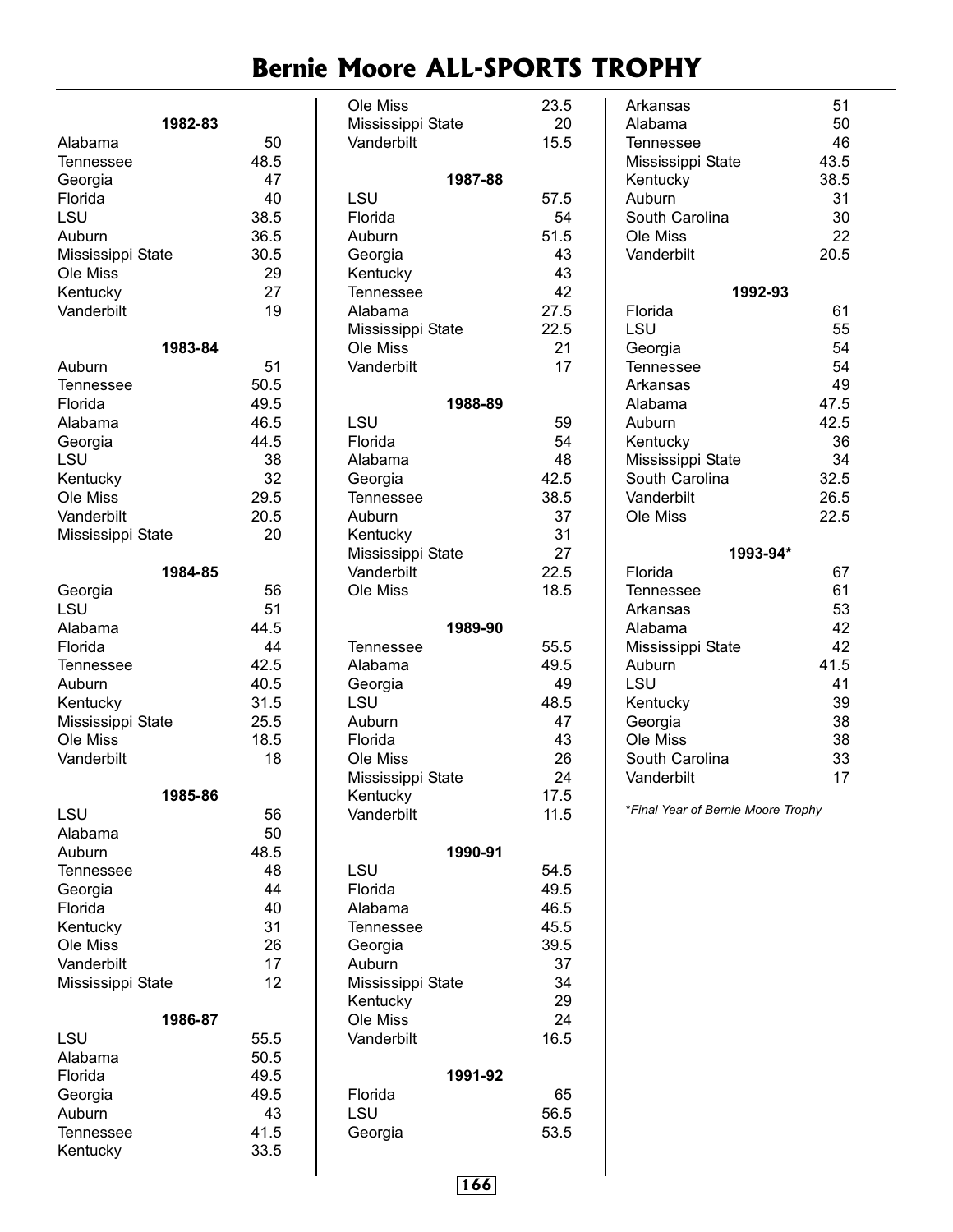# Bernie Moore ALL-SPORTS TROPHY

**1982-83**

| | |
|---|---|
| Alabama | 50 |
| Tennessee | 48.5 |
| Georgia | 47 |
| Florida | 40 |
| LSU | 38.5 |
| Auburn | 36.5 |
| Mississippi State | 30.5 |
| Ole Miss | 29 |
| Kentucky | 27 |
| Vanderbilt | 19 |

**1983-84**

| | |
|---|---|
| Auburn | 51 |
| Tennessee | 50.5 |
| Florida | 49.5 |
| Alabama | 46.5 |
| Georgia | 44.5 |
| LSU | 38 |
| Kentucky | 32 |
| Ole Miss | 29.5 |
| Vanderbilt | 20.5 |
| Mississippi State | 20 |

**1984-85**

| | |
|---|---|
| Georgia | 56 |
| LSU | 51 |
| Alabama | 44.5 |
| Florida | 44 |
| Tennessee | 42.5 |
| Auburn | 40.5 |
| Kentucky | 31.5 |
| Mississippi State | 25.5 |
| Ole Miss | 18.5 |
| Vanderbilt | 18 |

**1985-86**

| | |
|---|---|
| LSU | 56 |
| Alabama | 50 |
| Auburn | 48.5 |
| Tennessee | 48 |
| Georgia | 44 |
| Florida | 40 |
| Kentucky | 31 |
| Ole Miss | 26 |
| Vanderbilt | 17 |
| Mississippi State | 12 |

**1986-87**

| | |
|---|---|
| LSU | 55.5 |
| Alabama | 50.5 |
| Florida | 49.5 |
| Georgia | 49.5 |
| Auburn | 43 |
| Tennessee | 41.5 |
| Kentucky | 33.5 |
| Ole Miss | 23.5 |
| Mississippi State | 20 |
| Vanderbilt | 15.5 |

**1987-88**

| | |
|---|---|
| LSU | 57.5 |
| Florida | 54 |
| Auburn | 51.5 |
| Georgia | 43 |
| Kentucky | 43 |
| Tennessee | 42 |
| Alabama | 27.5 |
| Mississippi State | 22.5 |
| Ole Miss | 21 |
| Vanderbilt | 17 |

**1988-89**

| | |
|---|---|
| LSU | 59 |
| Florida | 54 |
| Alabama | 48 |
| Georgia | 42.5 |
| Tennessee | 38.5 |
| Auburn | 37 |
| Kentucky | 31 |
| Mississippi State | 27 |
| Vanderbilt | 22.5 |
| Ole Miss | 18.5 |

**1989-90**

| | |
|---|---|
| Tennessee | 55.5 |
| Alabama | 49.5 |
| Georgia | 49 |
| LSU | 48.5 |
| Auburn | 47 |
| Florida | 43 |
| Ole Miss | 26 |
| Mississippi State | 24 |
| Kentucky | 17.5 |
| Vanderbilt | 11.5 |

**1990-91**

| | |
|---|---|
| LSU | 54.5 |
| Florida | 49.5 |
| Alabama | 46.5 |
| Tennessee | 45.5 |
| Georgia | 39.5 |
| Auburn | 37 |
| Mississippi State | 34 |
| Kentucky | 29 |
| Ole Miss | 24 |
| Vanderbilt | 16.5 |

**1991-92**

| | |
|---|---|
| Florida | 65 |
| LSU | 56.5 |
| Georgia | 53.5 |
| Arkansas | 51 |
| Alabama | 50 |
| Tennessee | 46 |
| Mississippi State | 43.5 |
| Kentucky | 38.5 |
| Auburn | 31 |
| South Carolina | 30 |
| Ole Miss | 22 |
| Vanderbilt | 20.5 |

**1992-93**

| | |
|---|---|
| Florida | 61 |
| LSU | 55 |
| Georgia | 54 |
| Tennessee | 54 |
| Arkansas | 49 |
| Alabama | 47.5 |
| Auburn | 42.5 |
| Kentucky | 36 |
| Mississippi State | 34 |
| South Carolina | 32.5 |
| Vanderbilt | 26.5 |
| Ole Miss | 22.5 |

**1993-94***

| | |
|---|---|
| Florida | 67 |
| Tennessee | 61 |
| Arkansas | 53 |
| Alabama | 42 |
| Mississippi State | 42 |
| Auburn | 41.5 |
| LSU | 41 |
| Kentucky | 39 |
| Georgia | 38 |
| Ole Miss | 38 |
| South Carolina | 33 |
| Vanderbilt | 17 |

*\*Final Year of Bernie Moore Trophy*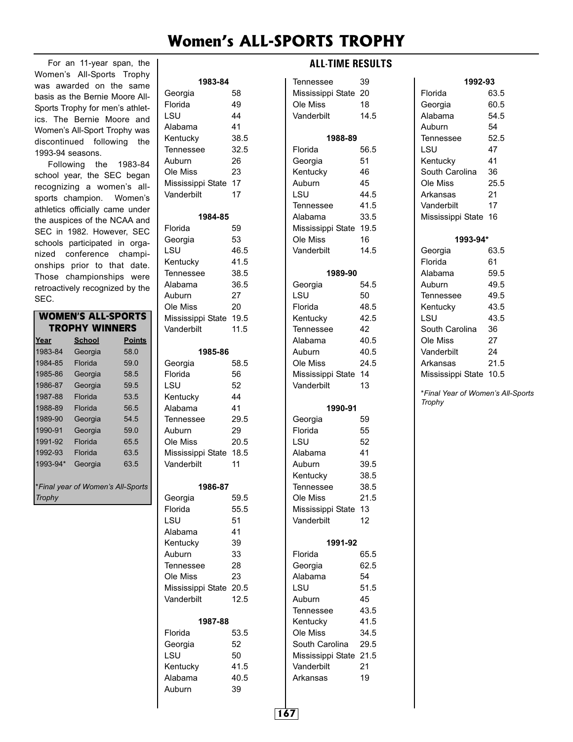# Women's ALL-SPORTS TROPHY

For an 11-year span, the Women's All-Sports Trophy was awarded on the same basis as the Bernie Moore All-Sports Trophy for men's athletics. The Bernie Moore and Women's All-Sport Trophy was discontinued following the 1993-94 seasons.

Following the 1983-84 school year, the SEC began recognizing a women's all-sports champion. Women's athletics officially came under the auspices of the NCAA and SEC in 1982. However, SEC schools participated in organized conference championships prior to that date. Those championships were retroactively recognized by the SEC.

### WOMEN'S ALL-SPORTS TROPHY WINNERS

| Year | School | Points |
|---|---|---|
| 1983-84 | Georgia | 58.0 |
| 1984-85 | Florida | 59.0 |
| 1985-86 | Georgia | 58.5 |
| 1986-87 | Georgia | 59.5 |
| 1987-88 | Florida | 53.5 |
| 1988-89 | Florida | 56.5 |
| 1989-90 | Georgia | 54.5 |
| 1990-91 | Georgia | 59.0 |
| 1991-92 | Florida | 65.5 |
| 1992-93 | Florida | 63.5 |
| 1993-94* | Georgia | 63.5 |

*Final year of Women's All-Sports Trophy*

## ALL-TIME RESULTS

**1983-84**

| | |
|---|---|
| Georgia | 58 |
| Florida | 49 |
| LSU | 44 |
| Alabama | 41 |
| Kentucky | 38.5 |
| Tennessee | 32.5 |
| Auburn | 26 |
| Ole Miss | 23 |
| Mississippi State | 17 |
| Vanderbilt | 17 |

**1984-85**

| | |
|---|---|
| Florida | 59 |
| Georgia | 53 |
| LSU | 46.5 |
| Kentucky | 41.5 |
| Tennessee | 38.5 |
| Alabama | 36.5 |
| Auburn | 27 |
| Ole Miss | 20 |
| Mississippi State | 19.5 |
| Vanderbilt | 11.5 |

**1985-86**

| | |
|---|---|
| Georgia | 58.5 |
| Florida | 56 |
| LSU | 52 |
| Kentucky | 44 |
| Alabama | 41 |
| Tennessee | 29.5 |
| Auburn | 29 |
| Ole Miss | 20.5 |
| Mississippi State | 18.5 |
| Vanderbilt | 11 |

**1986-87**

| | |
|---|---|
| Georgia | 59.5 |
| Florida | 55.5 |
| LSU | 51 |
| Alabama | 41 |
| Kentucky | 39 |
| Auburn | 33 |
| Tennessee | 28 |
| Ole Miss | 23 |
| Mississippi State | 20.5 |
| Vanderbilt | 12.5 |

**1987-88**

| | |
|---|---|
| Florida | 53.5 |
| Georgia | 52 |
| LSU | 50 |
| Kentucky | 41.5 |
| Alabama | 40.5 |
| Auburn | 39 |
| Tennessee | 39 |
| Mississippi State | 20 |
| Ole Miss | 18 |
| Vanderbilt | 14.5 |

**1988-89**

| | |
|---|---|
| Florida | 56.5 |
| Georgia | 51 |
| Kentucky | 46 |
| Auburn | 45 |
| LSU | 44.5 |
| Tennessee | 41.5 |
| Alabama | 33.5 |
| Mississippi State | 19.5 |
| Ole Miss | 16 |
| Vanderbilt | 14.5 |

**1989-90**

| | |
|---|---|
| Georgia | 54.5 |
| LSU | 50 |
| Florida | 48.5 |
| Kentucky | 42.5 |
| Tennessee | 42 |
| Alabama | 40.5 |
| Auburn | 40.5 |
| Ole Miss | 24.5 |
| Mississippi State | 14 |
| Vanderbilt | 13 |

**1990-91**

| | |
|---|---|
| Georgia | 59 |
| Florida | 55 |
| LSU | 52 |
| Alabama | 41 |
| Auburn | 39.5 |
| Kentucky | 38.5 |
| Tennessee | 38.5 |
| Ole Miss | 21.5 |
| Mississippi State | 13 |
| Vanderbilt | 12 |

**1991-92**

| | |
|---|---|
| Florida | 65.5 |
| Georgia | 62.5 |
| Alabama | 54 |
| LSU | 51.5 |
| Auburn | 45 |
| Tennessee | 43.5 |
| Kentucky | 41.5 |
| Ole Miss | 34.5 |
| South Carolina | 29.5 |
| Mississippi State | 21.5 |
| Vanderbilt | 21 |
| Arkansas | 19 |

**1992-93**

| | |
|---|---|
| Florida | 63.5 |
| Georgia | 60.5 |
| Alabama | 54.5 |
| Auburn | 54 |
| Tennessee | 52.5 |
| LSU | 47 |
| Kentucky | 41 |
| South Carolina | 36 |
| Ole Miss | 25.5 |
| Arkansas | 21 |
| Vanderbilt | 17 |
| Mississippi State | 16 |

**1993-94***

| | |
|---|---|
| Georgia | 63.5 |
| Florida | 61 |
| Alabama | 59.5 |
| Auburn | 49.5 |
| Tennessee | 49.5 |
| Kentucky | 43.5 |
| LSU | 43.5 |
| South Carolina | 36 |
| Ole Miss | 27 |
| Vanderbilt | 24 |
| Arkansas | 21.5 |
| Mississippi State | 10.5 |

*Final Year of Women's All-Sports Trophy*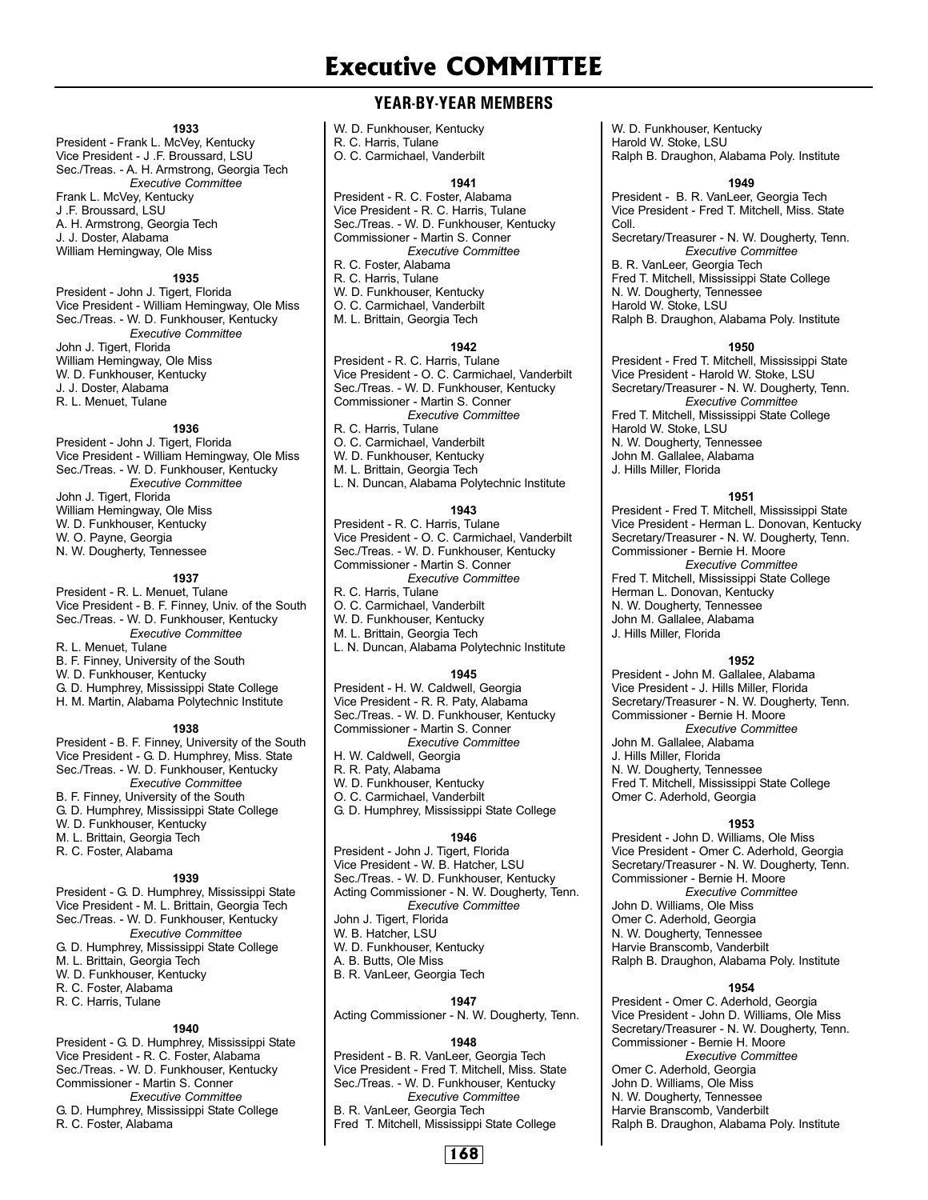# Executive COMMITTEE

## YEAR-BY-YEAR MEMBERS

**1933**

President - Frank L. McVey, Kentucky
Vice President - J .F. Broussard, LSU
Sec./Treas. - A. H. Armstrong, Georgia Tech
*Executive Committee*
Frank L. McVey, Kentucky
J .F. Broussard, LSU
A. H. Armstrong, Georgia Tech
J. J. Doster, Alabama
William Hemingway, Ole Miss

**1935**

President - John J. Tigert, Florida
Vice President - William Hemingway, Ole Miss
Sec./Treas. - W. D. Funkhouser, Kentucky
*Executive Committee*
John J. Tigert, Florida
William Hemingway, Ole Miss
W. D. Funkhouser, Kentucky
J. J. Doster, Alabama
R. L. Menuet, Tulane

**1936**

President - John J. Tigert, Florida
Vice President - William Hemingway, Ole Miss
Sec./Treas. - W. D. Funkhouser, Kentucky
*Executive Committee*
John J. Tigert, Florida
William Hemingway, Ole Miss
W. D. Funkhouser, Kentucky
W. O. Payne, Georgia
N. W. Dougherty, Tennessee

**1937**

President - R. L. Menuet, Tulane
Vice President - B. F. Finney, Univ. of the South
Sec./Treas. - W. D. Funkhouser, Kentucky
*Executive Committee*
R. L. Menuet, Tulane
B. F. Finney, University of the South
W. D. Funkhouser, Kentucky
G. D. Humphrey, Mississippi State College
H. M. Martin, Alabama Polytechnic Institute

**1938**

President - B. F. Finney, University of the South
Vice President - G. D. Humphrey, Miss. State
Sec./Treas. - W. D. Funkhouser, Kentucky
*Executive Committee*
B. F. Finney, University of the South
G. D. Humphrey, Mississippi State College
W. D. Funkhouser, Kentucky
M. L. Brittain, Georgia Tech
R. C. Foster, Alabama

**1939**

President - G. D. Humphrey, Mississippi State
Vice President - M. L. Brittain, Georgia Tech
Sec./Treas. - W. D. Funkhouser, Kentucky
*Executive Committee*
G. D. Humphrey, Mississippi State College
M. L. Brittain, Georgia Tech
W. D. Funkhouser, Kentucky
R. C. Foster, Alabama
R. C. Harris, Tulane

**1940**

President - G. D. Humphrey, Mississippi State
Vice President - R. C. Foster, Alabama
Sec./Treas. - W. D. Funkhouser, Kentucky
Commissioner - Martin S. Conner
*Executive Committee*
G. D. Humphrey, Mississippi State College
R. C. Foster, Alabama
W. D. Funkhouser, Kentucky
R. C. Harris, Tulane
O. C. Carmichael, Vanderbilt

**1941**

President - R. C. Foster, Alabama
Vice President - R. C. Harris, Tulane
Sec./Treas. - W. D. Funkhouser, Kentucky
Commissioner - Martin S. Conner
*Executive Committee*
R. C. Foster, Alabama
R. C. Harris, Tulane
W. D. Funkhouser, Kentucky
O. C. Carmichael, Vanderbilt
M. L. Brittain, Georgia Tech

**1942**

President - R. C. Harris, Tulane
Vice President - O. C. Carmichael, Vanderbilt
Sec./Treas. - W. D. Funkhouser, Kentucky
Commissioner - Martin S. Conner
*Executive Committee*
R. C. Harris, Tulane
O. C. Carmichael, Vanderbilt
W. D. Funkhouser, Kentucky
M. L. Brittain, Georgia Tech
L. N. Duncan, Alabama Polytechnic Institute

**1943**

President - R. C. Harris, Tulane
Vice President - O. C. Carmichael, Vanderbilt
Sec./Treas. - W. D. Funkhouser, Kentucky
Commissioner - Martin S. Conner
*Executive Committee*
R. C. Harris, Tulane
O. C. Carmichael, Vanderbilt
W. D. Funkhouser, Kentucky
M. L. Brittain, Georgia Tech
L. N. Duncan, Alabama Polytechnic Institute

**1945**

President - H. W. Caldwell, Georgia
Vice President - R. R. Paty, Alabama
Sec./Treas. - W. D. Funkhouser, Kentucky
Commissioner - Martin S. Conner
*Executive Committee*
H. W. Caldwell, Georgia
R. R. Paty, Alabama
W. D. Funkhouser, Kentucky
O. C. Carmichael, Vanderbilt
G. D. Humphrey, Mississippi State College

**1946**

President - John J. Tigert, Florida
Vice President - W. B. Hatcher, LSU
Sec./Treas. - W. D. Funkhouser, Kentucky
Acting Commissioner - N. W. Dougherty, Tenn.
*Executive Committee*
John J. Tigert, Florida
W. B. Hatcher, LSU
W. D. Funkhouser, Kentucky
A. B. Butts, Ole Miss
B. R. VanLeer, Georgia Tech

**1947**

Acting Commissioner - N. W. Dougherty, Tenn.

**1948**

President - B. R. VanLeer, Georgia Tech
Vice President - Fred T. Mitchell, Miss. State
Sec./Treas. - W. D. Funkhouser, Kentucky
*Executive Committee*
B. R. VanLeer, Georgia Tech
Fred T. Mitchell, Mississippi State College
W. D. Funkhouser, Kentucky
Harold W. Stoke, LSU
Ralph B. Draughon, Alabama Poly. Institute

**1949**

President - B. R. VanLeer, Georgia Tech
Vice President - Fred T. Mitchell, Miss. State Coll.
Secretary/Treasurer - N. W. Dougherty, Tenn.
*Executive Committee*
B. R. VanLeer, Georgia Tech
Fred T. Mitchell, Mississippi State College
N. W. Dougherty, Tennessee
Harold W. Stoke, LSU
Ralph B. Draughon, Alabama Poly. Institute

**1950**

President - Fred T. Mitchell, Mississippi State
Vice President - Harold W. Stoke, LSU
Secretary/Treasurer - N. W. Dougherty, Tenn.
*Executive Committee*
Fred T. Mitchell, Mississippi State College
Harold W. Stoke, LSU
N. W. Dougherty, Tennessee
John M. Gallalee, Alabama
J. Hills Miller, Florida

**1951**

President - Fred T. Mitchell, Mississippi State
Vice President - Herman L. Donovan, Kentucky
Secretary/Treasurer - N. W. Dougherty, Tenn.
Commissioner - Bernie H. Moore
*Executive Committee*
Fred T. Mitchell, Mississippi State College
Herman L. Donovan, Kentucky
N. W. Dougherty, Tennessee
John M. Gallalee, Alabama
J. Hills Miller, Florida

**1952**

President - John M. Gallalee, Alabama
Vice President - J. Hills Miller, Florida
Secretary/Treasurer - N. W. Dougherty, Tenn.
Commissioner - Bernie H. Moore
*Executive Committee*
John M. Gallalee, Alabama
J. Hills Miller, Florida
N. W. Dougherty, Tennessee
Fred T. Mitchell, Mississippi State College
Omer C. Aderhold, Georgia

**1953**

President - John D. Williams, Ole Miss
Vice President - Omer C. Aderhold, Georgia
Secretary/Treasurer - N. W. Dougherty, Tenn.
Commissioner - Bernie H. Moore
*Executive Committee*
John D. Williams, Ole Miss
Omer C. Aderhold, Georgia
N. W. Dougherty, Tennessee
Harvie Branscomb, Vanderbilt
Ralph B. Draughon, Alabama Poly. Institute

**1954**

President - Omer C. Aderhold, Georgia
Vice President - John D. Williams, Ole Miss
Secretary/Treasurer - N. W. Dougherty, Tenn.
Commissioner - Bernie H. Moore
*Executive Committee*
Omer C. Aderhold, Georgia
John D. Williams, Ole Miss
N. W. Dougherty, Tennessee
Harvie Branscomb, Vanderbilt
Ralph B. Draughon, Alabama Poly. Institute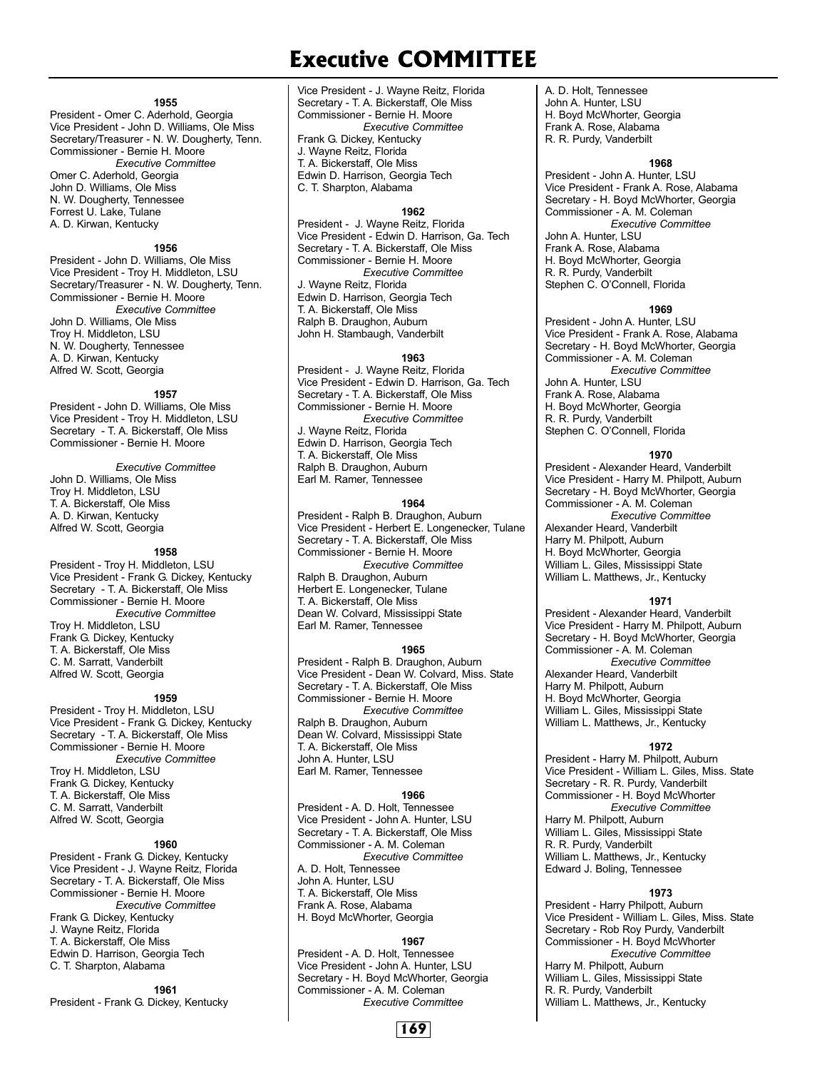# Executive COMMITTEE

**1955**

President - Omer C. Aderhold, Georgia
Vice President - John D. Williams, Ole Miss
Secretary/Treasurer - N. W. Dougherty, Tenn.
Commissioner - Bernie H. Moore

*Executive Committee*

Omer C. Aderhold, Georgia
John D. Williams, Ole Miss
N. W. Dougherty, Tennessee
Forrest U. Lake, Tulane
A. D. Kirwan, Kentucky

**1956**

President - John D. Williams, Ole Miss
Vice President - Troy H. Middleton, LSU
Secretary/Treasurer - N. W. Dougherty, Tenn.
Commissioner - Bernie H. Moore

*Executive Committee*

John D. Williams, Ole Miss
Troy H. Middleton, LSU
N. W. Dougherty, Tennessee
A. D. Kirwan, Kentucky
Alfred W. Scott, Georgia

**1957**

President - John D. Williams, Ole Miss
Vice President - Troy H. Middleton, LSU
Secretary - T. A. Bickerstaff, Ole Miss
Commissioner - Bernie H. Moore

*Executive Committee*

John D. Williams, Ole Miss
Troy H. Middleton, LSU
T. A. Bickerstaff, Ole Miss
A. D. Kirwan, Kentucky
Alfred W. Scott, Georgia

**1958**

President - Troy H. Middleton, LSU
Vice President - Frank G. Dickey, Kentucky
Secretary - T. A. Bickerstaff, Ole Miss
Commissioner - Bernie H. Moore

*Executive Committee*

Troy H. Middleton, LSU
Frank G. Dickey, Kentucky
T. A. Bickerstaff, Ole Miss
C. M. Sarratt, Vanderbilt
Alfred W. Scott, Georgia

**1959**

President - Troy H. Middleton, LSU
Vice President - Frank G. Dickey, Kentucky
Secretary - T. A. Bickerstaff, Ole Miss
Commissioner - Bernie H. Moore

*Executive Committee*

Troy H. Middleton, LSU
Frank G. Dickey, Kentucky
T. A. Bickerstaff, Ole Miss
C. M. Sarratt, Vanderbilt
Alfred W. Scott, Georgia

**1960**

President - Frank G. Dickey, Kentucky
Vice President - J. Wayne Reitz, Florida
Secretary - T. A. Bickerstaff, Ole Miss
Commissioner - Bernie H. Moore

*Executive Committee*

Frank G. Dickey, Kentucky
J. Wayne Reitz, Florida
T. A. Bickerstaff, Ole Miss
Edwin D. Harrison, Georgia Tech
C. T. Sharpton, Alabama

**1961**

President - Frank G. Dickey, Kentucky
Vice President - J. Wayne Reitz, Florida
Secretary - T. A. Bickerstaff, Ole Miss
Commissioner - Bernie H. Moore

*Executive Committee*

Frank G. Dickey, Kentucky
J. Wayne Reitz, Florida
T. A. Bickerstaff, Ole Miss
Edwin D. Harrison, Georgia Tech
C. T. Sharpton, Alabama

**1962**

President - J. Wayne Reitz, Florida
Vice President - Edwin D. Harrison, Ga. Tech
Secretary - T. A. Bickerstaff, Ole Miss
Commissioner - Bernie H. Moore

*Executive Committee*

J. Wayne Reitz, Florida
Edwin D. Harrison, Georgia Tech
T. A. Bickerstaff, Ole Miss
Ralph B. Draughon, Auburn
John H. Stambaugh, Vanderbilt

**1963**

President - J. Wayne Reitz, Florida
Vice President - Edwin D. Harrison, Ga. Tech
Secretary - T. A. Bickerstaff, Ole Miss
Commissioner - Bernie H. Moore

*Executive Committee*

J. Wayne Reitz, Florida
Edwin D. Harrison, Georgia Tech
T. A. Bickerstaff, Ole Miss
Ralph B. Draughon, Auburn
Earl M. Ramer, Tennessee

**1964**

President - Ralph B. Draughon, Auburn
Vice President - Herbert E. Longenecker, Tulane
Secretary - T. A. Bickerstaff, Ole Miss
Commissioner - Bernie H. Moore

*Executive Committee*

Ralph B. Draughon, Auburn
Herbert E. Longenecker, Tulane
T. A. Bickerstaff, Ole Miss
Dean W. Colvard, Mississippi State
Earl M. Ramer, Tennessee

**1965**

President - Ralph B. Draughon, Auburn
Vice President - Dean W. Colvard, Miss. State
Secretary - T. A. Bickerstaff, Ole Miss
Commissioner - Bernie H. Moore

*Executive Committee*

Ralph B. Draughon, Auburn
Dean W. Colvard, Mississippi State
T. A. Bickerstaff, Ole Miss
John A. Hunter, LSU
Earl M. Ramer, Tennessee

**1966**

President - A. D. Holt, Tennessee
Vice President - John A. Hunter, LSU
Secretary - T. A. Bickerstaff, Ole Miss
Commissioner - A. M. Coleman

*Executive Committee*

A. D. Holt, Tennessee
John A. Hunter, LSU
T. A. Bickerstaff, Ole Miss
Frank A. Rose, Alabama
H. Boyd McWhorter, Georgia

**1967**

President - A. D. Holt, Tennessee
Vice President - John A. Hunter, LSU
Secretary - H. Boyd McWhorter, Georgia
Commissioner - A. M. Coleman

*Executive Committee*

A. D. Holt, Tennessee
John A. Hunter, LSU
H. Boyd McWhorter, Georgia
Frank A. Rose, Alabama
R. R. Purdy, Vanderbilt

**1968**

President - John A. Hunter, LSU
Vice President - Frank A. Rose, Alabama
Secretary - H. Boyd McWhorter, Georgia
Commissioner - A. M. Coleman

*Executive Committee*

John A. Hunter, LSU
Frank A. Rose, Alabama
H. Boyd McWhorter, Georgia
R. R. Purdy, Vanderbilt
Stephen C. O'Connell, Florida

**1969**

President - John A. Hunter, LSU
Vice President - Frank A. Rose, Alabama
Secretary - H. Boyd McWhorter, Georgia
Commissioner - A. M. Coleman

*Executive Committee*

John A. Hunter, LSU
Frank A. Rose, Alabama
H. Boyd McWhorter, Georgia
R. R. Purdy, Vanderbilt
Stephen C. O'Connell, Florida

**1970**

President - Alexander Heard, Vanderbilt
Vice President - Harry M. Philpott, Auburn
Secretary - H. Boyd McWhorter, Georgia
Commissioner - A. M. Coleman

*Executive Committee*

Alexander Heard, Vanderbilt
Harry M. Philpott, Auburn
H. Boyd McWhorter, Georgia
William L. Giles, Mississippi State
William L. Matthews, Jr., Kentucky

**1971**

President - Alexander Heard, Vanderbilt
Vice President - Harry M. Philpott, Auburn
Secretary - H. Boyd McWhorter, Georgia
Commissioner - A. M. Coleman

*Executive Committee*

Alexander Heard, Vanderbilt
Harry M. Philpott, Auburn
H. Boyd McWhorter, Georgia
William L. Giles, Mississippi State
William L. Matthews, Jr., Kentucky

**1972**

President - Harry M. Philpott, Auburn
Vice President - William L. Giles, Miss. State
Secretary - R. R. Purdy, Vanderbilt
Commissioner - H. Boyd McWhorter

*Executive Committee*

Harry M. Philpott, Auburn
William L. Giles, Mississippi State
R. R. Purdy, Vanderbilt
William L. Matthews, Jr., Kentucky
Edward J. Boling, Tennessee

**1973**

President - Harry Philpott, Auburn
Vice President - William L. Giles, Miss. State
Secretary - Rob Roy Purdy, Vanderbilt
Commissioner - H. Boyd McWhorter

*Executive Committee*

Harry M. Philpott, Auburn
William L. Giles, Mississippi State
R. R. Purdy, Vanderbilt
William L. Matthews, Jr., Kentucky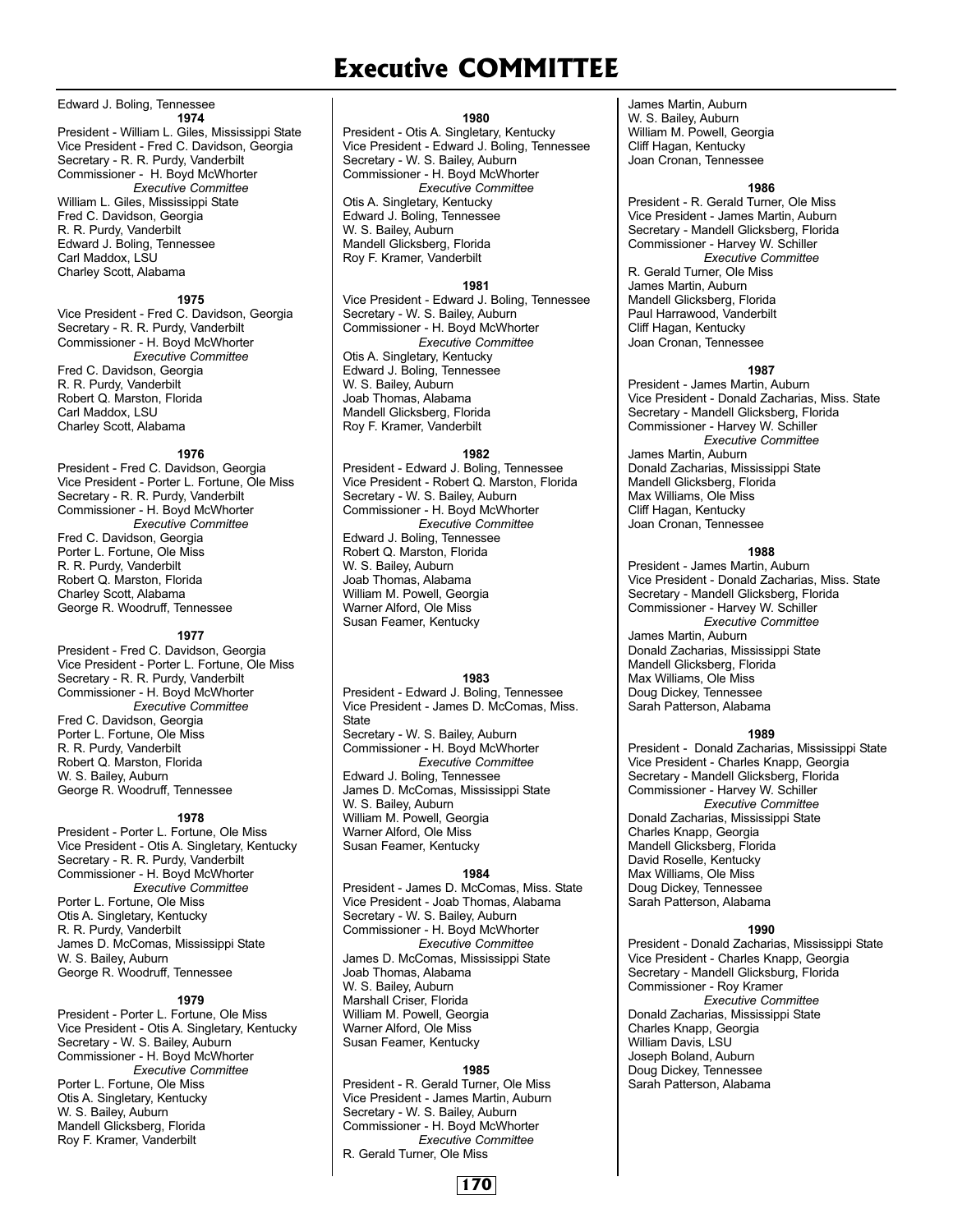# Executive COMMITTEE

Edward J. Boling, Tennessee

**1974**

President - William L. Giles, Mississippi State
Vice President - Fred C. Davidson, Georgia
Secretary - R. R. Purdy, Vanderbilt
Commissioner - H. Boyd McWhorter

*Executive Committee*

William L. Giles, Mississippi State
Fred C. Davidson, Georgia
R. R. Purdy, Vanderbilt
Edward J. Boling, Tennessee
Carl Maddox, LSU
Charley Scott, Alabama

**1975**

Vice President - Fred C. Davidson, Georgia
Secretary - R. R. Purdy, Vanderbilt
Commissioner - H. Boyd McWhorter

*Executive Committee*

Fred C. Davidson, Georgia
R. R. Purdy, Vanderbilt
Robert Q. Marston, Florida
Carl Maddox, LSU
Charley Scott, Alabama

**1976**

President - Fred C. Davidson, Georgia
Vice President - Porter L. Fortune, Ole Miss
Secretary - R. R. Purdy, Vanderbilt
Commissioner - H. Boyd McWhorter

*Executive Committee*

Fred C. Davidson, Georgia
Porter L. Fortune, Ole Miss
R. R. Purdy, Vanderbilt
Robert Q. Marston, Florida
Charley Scott, Alabama
George R. Woodruff, Tennessee

**1977**

President - Fred C. Davidson, Georgia
Vice President - Porter L. Fortune, Ole Miss
Secretary - R. R. Purdy, Vanderbilt
Commissioner - H. Boyd McWhorter

*Executive Committee*

Fred C. Davidson, Georgia
Porter L. Fortune, Ole Miss
R. R. Purdy, Vanderbilt
Robert Q. Marston, Florida
W. S. Bailey, Auburn
George R. Woodruff, Tennessee

**1978**

President - Porter L. Fortune, Ole Miss
Vice President - Otis A. Singletary, Kentucky
Secretary - R. R. Purdy, Vanderbilt
Commissioner - H. Boyd McWhorter

*Executive Committee*

Porter L. Fortune, Ole Miss
Otis A. Singletary, Kentucky
R. R. Purdy, Vanderbilt
James D. McComas, Mississippi State
W. S. Bailey, Auburn
George R. Woodruff, Tennessee

**1979**

President - Porter L. Fortune, Ole Miss
Vice President - Otis A. Singletary, Kentucky
Secretary - W. S. Bailey, Auburn
Commissioner - H. Boyd McWhorter

*Executive Committee*

Porter L. Fortune, Ole Miss
Otis A. Singletary, Kentucky
W. S. Bailey, Auburn
Mandell Glicksberg, Florida
Roy F. Kramer, Vanderbilt

**1980**

President - Otis A. Singletary, Kentucky
Vice President - Edward J. Boling, Tennessee
Secretary - W. S. Bailey, Auburn
Commissioner - H. Boyd McWhorter

*Executive Committee*

Otis A. Singletary, Kentucky
Edward J. Boling, Tennessee
W. S. Bailey, Auburn
Mandell Glicksberg, Florida
Roy F. Kramer, Vanderbilt

**1981**

Vice President - Edward J. Boling, Tennessee
Secretary - W. S. Bailey, Auburn
Commissioner - H. Boyd McWhorter

*Executive Committee*

Otis A. Singletary, Kentucky
Edward J. Boling, Tennessee
W. S. Bailey, Auburn
Joab Thomas, Alabama
Mandell Glicksberg, Florida
Roy F. Kramer, Vanderbilt

**1982**

President - Edward J. Boling, Tennessee
Vice President - Robert Q. Marston, Florida
Secretary - W. S. Bailey, Auburn
Commissioner - H. Boyd McWhorter

*Executive Committee*

Edward J. Boling, Tennessee
Robert Q. Marston, Florida
W. S. Bailey, Auburn
Joab Thomas, Alabama
William M. Powell, Georgia
Warner Alford, Ole Miss
Susan Feamer, Kentucky

**1983**

President - Edward J. Boling, Tennessee
Vice President - James D. McComas, Miss. State
Secretary - W. S. Bailey, Auburn
Commissioner - H. Boyd McWhorter

*Executive Committee*

Edward J. Boling, Tennessee
James D. McComas, Mississippi State
W. S. Bailey, Auburn
William M. Powell, Georgia
Warner Alford, Ole Miss
Susan Feamer, Kentucky

**1984**

President - James D. McComas, Miss. State
Vice President - Joab Thomas, Alabama
Secretary - W. S. Bailey, Auburn
Commissioner - H. Boyd McWhorter

*Executive Committee*

James D. McComas, Mississippi State
Joab Thomas, Alabama
W. S. Bailey, Auburn
Marshall Criser, Florida
William M. Powell, Georgia
Warner Alford, Ole Miss
Susan Feamer, Kentucky

**1985**

President - R. Gerald Turner, Ole Miss
Vice President - James Martin, Auburn
Secretary - W. S. Bailey, Auburn
Commissioner - H. Boyd McWhorter

*Executive Committee*

R. Gerald Turner, Ole Miss
James Martin, Auburn
W. S. Bailey, Auburn
William M. Powell, Georgia
Cliff Hagan, Kentucky
Joan Cronan, Tennessee

**1986**

President - R. Gerald Turner, Ole Miss
Vice President - James Martin, Auburn
Secretary - Mandell Glicksberg, Florida
Commissioner - Harvey W. Schiller

*Executive Committee*

R. Gerald Turner, Ole Miss
James Martin, Auburn
Mandell Glicksberg, Florida
Paul Harrawood, Vanderbilt
Cliff Hagan, Kentucky
Joan Cronan, Tennessee

**1987**

President - James Martin, Auburn
Vice President - Donald Zacharias, Miss. State
Secretary - Mandell Glicksberg, Florida
Commissioner - Harvey W. Schiller

*Executive Committee*

James Martin, Auburn
Donald Zacharias, Mississippi State
Mandell Glicksberg, Florida
Max Williams, Ole Miss
Cliff Hagan, Kentucky
Joan Cronan, Tennessee

**1988**

President - James Martin, Auburn
Vice President - Donald Zacharias, Miss. State
Secretary - Mandell Glicksberg, Florida
Commissioner - Harvey W. Schiller

*Executive Committee*

James Martin, Auburn
Donald Zacharias, Mississippi State
Mandell Glicksberg, Florida
Max Williams, Ole Miss
Doug Dickey, Tennessee
Sarah Patterson, Alabama

**1989**

President - Donald Zacharias, Mississippi State
Vice President - Charles Knapp, Georgia
Secretary - Mandell Glicksberg, Florida
Commissioner - Harvey W. Schiller

*Executive Committee*

Donald Zacharias, Mississippi State
Charles Knapp, Georgia
Mandell Glicksberg, Florida
David Roselle, Kentucky
Max Williams, Ole Miss
Doug Dickey, Tennessee
Sarah Patterson, Alabama

**1990**

President - Donald Zacharias, Mississippi State
Vice President - Charles Knapp, Georgia
Secretary - Mandell Glicksburg, Florida
Commissioner - Roy Kramer

*Executive Committee*

Donald Zacharias, Mississippi State
Charles Knapp, Georgia
William Davis, LSU
Joseph Boland, Auburn
Doug Dickey, Tennessee
Sarah Patterson, Alabama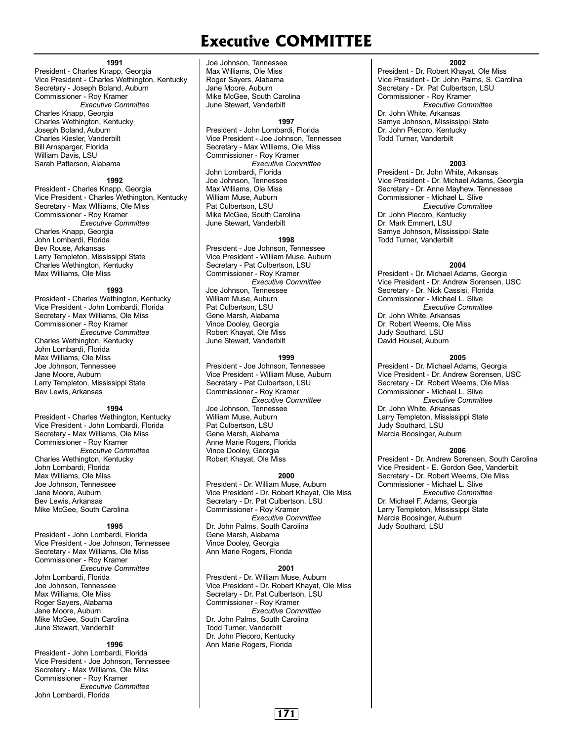# Executive COMMITTEE

**1991**

President - Charles Knapp, Georgia
Vice President - Charles Wethington, Kentucky
Secretary - Joseph Boland, Auburn
Commissioner - Roy Kramer

*Executive Committee*

Charles Knapp, Georgia
Charles Wethington, Kentucky
Joseph Boland, Auburn
Charles Kiesler, Vanderbilt
Bill Arnsparger, Florida
William Davis, LSU
Sarah Patterson, Alabama

**1992**

President - Charles Knapp, Georgia
Vice President - Charles Wethington, Kentucky
Secretary - Max WIlliams, Ole Miss
Commissioner - Roy Kramer

*Executive Committee*

Charles Knapp, Georgia
John Lombardi, Florida
Bev Rouse, Arkansas
Larry Templeton, Mississippi State
Charles Wethington, Kentucky
Max Williams, Ole Miss

**1993**

President - Charles Wethington, Kentucky
Vice President - John Lombardi, Florida
Secretary - Max Williams, Ole Miss
Commissioner - Roy Kramer

*Executive Committee*

Charles Wethington, Kentucky
John Lombardi, Florida
Max Williams, Ole Miss
Joe Johnson, Tennessee
Jane Moore, Auburn
Larry Templeton, Mississippi State
Bev Lewis, Arkansas

**1994**

President - Charles Wethington, Kentucky
Vice President - John Lombardi, Florida
Secretary - Max Williams, Ole Miss
Commissioner - Roy Kramer

*Executive Committee*

Charles Wethington, Kentucky
John Lombardi, Florida
Max Williams, Ole Miss
Joe Johnson, Tennessee
Jane Moore, Auburn
Bev Lewis, Arkansas
Mike McGee, South Carolina

**1995**

President - John Lombardi, Florida
Vice President - Joe Johnson, Tennessee
Secretary - Max Williams, Ole Miss
Commissioner - Roy Kramer

*Executive Committee*

John Lombardi, Florida
Joe Johnson, Tennessee
Max Williams, Ole Miss
Roger Sayers, Alabama
Jane Moore, Auburn
Mike McGee, South Carolina
June Stewart, Vanderbilt

**1996**

President - John Lombardi, Florida
Vice President - Joe Johnson, Tennessee
Secretary - Max Williams, Ole Miss
Commissioner - Roy Kramer

*Executive Committee*

John Lombardi, Florida
Joe Johnson, Tennessee
Max Williams, Ole Miss
Roger Sayers, Alabama
Jane Moore, Auburn
Mike McGee, South Carolina
June Stewart, Vanderbilt

**1997**

President - John Lombardi, Florida
Vice President - Joe Johnson, Tennessee
Secretary - Max Williams, Ole Miss
Commissioner - Roy Kramer

*Executive Committee*

John Lombardi, Florida
Joe Johnson, Tennessee
Max Williams, Ole Miss
William Muse, Auburn
Pat Culbertson, LSU
Mike McGee, South Carolina
June Stewart, Vanderbilt

**1998**

President - Joe Johnson, Tennessee
Vice President - William Muse, Auburn
Secretary - Pat Culbertson, LSU
Commissioner - Roy Kramer

*Executive Committee*

Joe Johnson, Tennessee
William Muse, Auburn
Pat Culbertson, LSU
Gene Marsh, Alabama
Vince Dooley, Georgia
Robert Khayat, Ole Miss
June Stewart, Vanderbilt

**1999**

President - Joe Johnson, Tennessee
Vice President - William Muse, Auburn
Secretary - Pat Culbertson, LSU
Commissioner - Roy Kramer

*Executive Committee*

Joe Johnson, Tennessee
William Muse, Auburn
Pat Culbertson, LSU
Gene Marsh, Alabama
Anne Marie Rogers, Florida
Vince Dooley, Georgia
Robert Khayat, Ole Miss

**2000**

President - Dr. William Muse, Auburn
Vice President - Dr. Robert Khayat, Ole Miss
Secretary - Dr. Pat Culbertson, LSU
Commissioner - Roy Kramer

*Executive Committee*

Dr. John Palms, South Carolina
Gene Marsh, Alabama
Vince Dooley, Georgia
Ann Marie Rogers, Florida

**2001**

President - Dr. William Muse, Auburn
Vice President - Dr. Robert Khayat, Ole Miss
Secretary - Dr. Pat Culbertson, LSU
Commissioner - Roy Kramer

*Executive Committee*

Dr. John Palms, South Carolina
Todd Turner, Vanderbilt
Dr. John Piecoro, Kentucky
Ann Marie Rogers, Florida

**2002**

President - Dr. Robert Khayat, Ole Miss
Vice President - Dr. John Palms, S. Carolina
Secretary - Dr. Pat Culbertson, LSU
Commissioner - Roy Kramer

*Executive Committee*

Dr. John White, Arkansas
Samye Johnson, Mississippi State
Dr. John Piecoro, Kentucky
Todd Turner, Vanderbilt

**2003**

President - Dr. John White, Arkansas
Vice President - Dr. Michael Adams, Georgia
Secretary - Dr. Anne Mayhew, Tennessee
Commissioner - Michael L. Slive

*Executive Committee*

Dr. John Piecoro, Kentucky
Dr. Mark Emmert, LSU
Samye Johnson, Mississippi State
Todd Turner, Vanderbilt

**2004**

President - Dr. Michael Adams, Georgia
Vice President - Dr. Andrew Sorensen, USC
Secretary - Dr. Nick Cassisi, Florida
Commissioner - Michael L. Slive

*Executive Committee*

Dr. John White, Arkansas
Dr. Robert Weems, Ole Miss
Judy Southard, LSU
David Housel, Auburn

**2005**

President - Dr. Michael Adams, Georgia
Vice President - Dr. Andrew Sorensen, USC
Secretary - Dr. Robert Weems, Ole Miss
Commissioner - Michael L. Slive

*Executive Committee*

Dr. John White, Arkansas
Larry Templeton, Mississippi State
Judy Southard, LSU
Marcia Boosinger, Auburn

**2006**

President - Dr. Andrew Sorensen, South Carolina
Vice President - E. Gordon Gee, Vanderbilt
Secretary - Dr. Robert Weems, Ole Miss
Commissioner - Michael L. Slive

*Executive Committee*

Dr. Michael F. Adams, Georgia
Larry Templeton, Mississippi State
Marcia Boosinger, Auburn
Judy Southard, LSU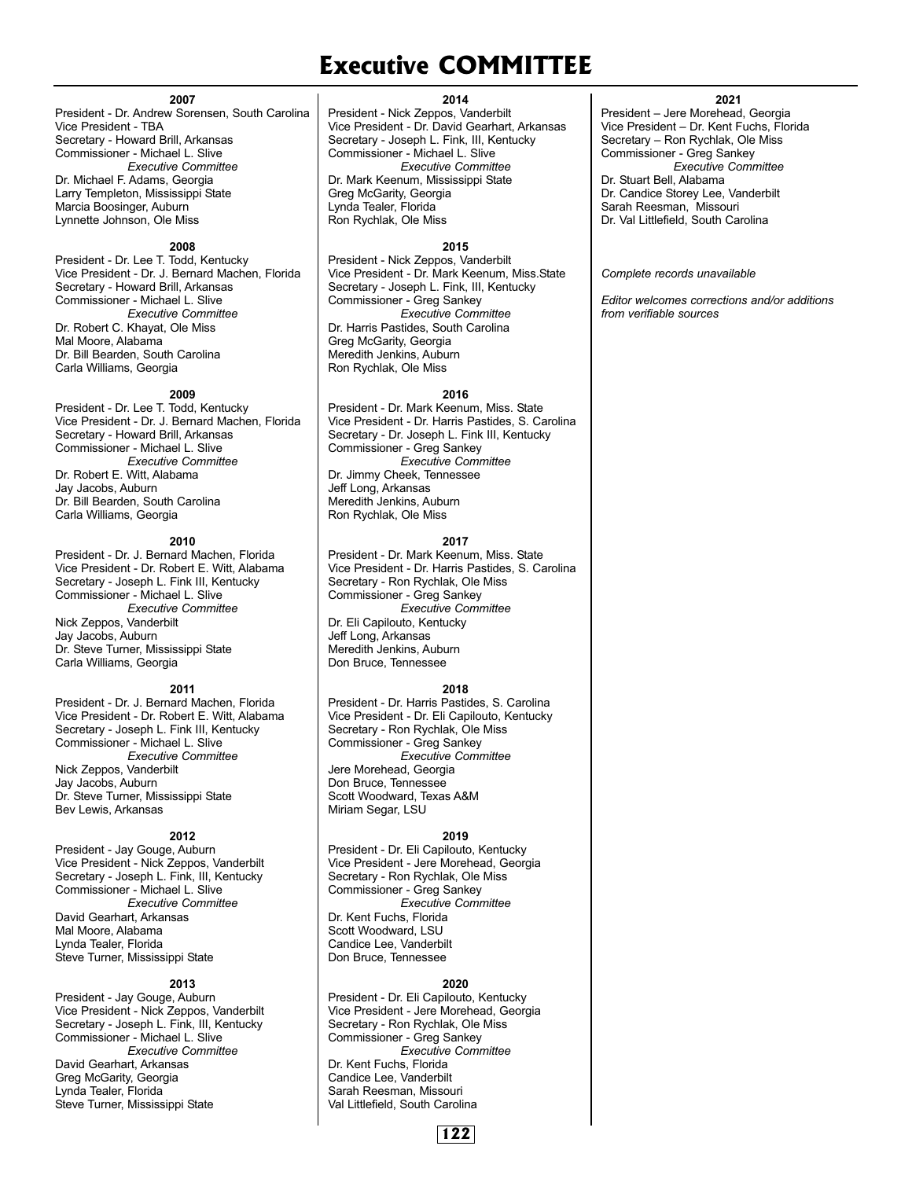# Executive COMMITTEE

**2007**

President - Dr. Andrew Sorensen, South Carolina
Vice President - TBA
Secretary - Howard Brill, Arkansas
Commissioner - Michael L. Slive

*Executive Committee*

Dr. Michael F. Adams, Georgia
Larry Templeton, Mississippi State
Marcia Boosinger, Auburn
Lynnette Johnson, Ole Miss

**2008**

President - Dr. Lee T. Todd, Kentucky
Vice President - Dr. J. Bernard Machen, Florida
Secretary - Howard Brill, Arkansas
Commissioner - Michael L. Slive

*Executive Committee*

Dr. Robert C. Khayat, Ole Miss
Mal Moore, Alabama
Dr. Bill Bearden, South Carolina
Carla Williams, Georgia

**2009**

President - Dr. Lee T. Todd, Kentucky
Vice President - Dr. J. Bernard Machen, Florida
Secretary - Howard Brill, Arkansas
Commissioner - Michael L. Slive

*Executive Committee*

Dr. Robert E. Witt, Alabama
Jay Jacobs, Auburn
Dr. Bill Bearden, South Carolina
Carla Williams, Georgia

**2010**

President - Dr. J. Bernard Machen, Florida
Vice President - Dr. Robert E. Witt, Alabama
Secretary - Joseph L. Fink III, Kentucky
Commissioner - Michael L. Slive

*Executive Committee*

Nick Zeppos, Vanderbilt
Jay Jacobs, Auburn
Dr. Steve Turner, Mississippi State
Carla Williams, Georgia

**2011**

President - Dr. J. Bernard Machen, Florida
Vice President - Dr. Robert E. Witt, Alabama
Secretary - Joseph L. Fink III, Kentucky
Commissioner - Michael L. Slive

*Executive Committee*

Nick Zeppos, Vanderbilt
Jay Jacobs, Auburn
Dr. Steve Turner, Mississippi State
Bev Lewis, Arkansas

**2012**

President - Jay Gouge, Auburn
Vice President - Nick Zeppos, Vanderbilt
Secretary - Joseph L. Fink, III, Kentucky
Commissioner - Michael L. Slive

*Executive Committee*

David Gearhart, Arkansas
Mal Moore, Alabama
Lynda Tealer, Florida
Steve Turner, Mississippi State

**2013**

President - Jay Gouge, Auburn
Vice President - Nick Zeppos, Vanderbilt
Secretary - Joseph L. Fink, III, Kentucky
Commissioner - Michael L. Slive

*Executive Committee*

David Gearhart, Arkansas
Greg McGarity, Georgia
Lynda Tealer, Florida
Steve Turner, Mississippi State

**2014**

President - Nick Zeppos, Vanderbilt
Vice President - Dr. David Gearhart, Arkansas
Secretary - Joseph L. Fink, III, Kentucky
Commissioner - Michael L. Slive

*Executive Committee*

Dr. Mark Keenum, Mississippi State
Greg McGarity, Georgia
Lynda Tealer, Florida
Ron Rychlak, Ole Miss

**2015**

President - Nick Zeppos, Vanderbilt
Vice President - Dr. Mark Keenum, Miss.State
Secretary - Joseph L. Fink, III, Kentucky
Commissioner - Greg Sankey

*Executive Committee*

Dr. Harris Pastides, South Carolina
Greg McGarity, Georgia
Meredith Jenkins, Auburn
Ron Rychlak, Ole Miss

**2016**

President - Dr. Mark Keenum, Miss. State
Vice President - Dr. Harris Pastides, S. Carolina
Secretary - Dr. Joseph L. Fink III, Kentucky
Commissioner - Greg Sankey

*Executive Committee*

Dr. Jimmy Cheek, Tennessee
Jeff Long, Arkansas
Meredith Jenkins, Auburn
Ron Rychlak, Ole Miss

**2017**

President - Dr. Mark Keenum, Miss. State
Vice President - Dr. Harris Pastides, S. Carolina
Secretary - Ron Rychlak, Ole Miss
Commissioner - Greg Sankey

*Executive Committee*

Dr. Eli Capilouto, Kentucky
Jeff Long, Arkansas
Meredith Jenkins, Auburn
Don Bruce, Tennessee

**2018**

President - Dr. Harris Pastides, S. Carolina
Vice President - Dr. Eli Capilouto, Kentucky
Secretary - Ron Rychlak, Ole Miss
Commissioner - Greg Sankey

*Executive Committee*

Jere Morehead, Georgia
Don Bruce, Tennessee
Scott Woodward, Texas A&M
Miriam Segar, LSU

**2019**

President - Dr. Eli Capilouto, Kentucky
Vice President - Jere Morehead, Georgia
Secretary - Ron Rychlak, Ole Miss
Commissioner - Greg Sankey

*Executive Committee*

Dr. Kent Fuchs, Florida
Scott Woodward, LSU
Candice Lee, Vanderbilt
Don Bruce, Tennessee

**2020**

President - Dr. Eli Capilouto, Kentucky
Vice President - Jere Morehead, Georgia
Secretary - Ron Rychlak, Ole Miss
Commissioner - Greg Sankey

*Executive Committee*

Dr. Kent Fuchs, Florida
Candice Lee, Vanderbilt
Sarah Reesman, Missouri
Val Littlefield, South Carolina

**2021**

President – Jere Morehead, Georgia
Vice President – Dr. Kent Fuchs, Florida
Secretary – Ron Rychlak, Ole Miss
Commissioner - Greg Sankey

*Executive Committee*

Dr. Stuart Bell, Alabama
Dr. Candice Storey Lee, Vanderbilt
Sarah Reesman, Missouri
Dr. Val Littlefield, South Carolina

*Complete records unavailable*

*Editor welcomes corrections and/or additions from verifiable sources*